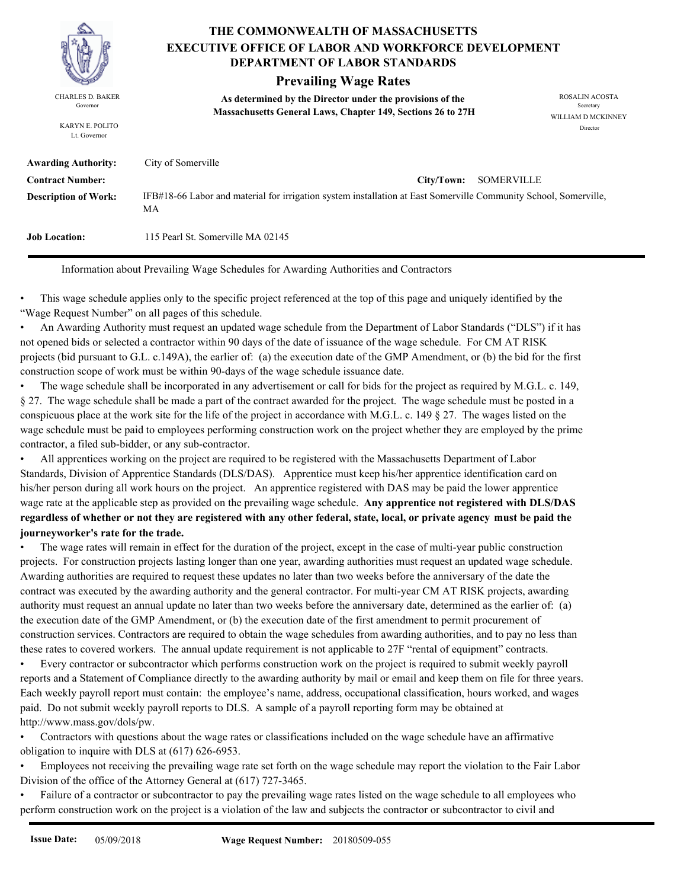# THE COMMONWEALTH OF MASSACHUSETTS
## EXECUTIVE OFFICE OF LABOR AND WORKFORCE DEVELOPMENT
## DEPARTMENT OF LABOR STANDARDS

### Prevailing Wage Rates

**As determined by the Director under the provisions of the Massachusetts General Laws, Chapter 149, Sections 26 to 27H**

CHARLES D. BAKER
Governor

KARYN E. POLITO
Lt. Governor

ROSALIN ACOSTA
Secretary

WILLIAM D MCKINNEY
Director

**Awarding Authority:** City of Somerville

**Contract Number:**

**City/Town:** SOMERVILLE

**Description of Work:** IFB#18-66 Labor and material for irrigation system installation at East Somerville Community School, Somerville, MA

**Job Location:** 115 Pearl St. Somerville MA 02145

Information about Prevailing Wage Schedules for Awarding Authorities and Contractors

- This wage schedule applies only to the specific project referenced at the top of this page and uniquely identified by the "Wage Request Number" on all pages of this schedule.
- An Awarding Authority must request an updated wage schedule from the Department of Labor Standards ("DLS") if it has not opened bids or selected a contractor within 90 days of the date of issuance of the wage schedule. For CM AT RISK projects (bid pursuant to G.L. c.149A), the earlier of: (a) the execution date of the GMP Amendment, or (b) the bid for the first construction scope of work must be within 90-days of the wage schedule issuance date.
- The wage schedule shall be incorporated in any advertisement or call for bids for the project as required by M.G.L. c. 149, § 27. The wage schedule shall be made a part of the contract awarded for the project. The wage schedule must be posted in a conspicuous place at the work site for the life of the project in accordance with M.G.L. c. 149 § 27. The wages listed on the wage schedule must be paid to employees performing construction work on the project whether they are employed by the prime contractor, a filed sub-bidder, or any sub-contractor.
- All apprentices working on the project are required to be registered with the Massachusetts Department of Labor Standards, Division of Apprentice Standards (DLS/DAS). Apprentice must keep his/her apprentice identification card on his/her person during all work hours on the project. An apprentice registered with DAS may be paid the lower apprentice wage rate at the applicable step as provided on the prevailing wage schedule. **Any apprentice not registered with DLS/DAS regardless of whether or not they are registered with any other federal, state, local, or private agency must be paid the journeyworker's rate for the trade.**
- The wage rates will remain in effect for the duration of the project, except in the case of multi-year public construction projects. For construction projects lasting longer than one year, awarding authorities must request an updated wage schedule. Awarding authorities are required to request these updates no later than two weeks before the anniversary of the date the contract was executed by the awarding authority and the general contractor. For multi-year CM AT RISK projects, awarding authority must request an annual update no later than two weeks before the anniversary date, determined as the earlier of: (a) the execution date of the GMP Amendment, or (b) the execution date of the first amendment to permit procurement of construction services. Contractors are required to obtain the wage schedules from awarding authorities, and to pay no less than these rates to covered workers. The annual update requirement is not applicable to 27F "rental of equipment" contracts.
- Every contractor or subcontractor which performs construction work on the project is required to submit weekly payroll reports and a Statement of Compliance directly to the awarding authority by mail or email and keep them on file for three years. Each weekly payroll report must contain: the employee's name, address, occupational classification, hours worked, and wages paid. Do not submit weekly payroll reports to DLS. A sample of a payroll reporting form may be obtained at http://www.mass.gov/dols/pw.
- Contractors with questions about the wage rates or classifications included on the wage schedule have an affirmative obligation to inquire with DLS at (617) 626-6953.
- Employees not receiving the prevailing wage rate set forth on the wage schedule may report the violation to the Fair Labor Division of the office of the Attorney General at (617) 727-3465.
- Failure of a contractor or subcontractor to pay the prevailing wage rates listed on the wage schedule to all employees who perform construction work on the project is a violation of the law and subjects the contractor or subcontractor to civil and

**Issue Date:** 05/09/2018 **Wage Request Number:** 20180509-055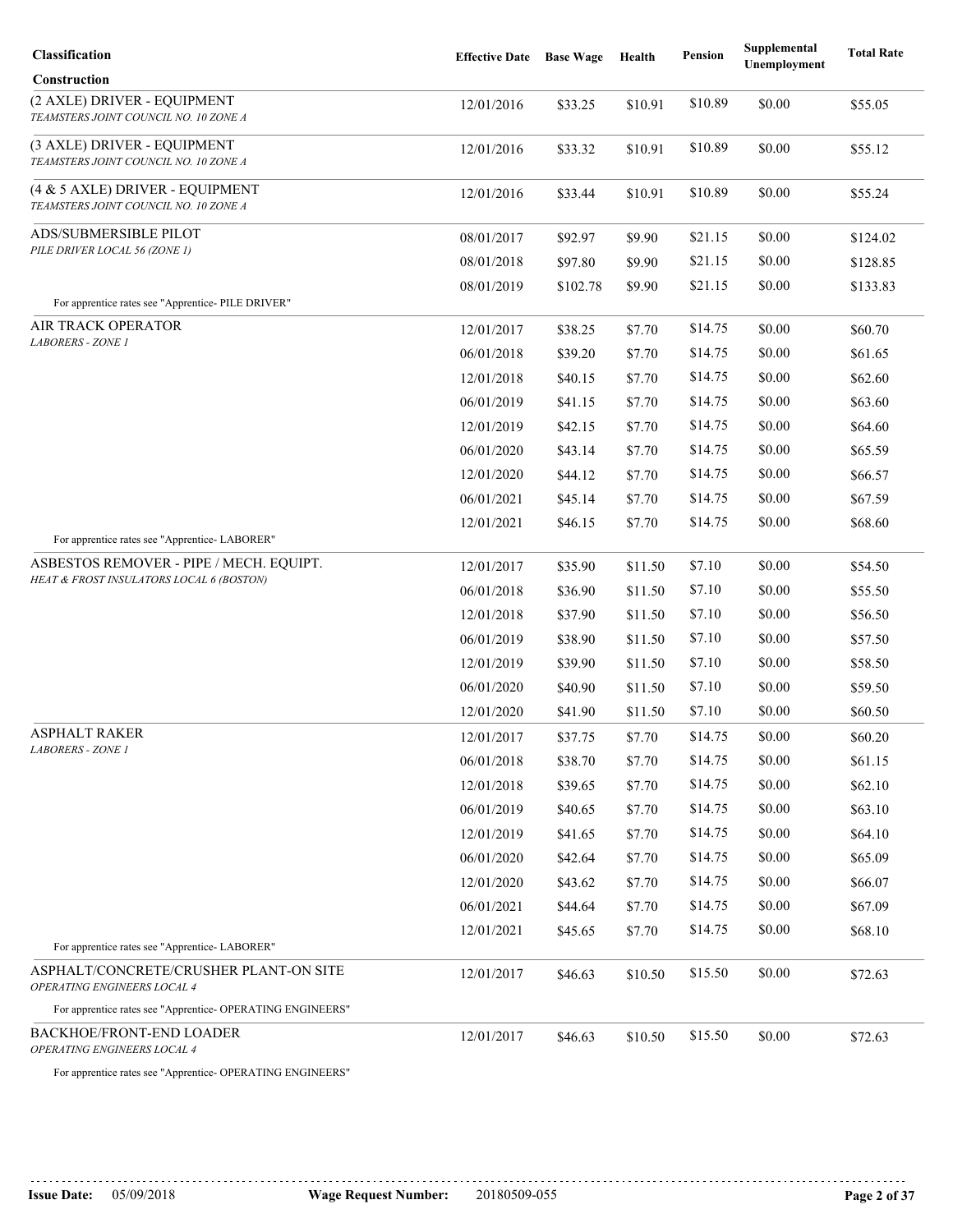| Classification | Effective Date | Base Wage | Health | Pension | Supplemental Unemployment | Total Rate |
|---|---|---|---|---|---|---|
| **Construction** | | | | | | |
| (2 AXLE) DRIVER - EQUIPMENT<br>*TEAMSTERS JOINT COUNCIL NO. 10 ZONE A* | 12/01/2016 | $33.25 | $10.91 | $10.89 | $0.00 | $55.05 |
| (3 AXLE) DRIVER - EQUIPMENT<br>*TEAMSTERS JOINT COUNCIL NO. 10 ZONE A* | 12/01/2016 | $33.32 | $10.91 | $10.89 | $0.00 | $55.12 |
| (4 & 5 AXLE) DRIVER - EQUIPMENT<br>*TEAMSTERS JOINT COUNCIL NO. 10 ZONE A* | 12/01/2016 | $33.44 | $10.91 | $10.89 | $0.00 | $55.24 |
| ADS/SUBMERSIBLE PILOT<br>*PILE DRIVER LOCAL 56 (ZONE 1)* | 08/01/2017 | $92.97 | $9.90 | $21.15 | $0.00 | $124.02 |
| | 08/01/2018 | $97.80 | $9.90 | $21.15 | $0.00 | $128.85 |
| | 08/01/2019 | $102.78 | $9.90 | $21.15 | $0.00 | $133.83 |
| For apprentice rates see "Apprentice- PILE DRIVER" | | | | | | |
| AIR TRACK OPERATOR<br>*LABORERS - ZONE 1* | 12/01/2017 | $38.25 | $7.70 | $14.75 | $0.00 | $60.70 |
| | 06/01/2018 | $39.20 | $7.70 | $14.75 | $0.00 | $61.65 |
| | 12/01/2018 | $40.15 | $7.70 | $14.75 | $0.00 | $62.60 |
| | 06/01/2019 | $41.15 | $7.70 | $14.75 | $0.00 | $63.60 |
| | 12/01/2019 | $42.15 | $7.70 | $14.75 | $0.00 | $64.60 |
| | 06/01/2020 | $43.14 | $7.70 | $14.75 | $0.00 | $65.59 |
| | 12/01/2020 | $44.12 | $7.70 | $14.75 | $0.00 | $66.57 |
| | 06/01/2021 | $45.14 | $7.70 | $14.75 | $0.00 | $67.59 |
| | 12/01/2021 | $46.15 | $7.70 | $14.75 | $0.00 | $68.60 |
| For apprentice rates see "Apprentice- LABORER" | | | | | | |
| ASBESTOS REMOVER - PIPE / MECH. EQUIPT.<br>*HEAT & FROST INSULATORS LOCAL 6 (BOSTON)* | 12/01/2017 | $35.90 | $11.50 | $7.10 | $0.00 | $54.50 |
| | 06/01/2018 | $36.90 | $11.50 | $7.10 | $0.00 | $55.50 |
| | 12/01/2018 | $37.90 | $11.50 | $7.10 | $0.00 | $56.50 |
| | 06/01/2019 | $38.90 | $11.50 | $7.10 | $0.00 | $57.50 |
| | 12/01/2019 | $39.90 | $11.50 | $7.10 | $0.00 | $58.50 |
| | 06/01/2020 | $40.90 | $11.50 | $7.10 | $0.00 | $59.50 |
| | 12/01/2020 | $41.90 | $11.50 | $7.10 | $0.00 | $60.50 |
| ASPHALT RAKER<br>*LABORERS - ZONE 1* | 12/01/2017 | $37.75 | $7.70 | $14.75 | $0.00 | $60.20 |
| | 06/01/2018 | $38.70 | $7.70 | $14.75 | $0.00 | $61.15 |
| | 12/01/2018 | $39.65 | $7.70 | $14.75 | $0.00 | $62.10 |
| | 06/01/2019 | $40.65 | $7.70 | $14.75 | $0.00 | $63.10 |
| | 12/01/2019 | $41.65 | $7.70 | $14.75 | $0.00 | $64.10 |
| | 06/01/2020 | $42.64 | $7.70 | $14.75 | $0.00 | $65.09 |
| | 12/01/2020 | $43.62 | $7.70 | $14.75 | $0.00 | $66.07 |
| | 06/01/2021 | $44.64 | $7.70 | $14.75 | $0.00 | $67.09 |
| | 12/01/2021 | $45.65 | $7.70 | $14.75 | $0.00 | $68.10 |
| For apprentice rates see "Apprentice- LABORER" | | | | | | |
| ASPHALT/CONCRETE/CRUSHER PLANT-ON SITE<br>*OPERATING ENGINEERS LOCAL 4* | 12/01/2017 | $46.63 | $10.50 | $15.50 | $0.00 | $72.63 |
| For apprentice rates see "Apprentice- OPERATING ENGINEERS" | | | | | | |
| BACKHOE/FRONT-END LOADER<br>*OPERATING ENGINEERS LOCAL 4* | 12/01/2017 | $46.63 | $10.50 | $15.50 | $0.00 | $72.63 |
| For apprentice rates see "Apprentice- OPERATING ENGINEERS" | | | | | | |

Issue Date: 05/09/2018 | Wage Request Number: 20180509-055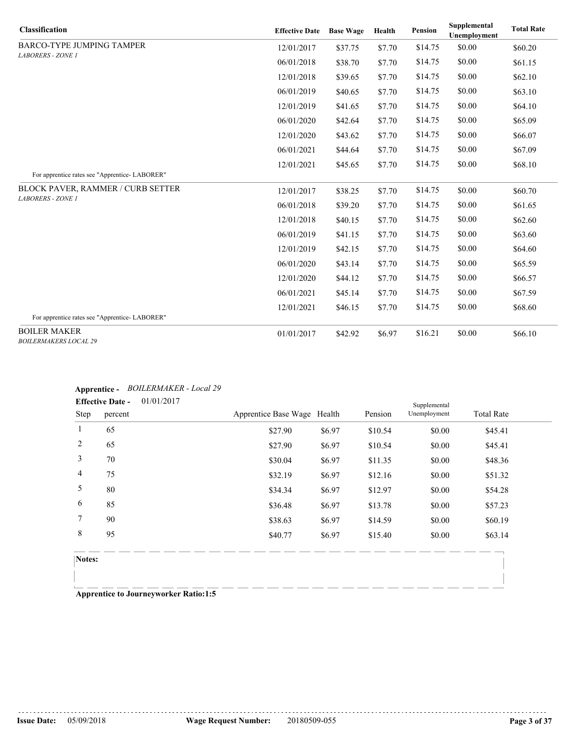| Classification | Effective Date | Base Wage | Health | Pension | Supplemental Unemployment | Total Rate |
|---|---|---|---|---|---|---|
| BARCO-TYPE JUMPING TAMPER *LABORERS - ZONE 1* | 12/01/2017 | $37.75 | $7.70 | $14.75 | $0.00 | $60.20 |
| | 06/01/2018 | $38.70 | $7.70 | $14.75 | $0.00 | $61.15 |
| | 12/01/2018 | $39.65 | $7.70 | $14.75 | $0.00 | $62.10 |
| | 06/01/2019 | $40.65 | $7.70 | $14.75 | $0.00 | $63.10 |
| | 12/01/2019 | $41.65 | $7.70 | $14.75 | $0.00 | $64.10 |
| | 06/01/2020 | $42.64 | $7.70 | $14.75 | $0.00 | $65.09 |
| | 12/01/2020 | $43.62 | $7.70 | $14.75 | $0.00 | $66.07 |
| | 06/01/2021 | $44.64 | $7.70 | $14.75 | $0.00 | $67.09 |
| | 12/01/2021 | $45.65 | $7.70 | $14.75 | $0.00 | $68.10 |
| For apprentice rates see "Apprentice- LABORER" | | | | | | |
| BLOCK PAVER, RAMMER / CURB SETTER *LABORERS - ZONE 1* | 12/01/2017 | $38.25 | $7.70 | $14.75 | $0.00 | $60.70 |
| | 06/01/2018 | $39.20 | $7.70 | $14.75 | $0.00 | $61.65 |
| | 12/01/2018 | $40.15 | $7.70 | $14.75 | $0.00 | $62.60 |
| | 06/01/2019 | $41.15 | $7.70 | $14.75 | $0.00 | $63.60 |
| | 12/01/2019 | $42.15 | $7.70 | $14.75 | $0.00 | $64.60 |
| | 06/01/2020 | $43.14 | $7.70 | $14.75 | $0.00 | $65.59 |
| | 12/01/2020 | $44.12 | $7.70 | $14.75 | $0.00 | $66.57 |
| | 06/01/2021 | $45.14 | $7.70 | $14.75 | $0.00 | $67.59 |
| | 12/01/2021 | $46.15 | $7.70 | $14.75 | $0.00 | $68.60 |
| For apprentice rates see "Apprentice- LABORER" | | | | | | |
| BOILER MAKER *BOILERMAKERS LOCAL 29* | 01/01/2017 | $42.92 | $6.97 | $16.21 | $0.00 | $66.10 |

**Apprentice -** *BOILERMAKER - Local 29*

**Effective Date -** 01/01/2017

| Step | percent | Apprentice Base Wage | Health | Pension | Supplemental Unemployment | Total Rate |
|---|---|---|---|---|---|---|
| 1 | 65 | $27.90 | $6.97 | $10.54 | $0.00 | $45.41 |
| 2 | 65 | $27.90 | $6.97 | $10.54 | $0.00 | $45.41 |
| 3 | 70 | $30.04 | $6.97 | $11.35 | $0.00 | $48.36 |
| 4 | 75 | $32.19 | $6.97 | $12.16 | $0.00 | $51.32 |
| 5 | 80 | $34.34 | $6.97 | $12.97 | $0.00 | $54.28 |
| 6 | 85 | $36.48 | $6.97 | $13.78 | $0.00 | $57.23 |
| 7 | 90 | $38.63 | $6.97 | $14.59 | $0.00 | $60.19 |
| 8 | 95 | $40.77 | $6.97 | $15.40 | $0.00 | $63.14 |

**Notes:**

**Apprentice to Journeyworker Ratio:1:5**

**Issue Date:** 05/09/2018 **Wage Request Number:** 20180509-055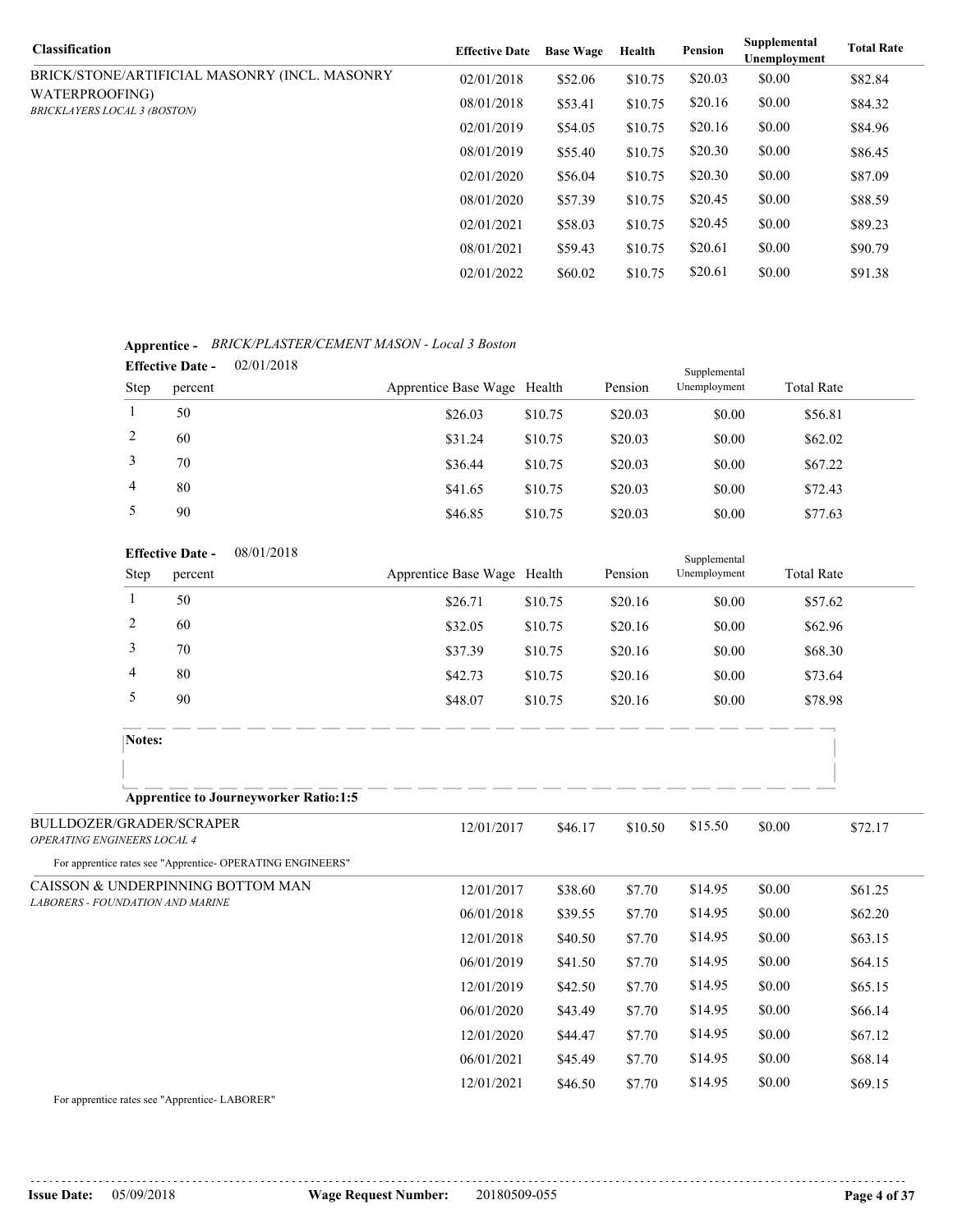| Classification | Effective Date | Base Wage | Health | Pension | Supplemental Unemployment | Total Rate |
|---|---|---|---|---|---|---|
| BRICK/STONE/ARTIFICIAL MASONRY (INCL. MASONRY WATERPROOFING) *BRICKLAYERS LOCAL 3 (BOSTON)* | 02/01/2018 | $52.06 | $10.75 | $20.03 | $0.00 | $82.84 |
| | 08/01/2018 | $53.41 | $10.75 | $20.16 | $0.00 | $84.32 |
| | 02/01/2019 | $54.05 | $10.75 | $20.16 | $0.00 | $84.96 |
| | 08/01/2019 | $55.40 | $10.75 | $20.30 | $0.00 | $86.45 |
| | 02/01/2020 | $56.04 | $10.75 | $20.30 | $0.00 | $87.09 |
| | 08/01/2020 | $57.39 | $10.75 | $20.45 | $0.00 | $88.59 |
| | 02/01/2021 | $58.03 | $10.75 | $20.45 | $0.00 | $89.23 |
| | 08/01/2021 | $59.43 | $10.75 | $20.61 | $0.00 | $90.79 |
| | 02/01/2022 | $60.02 | $10.75 | $20.61 | $0.00 | $91.38 |

**Apprentice -** *BRICK/PLASTER/CEMENT MASON - Local 3 Boston*

**Effective Date -** 02/01/2018

| Step | percent | Apprentice Base Wage | Health | Pension | Supplemental Unemployment | Total Rate |
|---|---|---|---|---|---|---|
| 1 | 50 | $26.03 | $10.75 | $20.03 | $0.00 | $56.81 |
| 2 | 60 | $31.24 | $10.75 | $20.03 | $0.00 | $62.02 |
| 3 | 70 | $36.44 | $10.75 | $20.03 | $0.00 | $67.22 |
| 4 | 80 | $41.65 | $10.75 | $20.03 | $0.00 | $72.43 |
| 5 | 90 | $46.85 | $10.75 | $20.03 | $0.00 | $77.63 |

**Effective Date -** 08/01/2018

| Step | percent | Apprentice Base Wage | Health | Pension | Supplemental Unemployment | Total Rate |
|---|---|---|---|---|---|---|
| 1 | 50 | $26.71 | $10.75 | $20.16 | $0.00 | $57.62 |
| 2 | 60 | $32.05 | $10.75 | $20.16 | $0.00 | $62.96 |
| 3 | 70 | $37.39 | $10.75 | $20.16 | $0.00 | $68.30 |
| 4 | 80 | $42.73 | $10.75 | $20.16 | $0.00 | $73.64 |
| 5 | 90 | $48.07 | $10.75 | $20.16 | $0.00 | $78.98 |

**Notes:**

**Apprentice to Journeyworker Ratio:1:5**

| Classification | Effective Date | Base Wage | Health | Pension | Supplemental Unemployment | Total Rate |
|---|---|---|---|---|---|---|
| BULLDOZER/GRADER/SCRAPER *OPERATING ENGINEERS LOCAL 4* | 12/01/2017 | $46.17 | $10.50 | $15.50 | $0.00 | $72.17 |

For apprentice rates see "Apprentice- OPERATING ENGINEERS"

| Classification | Effective Date | Base Wage | Health | Pension | Supplemental Unemployment | Total Rate |
|---|---|---|---|---|---|---|
| CAISSON & UNDERPINNING BOTTOM MAN *LABORERS - FOUNDATION AND MARINE* | 12/01/2017 | $38.60 | $7.70 | $14.95 | $0.00 | $61.25 |
| | 06/01/2018 | $39.55 | $7.70 | $14.95 | $0.00 | $62.20 |
| | 12/01/2018 | $40.50 | $7.70 | $14.95 | $0.00 | $63.15 |
| | 06/01/2019 | $41.50 | $7.70 | $14.95 | $0.00 | $64.15 |
| | 12/01/2019 | $42.50 | $7.70 | $14.95 | $0.00 | $65.15 |
| | 06/01/2020 | $43.49 | $7.70 | $14.95 | $0.00 | $66.14 |
| | 12/01/2020 | $44.47 | $7.70 | $14.95 | $0.00 | $67.12 |
| | 06/01/2021 | $45.49 | $7.70 | $14.95 | $0.00 | $68.14 |
| | 12/01/2021 | $46.50 | $7.70 | $14.95 | $0.00 | $69.15 |

For apprentice rates see "Apprentice- LABORER"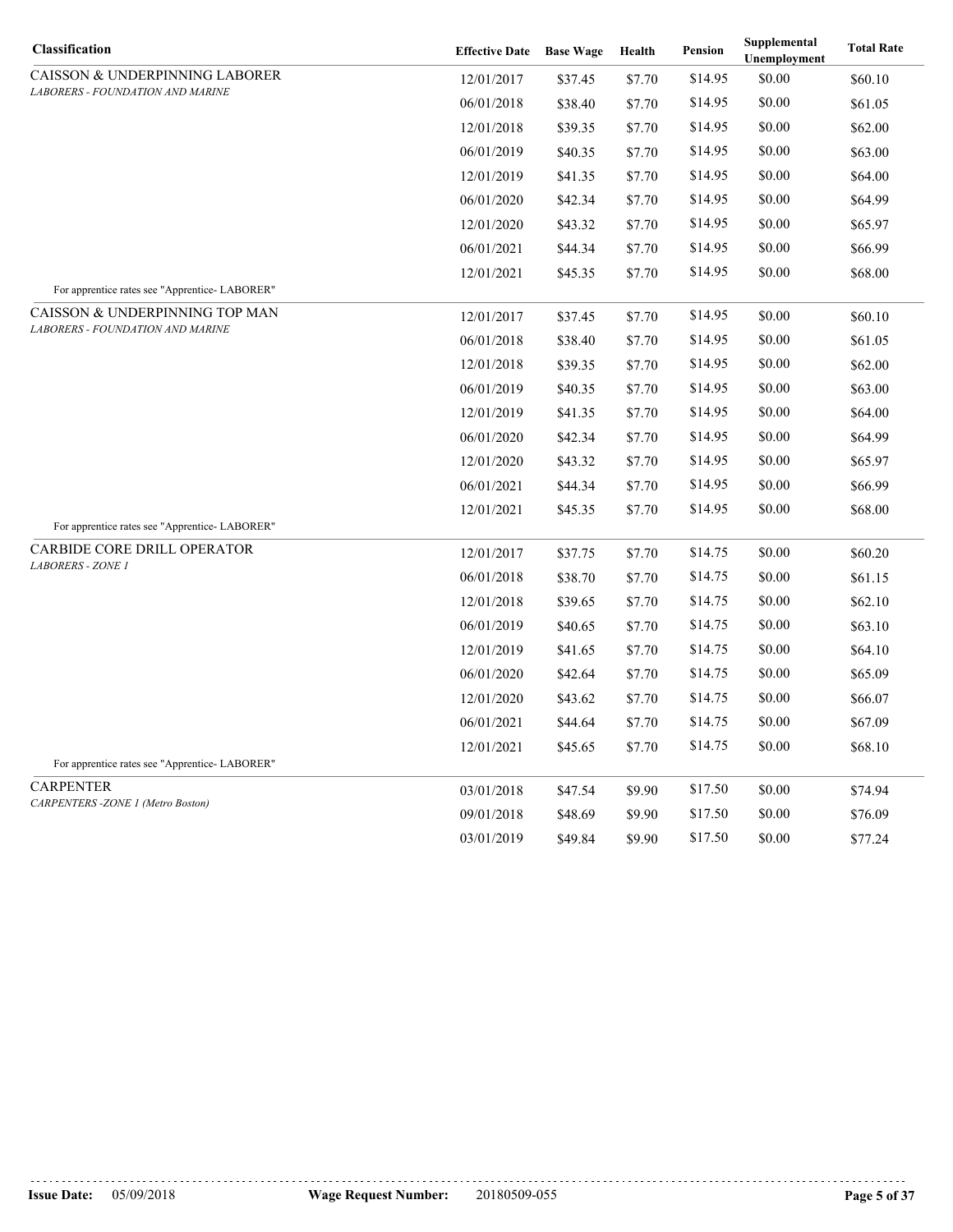| Classification | Effective Date | Base Wage | Health | Pension | Supplemental Unemployment | Total Rate |
|---|---|---|---|---|---|---|
| CAISSON & UNDERPINNING LABORER<br>*LABORERS - FOUNDATION AND MARINE* | 12/01/2017 | $37.45 | $7.70 | $14.95 | $0.00 | $60.10 |
| | 06/01/2018 | $38.40 | $7.70 | $14.95 | $0.00 | $61.05 |
| | 12/01/2018 | $39.35 | $7.70 | $14.95 | $0.00 | $62.00 |
| | 06/01/2019 | $40.35 | $7.70 | $14.95 | $0.00 | $63.00 |
| | 12/01/2019 | $41.35 | $7.70 | $14.95 | $0.00 | $64.00 |
| | 06/01/2020 | $42.34 | $7.70 | $14.95 | $0.00 | $64.99 |
| | 12/01/2020 | $43.32 | $7.70 | $14.95 | $0.00 | $65.97 |
| | 06/01/2021 | $44.34 | $7.70 | $14.95 | $0.00 | $66.99 |
| | 12/01/2021 | $45.35 | $7.70 | $14.95 | $0.00 | $68.00 |
| For apprentice rates see "Apprentice- LABORER" | | | | | | |
| CAISSON & UNDERPINNING TOP MAN<br>*LABORERS - FOUNDATION AND MARINE* | 12/01/2017 | $37.45 | $7.70 | $14.95 | $0.00 | $60.10 |
| | 06/01/2018 | $38.40 | $7.70 | $14.95 | $0.00 | $61.05 |
| | 12/01/2018 | $39.35 | $7.70 | $14.95 | $0.00 | $62.00 |
| | 06/01/2019 | $40.35 | $7.70 | $14.95 | $0.00 | $63.00 |
| | 12/01/2019 | $41.35 | $7.70 | $14.95 | $0.00 | $64.00 |
| | 06/01/2020 | $42.34 | $7.70 | $14.95 | $0.00 | $64.99 |
| | 12/01/2020 | $43.32 | $7.70 | $14.95 | $0.00 | $65.97 |
| | 06/01/2021 | $44.34 | $7.70 | $14.95 | $0.00 | $66.99 |
| | 12/01/2021 | $45.35 | $7.70 | $14.95 | $0.00 | $68.00 |
| For apprentice rates see "Apprentice- LABORER" | | | | | | |
| CARBIDE CORE DRILL OPERATOR<br>*LABORERS - ZONE 1* | 12/01/2017 | $37.75 | $7.70 | $14.75 | $0.00 | $60.20 |
| | 06/01/2018 | $38.70 | $7.70 | $14.75 | $0.00 | $61.15 |
| | 12/01/2018 | $39.65 | $7.70 | $14.75 | $0.00 | $62.10 |
| | 06/01/2019 | $40.65 | $7.70 | $14.75 | $0.00 | $63.10 |
| | 12/01/2019 | $41.65 | $7.70 | $14.75 | $0.00 | $64.10 |
| | 06/01/2020 | $42.64 | $7.70 | $14.75 | $0.00 | $65.09 |
| | 12/01/2020 | $43.62 | $7.70 | $14.75 | $0.00 | $66.07 |
| | 06/01/2021 | $44.64 | $7.70 | $14.75 | $0.00 | $67.09 |
| | 12/01/2021 | $45.65 | $7.70 | $14.75 | $0.00 | $68.10 |
| For apprentice rates see "Apprentice- LABORER" | | | | | | |
| CARPENTER<br>*CARPENTERS -ZONE 1 (Metro Boston)* | 03/01/2018 | $47.54 | $9.90 | $17.50 | $0.00 | $74.94 |
| | 09/01/2018 | $48.69 | $9.90 | $17.50 | $0.00 | $76.09 |
| | 03/01/2019 | $49.84 | $9.90 | $17.50 | $0.00 | $77.24 |

**Issue Date:** 05/09/2018 **Wage Request Number:** 20180509-055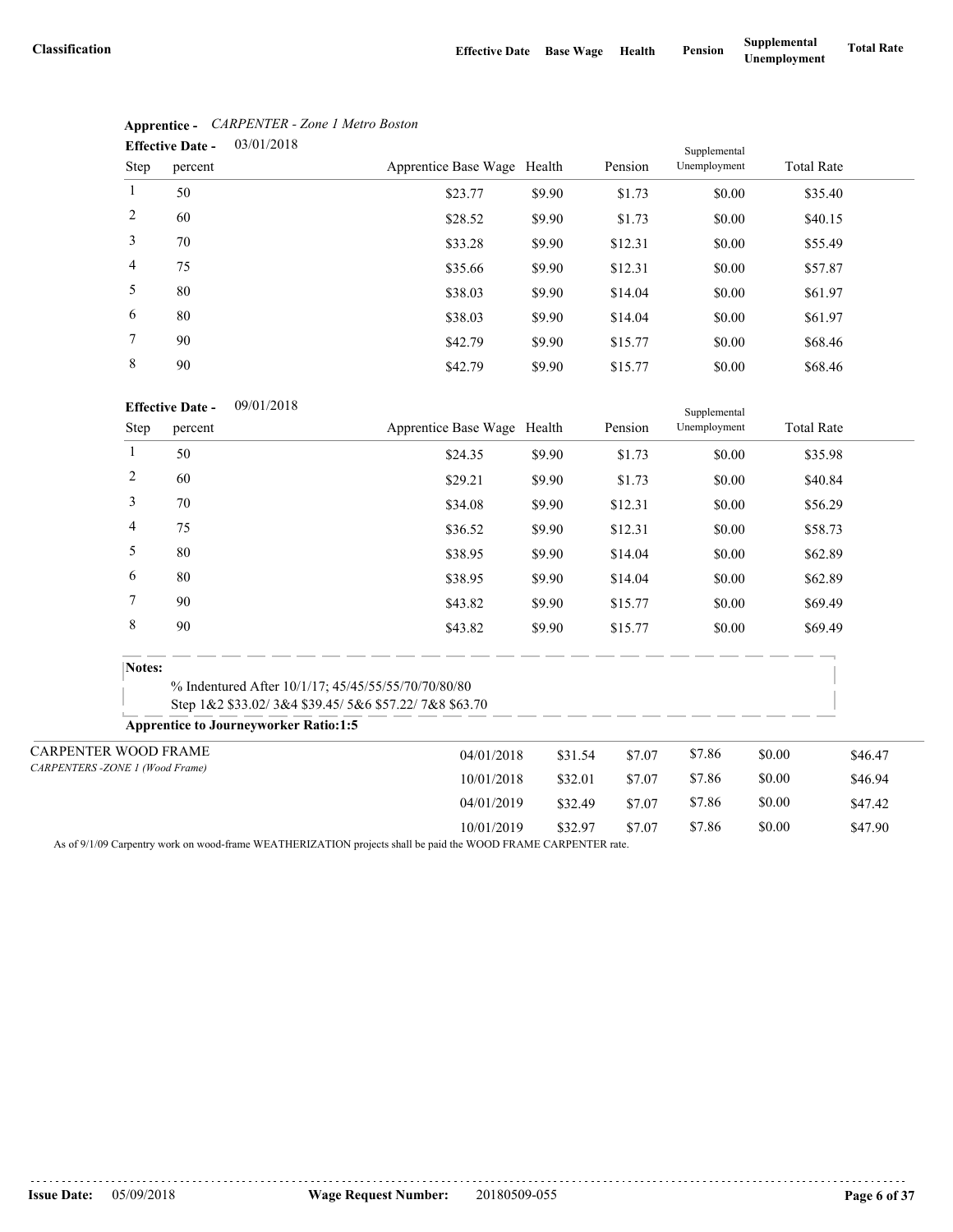| Classification | Effective Date | Base Wage | Health | Pension | Supplemental Unemployment | Total Rate |
|---|---|---|---|---|---|---|

**Apprentice -** *CARPENTER - Zone 1 Metro Boston*

**Effective Date -** 03/01/2018

| Step | percent | Apprentice Base Wage | Health | Pension | Supplemental Unemployment | Total Rate |
|---|---|---|---|---|---|---|
| 1 | 50 | $23.77 | $9.90 | $1.73 | $0.00 | $35.40 |
| 2 | 60 | $28.52 | $9.90 | $1.73 | $0.00 | $40.15 |
| 3 | 70 | $33.28 | $9.90 | $12.31 | $0.00 | $55.49 |
| 4 | 75 | $35.66 | $9.90 | $12.31 | $0.00 | $57.87 |
| 5 | 80 | $38.03 | $9.90 | $14.04 | $0.00 | $61.97 |
| 6 | 80 | $38.03 | $9.90 | $14.04 | $0.00 | $61.97 |
| 7 | 90 | $42.79 | $9.90 | $15.77 | $0.00 | $68.46 |
| 8 | 90 | $42.79 | $9.90 | $15.77 | $0.00 | $68.46 |

**Effective Date -** 09/01/2018

| Step | percent | Apprentice Base Wage | Health | Pension | Supplemental Unemployment | Total Rate |
|---|---|---|---|---|---|---|
| 1 | 50 | $24.35 | $9.90 | $1.73 | $0.00 | $35.98 |
| 2 | 60 | $29.21 | $9.90 | $1.73 | $0.00 | $40.84 |
| 3 | 70 | $34.08 | $9.90 | $12.31 | $0.00 | $56.29 |
| 4 | 75 | $36.52 | $9.90 | $12.31 | $0.00 | $58.73 |
| 5 | 80 | $38.95 | $9.90 | $14.04 | $0.00 | $62.89 |
| 6 | 80 | $38.95 | $9.90 | $14.04 | $0.00 | $62.89 |
| 7 | 90 | $43.82 | $9.90 | $15.77 | $0.00 | $69.49 |
| 8 | 90 | $43.82 | $9.90 | $15.77 | $0.00 | $69.49 |

**Notes:**

% Indentured After 10/1/17; 45/45/55/55/70/70/80/80
Step 1&2 $33.02/ 3&4 $39.45/ 5&6 $57.22/ 7&8 $63.70

**Apprentice to Journeyworker Ratio:1:5**

| Classification | Effective Date | Base Wage | Health | Pension | Supplemental Unemployment | Total Rate |
|---|---|---|---|---|---|---|
| CARPENTER WOOD FRAME *CARPENTERS -ZONE 1 (Wood Frame)* | 04/01/2018 | $31.54 | $7.07 | $7.86 | $0.00 | $46.47 |
| | 10/01/2018 | $32.01 | $7.07 | $7.86 | $0.00 | $46.94 |
| | 04/01/2019 | $32.49 | $7.07 | $7.86 | $0.00 | $47.42 |
| | 10/01/2019 | $32.97 | $7.07 | $7.86 | $0.00 | $47.90 |

As of 9/1/09 Carpentry work on wood-frame WEATHERIZATION projects shall be paid the WOOD FRAME CARPENTER rate.

Issue Date: 05/09/2018 Wage Request Number: 20180509-055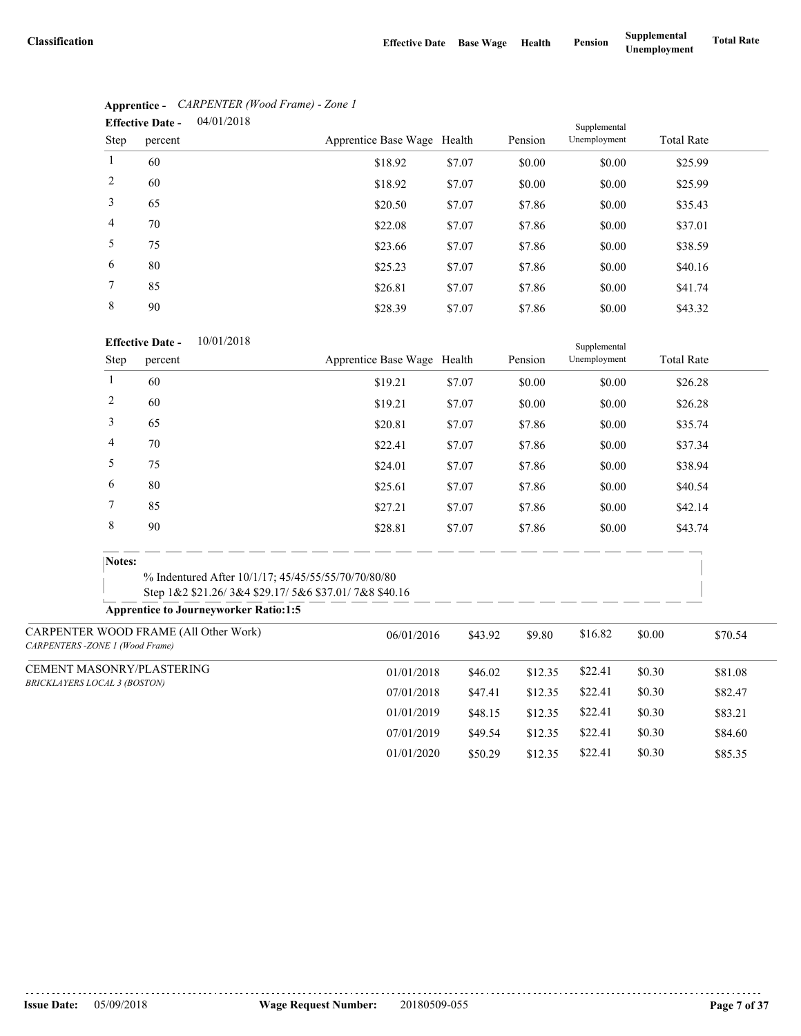| Classification | Effective Date | Base Wage | Health | Pension | Supplemental Unemployment | Total Rate |
|---|---|---|---|---|---|---|

**Apprentice -** *CARPENTER (Wood Frame) - Zone 1*

**Effective Date -** 04/01/2018

| Step | percent | Apprentice Base Wage | Health | Pension | Supplemental Unemployment | Total Rate |
|---|---|---|---|---|---|---|
| 1 | 60 | $18.92 | $7.07 | $0.00 | $0.00 | $25.99 |
| 2 | 60 | $18.92 | $7.07 | $0.00 | $0.00 | $25.99 |
| 3 | 65 | $20.50 | $7.07 | $7.86 | $0.00 | $35.43 |
| 4 | 70 | $22.08 | $7.07 | $7.86 | $0.00 | $37.01 |
| 5 | 75 | $23.66 | $7.07 | $7.86 | $0.00 | $38.59 |
| 6 | 80 | $25.23 | $7.07 | $7.86 | $0.00 | $40.16 |
| 7 | 85 | $26.81 | $7.07 | $7.86 | $0.00 | $41.74 |
| 8 | 90 | $28.39 | $7.07 | $7.86 | $0.00 | $43.32 |

**Effective Date -** 10/01/2018

| Step | percent | Apprentice Base Wage | Health | Pension | Supplemental Unemployment | Total Rate |
|---|---|---|---|---|---|---|
| 1 | 60 | $19.21 | $7.07 | $0.00 | $0.00 | $26.28 |
| 2 | 60 | $19.21 | $7.07 | $0.00 | $0.00 | $26.28 |
| 3 | 65 | $20.81 | $7.07 | $7.86 | $0.00 | $35.74 |
| 4 | 70 | $22.41 | $7.07 | $7.86 | $0.00 | $37.34 |
| 5 | 75 | $24.01 | $7.07 | $7.86 | $0.00 | $38.94 |
| 6 | 80 | $25.61 | $7.07 | $7.86 | $0.00 | $40.54 |
| 7 | 85 | $27.21 | $7.07 | $7.86 | $0.00 | $42.14 |
| 8 | 90 | $28.81 | $7.07 | $7.86 | $0.00 | $43.74 |

**Notes:**

% Indentured After 10/1/17; 45/45/55/55/70/70/80/80
Step 1&2 $21.26/ 3&4 $29.17/ 5&6 $37.01/ 7&8 $40.16

**Apprentice to Journeyworker Ratio:1:5**

| Classification | Effective Date | Base Wage | Health | Pension | Supplemental Unemployment | Total Rate |
|---|---|---|---|---|---|---|
| CARPENTER WOOD FRAME (All Other Work) *CARPENTERS -ZONE 1 (Wood Frame)* | 06/01/2016 | $43.92 | $9.80 | $16.82 | $0.00 | $70.54 |
| CEMENT MASONRY/PLASTERING *BRICKLAYERS LOCAL 3 (BOSTON)* | 01/01/2018 | $46.02 | $12.35 | $22.41 | $0.30 | $81.08 |
| | 07/01/2018 | $47.41 | $12.35 | $22.41 | $0.30 | $82.47 |
| | 01/01/2019 | $48.15 | $12.35 | $22.41 | $0.30 | $83.21 |
| | 07/01/2019 | $49.54 | $12.35 | $22.41 | $0.30 | $84.60 |
| | 01/01/2020 | $50.29 | $12.35 | $22.41 | $0.30 | $85.35 |

**Issue Date:** 05/09/2018 **Wage Request Number:** 20180509-055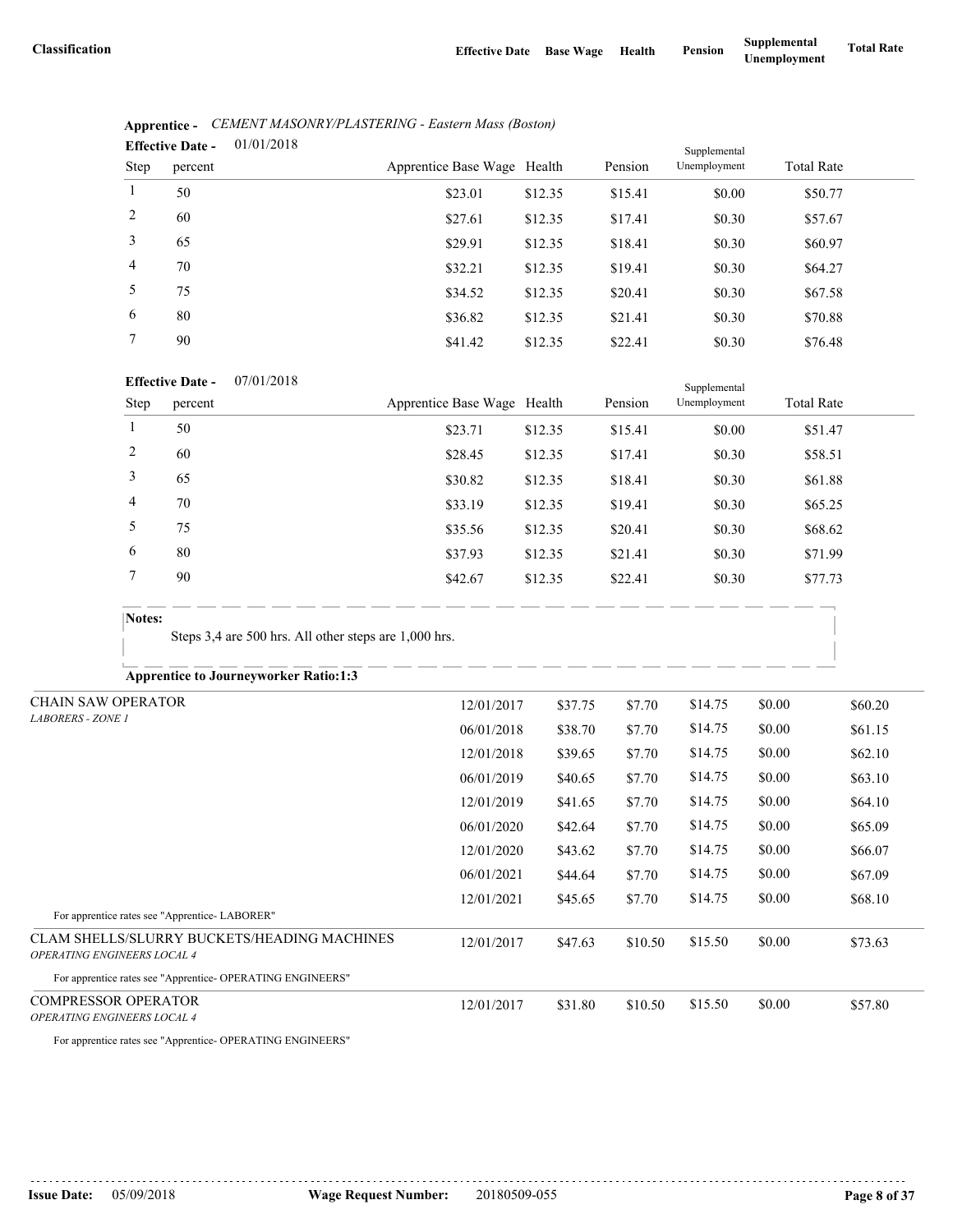| Classification | Effective Date | Base Wage | Health | Pension | Supplemental Unemployment | Total Rate |
|---|---|---|---|---|---|---|

**Apprentice -** *CEMENT MASONRY/PLASTERING - Eastern Mass (Boston)*

**Effective Date -** 01/01/2018

| Step | percent | Apprentice Base Wage | Health | Pension | Supplemental Unemployment | Total Rate |
|---|---|---|---|---|---|---|
| 1 | 50 | $23.01 | $12.35 | $15.41 | $0.00 | $50.77 |
| 2 | 60 | $27.61 | $12.35 | $17.41 | $0.30 | $57.67 |
| 3 | 65 | $29.91 | $12.35 | $18.41 | $0.30 | $60.97 |
| 4 | 70 | $32.21 | $12.35 | $19.41 | $0.30 | $64.27 |
| 5 | 75 | $34.52 | $12.35 | $20.41 | $0.30 | $67.58 |
| 6 | 80 | $36.82 | $12.35 | $21.41 | $0.30 | $70.88 |
| 7 | 90 | $41.42 | $12.35 | $22.41 | $0.30 | $76.48 |

**Effective Date -** 07/01/2018

| Step | percent | Apprentice Base Wage | Health | Pension | Supplemental Unemployment | Total Rate |
|---|---|---|---|---|---|---|
| 1 | 50 | $23.71 | $12.35 | $15.41 | $0.00 | $51.47 |
| 2 | 60 | $28.45 | $12.35 | $17.41 | $0.30 | $58.51 |
| 3 | 65 | $30.82 | $12.35 | $18.41 | $0.30 | $61.88 |
| 4 | 70 | $33.19 | $12.35 | $19.41 | $0.30 | $65.25 |
| 5 | 75 | $35.56 | $12.35 | $20.41 | $0.30 | $68.62 |
| 6 | 80 | $37.93 | $12.35 | $21.41 | $0.30 | $71.99 |
| 7 | 90 | $42.67 | $12.35 | $22.41 | $0.30 | $77.73 |

**Notes:**

Steps 3,4 are 500 hrs. All other steps are 1,000 hrs.

**Apprentice to Journeyworker Ratio:1:3**

| Classification | Effective Date | Base Wage | Health | Pension | Supplemental Unemployment | Total Rate |
|---|---|---|---|---|---|---|
| CHAIN SAW OPERATOR<br>*LABORERS - ZONE 1* | 12/01/2017 | $37.75 | $7.70 | $14.75 | $0.00 | $60.20 |
| | 06/01/2018 | $38.70 | $7.70 | $14.75 | $0.00 | $61.15 |
| | 12/01/2018 | $39.65 | $7.70 | $14.75 | $0.00 | $62.10 |
| | 06/01/2019 | $40.65 | $7.70 | $14.75 | $0.00 | $63.10 |
| | 12/01/2019 | $41.65 | $7.70 | $14.75 | $0.00 | $64.10 |
| | 06/01/2020 | $42.64 | $7.70 | $14.75 | $0.00 | $65.09 |
| | 12/01/2020 | $43.62 | $7.70 | $14.75 | $0.00 | $66.07 |
| | 06/01/2021 | $44.64 | $7.70 | $14.75 | $0.00 | $67.09 |
| | 12/01/2021 | $45.65 | $7.70 | $14.75 | $0.00 | $68.10 |

For apprentice rates see "Apprentice- LABORER"

| Classification | Effective Date | Base Wage | Health | Pension | Supplemental Unemployment | Total Rate |
|---|---|---|---|---|---|---|
| CLAM SHELLS/SLURRY BUCKETS/HEADING MACHINES<br>*OPERATING ENGINEERS LOCAL 4* | 12/01/2017 | $47.63 | $10.50 | $15.50 | $0.00 | $73.63 |

For apprentice rates see "Apprentice- OPERATING ENGINEERS"

| Classification | Effective Date | Base Wage | Health | Pension | Supplemental Unemployment | Total Rate |
|---|---|---|---|---|---|---|
| COMPRESSOR OPERATOR<br>*OPERATING ENGINEERS LOCAL 4* | 12/01/2017 | $31.80 | $10.50 | $15.50 | $0.00 | $57.80 |

For apprentice rates see "Apprentice- OPERATING ENGINEERS"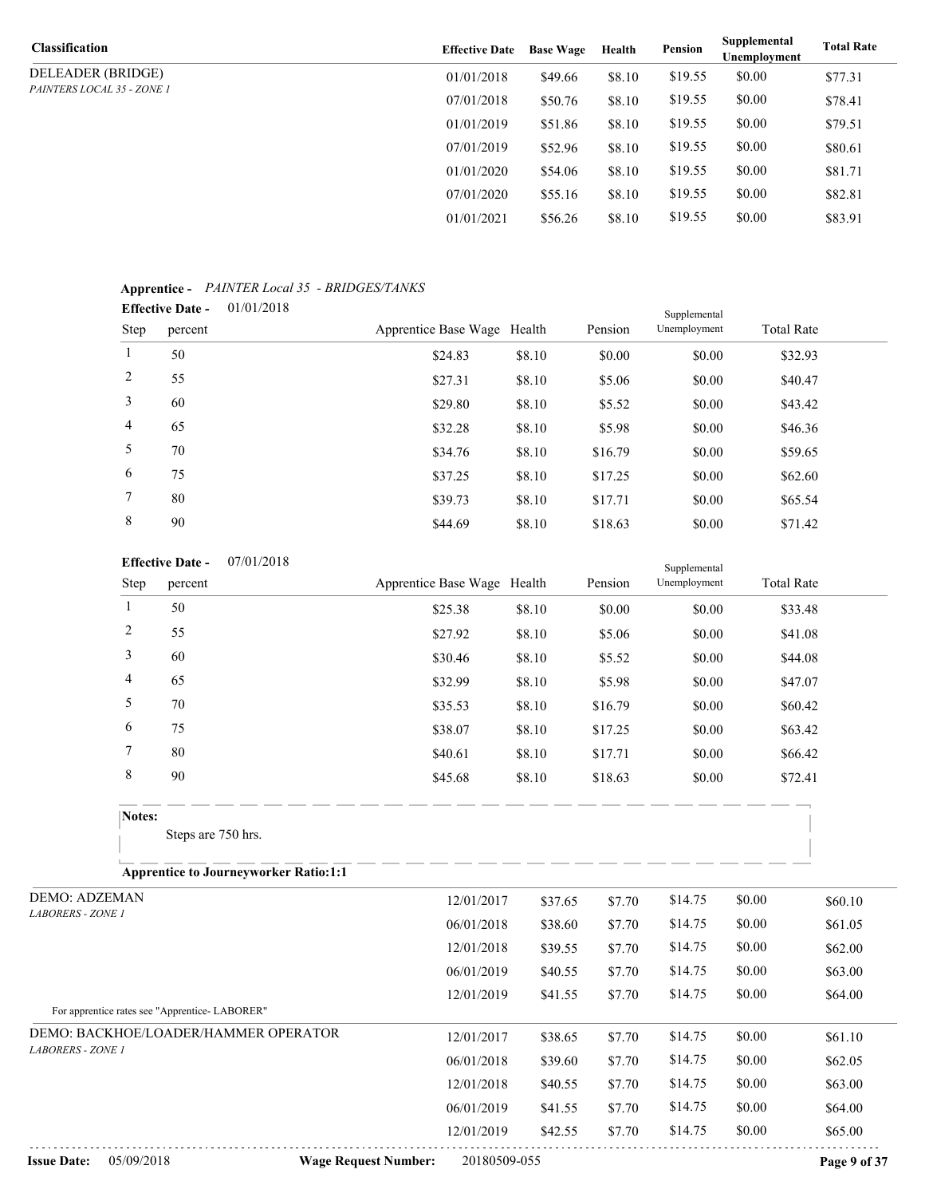| Classification | Effective Date | Base Wage | Health | Pension | Supplemental Unemployment | Total Rate |
|---|---|---|---|---|---|---|
| DELEADER (BRIDGE) *PAINTERS LOCAL 35 - ZONE 1* | 01/01/2018 | $49.66 | $8.10 | $19.55 | $0.00 | $77.31 |
| | 07/01/2018 | $50.76 | $8.10 | $19.55 | $0.00 | $78.41 |
| | 01/01/2019 | $51.86 | $8.10 | $19.55 | $0.00 | $79.51 |
| | 07/01/2019 | $52.96 | $8.10 | $19.55 | $0.00 | $80.61 |
| | 01/01/2020 | $54.06 | $8.10 | $19.55 | $0.00 | $81.71 |
| | 07/01/2020 | $55.16 | $8.10 | $19.55 | $0.00 | $82.81 |
| | 01/01/2021 | $56.26 | $8.10 | $19.55 | $0.00 | $83.91 |

**Apprentice -** *PAINTER Local 35 - BRIDGES/TANKS*

**Effective Date -** 01/01/2018

| Step | percent | Apprentice Base Wage | Health | Pension | Supplemental Unemployment | Total Rate |
|---|---|---|---|---|---|---|
| 1 | 50 | $24.83 | $8.10 | $0.00 | $0.00 | $32.93 |
| 2 | 55 | $27.31 | $8.10 | $5.06 | $0.00 | $40.47 |
| 3 | 60 | $29.80 | $8.10 | $5.52 | $0.00 | $43.42 |
| 4 | 65 | $32.28 | $8.10 | $5.98 | $0.00 | $46.36 |
| 5 | 70 | $34.76 | $8.10 | $16.79 | $0.00 | $59.65 |
| 6 | 75 | $37.25 | $8.10 | $17.25 | $0.00 | $62.60 |
| 7 | 80 | $39.73 | $8.10 | $17.71 | $0.00 | $65.54 |
| 8 | 90 | $44.69 | $8.10 | $18.63 | $0.00 | $71.42 |

**Effective Date -** 07/01/2018

| Step | percent | Apprentice Base Wage | Health | Pension | Supplemental Unemployment | Total Rate |
|---|---|---|---|---|---|---|
| 1 | 50 | $25.38 | $8.10 | $0.00 | $0.00 | $33.48 |
| 2 | 55 | $27.92 | $8.10 | $5.06 | $0.00 | $41.08 |
| 3 | 60 | $30.46 | $8.10 | $5.52 | $0.00 | $44.08 |
| 4 | 65 | $32.99 | $8.10 | $5.98 | $0.00 | $47.07 |
| 5 | 70 | $35.53 | $8.10 | $16.79 | $0.00 | $60.42 |
| 6 | 75 | $38.07 | $8.10 | $17.25 | $0.00 | $63.42 |
| 7 | 80 | $40.61 | $8.10 | $17.71 | $0.00 | $66.42 |
| 8 | 90 | $45.68 | $8.10 | $18.63 | $0.00 | $72.41 |

**Notes:**

Steps are 750 hrs.

**Apprentice to Journeyworker Ratio:1:1**

| Classification | Effective Date | Base Wage | Health | Pension | Supplemental Unemployment | Total Rate |
|---|---|---|---|---|---|---|
| DEMO: ADZEMAN *LABORERS - ZONE 1* | 12/01/2017 | $37.65 | $7.70 | $14.75 | $0.00 | $60.10 |
| | 06/01/2018 | $38.60 | $7.70 | $14.75 | $0.00 | $61.05 |
| | 12/01/2018 | $39.55 | $7.70 | $14.75 | $0.00 | $62.00 |
| | 06/01/2019 | $40.55 | $7.70 | $14.75 | $0.00 | $63.00 |
| | 12/01/2019 | $41.55 | $7.70 | $14.75 | $0.00 | $64.00 |

For apprentice rates see "Apprentice- LABORER"

| Classification | Effective Date | Base Wage | Health | Pension | Supplemental Unemployment | Total Rate |
|---|---|---|---|---|---|---|
| DEMO: BACKHOE/LOADER/HAMMER OPERATOR *LABORERS - ZONE 1* | 12/01/2017 | $38.65 | $7.70 | $14.75 | $0.00 | $61.10 |
| | 06/01/2018 | $39.60 | $7.70 | $14.75 | $0.00 | $62.05 |
| | 12/01/2018 | $40.55 | $7.70 | $14.75 | $0.00 | $63.00 |
| | 06/01/2019 | $41.55 | $7.70 | $14.75 | $0.00 | $64.00 |
| | 12/01/2019 | $42.55 | $7.70 | $14.75 | $0.00 | $65.00 |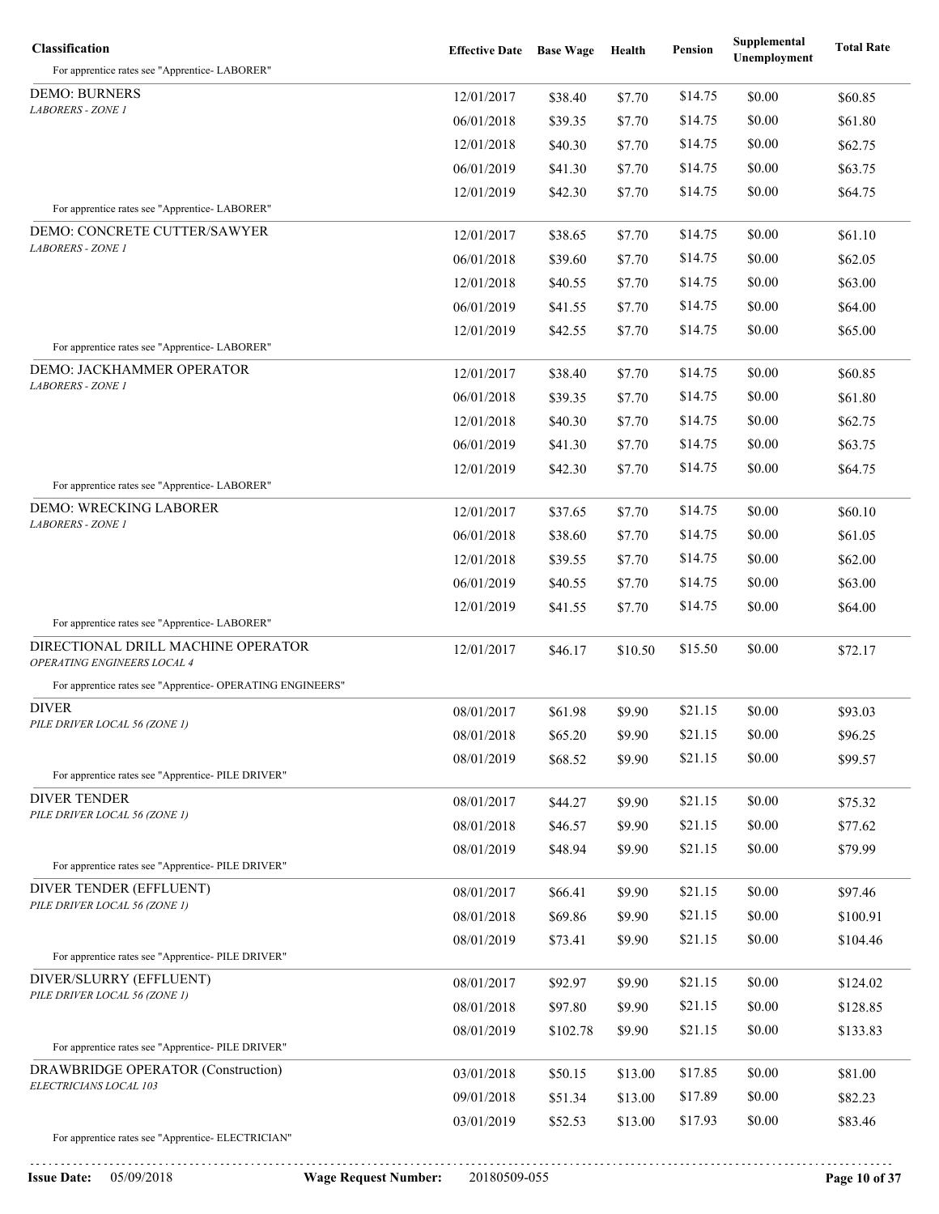| Classification | Effective Date | Base Wage | Health | Pension | Supplemental Unemployment | Total Rate |
|---|---|---|---|---|---|---|
| For apprentice rates see "Apprentice- LABORER" | | | | | | |
| DEMO: BURNERS<br>*LABORERS - ZONE 1* | 12/01/2017 | $38.40 | $7.70 | $14.75 | $0.00 | $60.85 |
| | 06/01/2018 | $39.35 | $7.70 | $14.75 | $0.00 | $61.80 |
| | 12/01/2018 | $40.30 | $7.70 | $14.75 | $0.00 | $62.75 |
| | 06/01/2019 | $41.30 | $7.70 | $14.75 | $0.00 | $63.75 |
| | 12/01/2019 | $42.30 | $7.70 | $14.75 | $0.00 | $64.75 |
| For apprentice rates see "Apprentice- LABORER" | | | | | | |
| DEMO: CONCRETE CUTTER/SAWYER<br>*LABORERS - ZONE 1* | 12/01/2017 | $38.65 | $7.70 | $14.75 | $0.00 | $61.10 |
| | 06/01/2018 | $39.60 | $7.70 | $14.75 | $0.00 | $62.05 |
| | 12/01/2018 | $40.55 | $7.70 | $14.75 | $0.00 | $63.00 |
| | 06/01/2019 | $41.55 | $7.70 | $14.75 | $0.00 | $64.00 |
| | 12/01/2019 | $42.55 | $7.70 | $14.75 | $0.00 | $65.00 |
| For apprentice rates see "Apprentice- LABORER" | | | | | | |
| DEMO: JACKHAMMER OPERATOR<br>*LABORERS - ZONE 1* | 12/01/2017 | $38.40 | $7.70 | $14.75 | $0.00 | $60.85 |
| | 06/01/2018 | $39.35 | $7.70 | $14.75 | $0.00 | $61.80 |
| | 12/01/2018 | $40.30 | $7.70 | $14.75 | $0.00 | $62.75 |
| | 06/01/2019 | $41.30 | $7.70 | $14.75 | $0.00 | $63.75 |
| | 12/01/2019 | $42.30 | $7.70 | $14.75 | $0.00 | $64.75 |
| For apprentice rates see "Apprentice- LABORER" | | | | | | |
| DEMO: WRECKING LABORER<br>*LABORERS - ZONE 1* | 12/01/2017 | $37.65 | $7.70 | $14.75 | $0.00 | $60.10 |
| | 06/01/2018 | $38.60 | $7.70 | $14.75 | $0.00 | $61.05 |
| | 12/01/2018 | $39.55 | $7.70 | $14.75 | $0.00 | $62.00 |
| | 06/01/2019 | $40.55 | $7.70 | $14.75 | $0.00 | $63.00 |
| | 12/01/2019 | $41.55 | $7.70 | $14.75 | $0.00 | $64.00 |
| For apprentice rates see "Apprentice- LABORER" | | | | | | |
| DIRECTIONAL DRILL MACHINE OPERATOR<br>*OPERATING ENGINEERS LOCAL 4* | 12/01/2017 | $46.17 | $10.50 | $15.50 | $0.00 | $72.17 |
| For apprentice rates see "Apprentice- OPERATING ENGINEERS" | | | | | | |
| DIVER<br>*PILE DRIVER LOCAL 56 (ZONE 1)* | 08/01/2017 | $61.98 | $9.90 | $21.15 | $0.00 | $93.03 |
| | 08/01/2018 | $65.20 | $9.90 | $21.15 | $0.00 | $96.25 |
| | 08/01/2019 | $68.52 | $9.90 | $21.15 | $0.00 | $99.57 |
| For apprentice rates see "Apprentice- PILE DRIVER" | | | | | | |
| DIVER TENDER<br>*PILE DRIVER LOCAL 56 (ZONE 1)* | 08/01/2017 | $44.27 | $9.90 | $21.15 | $0.00 | $75.32 |
| | 08/01/2018 | $46.57 | $9.90 | $21.15 | $0.00 | $77.62 |
| | 08/01/2019 | $48.94 | $9.90 | $21.15 | $0.00 | $79.99 |
| For apprentice rates see "Apprentice- PILE DRIVER" | | | | | | |
| DIVER TENDER (EFFLUENT)<br>*PILE DRIVER LOCAL 56 (ZONE 1)* | 08/01/2017 | $66.41 | $9.90 | $21.15 | $0.00 | $97.46 |
| | 08/01/2018 | $69.86 | $9.90 | $21.15 | $0.00 | $100.91 |
| | 08/01/2019 | $73.41 | $9.90 | $21.15 | $0.00 | $104.46 |
| For apprentice rates see "Apprentice- PILE DRIVER" | | | | | | |
| DIVER/SLURRY (EFFLUENT)<br>*PILE DRIVER LOCAL 56 (ZONE 1)* | 08/01/2017 | $92.97 | $9.90 | $21.15 | $0.00 | $124.02 |
| | 08/01/2018 | $97.80 | $9.90 | $21.15 | $0.00 | $128.85 |
| | 08/01/2019 | $102.78 | $9.90 | $21.15 | $0.00 | $133.83 |
| For apprentice rates see "Apprentice- PILE DRIVER" | | | | | | |
| DRAWBRIDGE OPERATOR (Construction)<br>*ELECTRICIANS LOCAL 103* | 03/01/2018 | $50.15 | $13.00 | $17.85 | $0.00 | $81.00 |
| | 09/01/2018 | $51.34 | $13.00 | $17.89 | $0.00 | $82.23 |
| | 03/01/2019 | $52.53 | $13.00 | $17.93 | $0.00 | $83.46 |
| For apprentice rates see "Apprentice- ELECTRICIAN" | | | | | | |

**Issue Date:** 05/09/2018 **Wage Request Number:** 20180509-055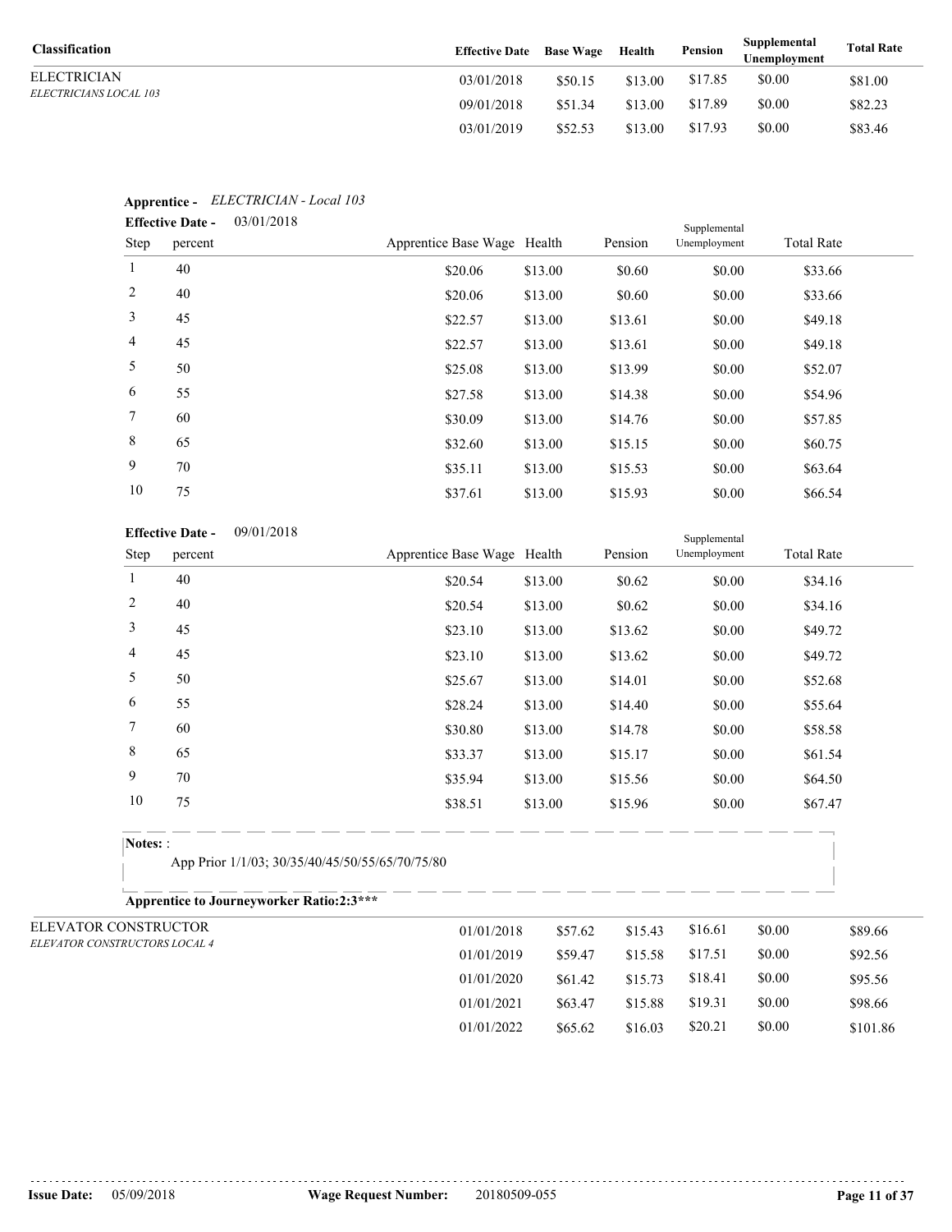| Classification | Effective Date | Base Wage | Health | Pension | Supplemental Unemployment | Total Rate |
|---|---|---|---|---|---|---|
| ELECTRICIAN<br>*ELECTRICIANS LOCAL 103* | 03/01/2018 | $50.15 | $13.00 | $17.85 | $0.00 | $81.00 |
| | 09/01/2018 | $51.34 | $13.00 | $17.89 | $0.00 | $82.23 |
| | 03/01/2019 | $52.53 | $13.00 | $17.93 | $0.00 | $83.46 |

**Apprentice -** *ELECTRICIAN - Local 103*

**Effective Date -** 03/01/2018

| Step | percent | Apprentice Base Wage | Health | Pension | Supplemental Unemployment | Total Rate |
|---|---|---|---|---|---|---|
| 1 | 40 | $20.06 | $13.00 | $0.60 | $0.00 | $33.66 |
| 2 | 40 | $20.06 | $13.00 | $0.60 | $0.00 | $33.66 |
| 3 | 45 | $22.57 | $13.00 | $13.61 | $0.00 | $49.18 |
| 4 | 45 | $22.57 | $13.00 | $13.61 | $0.00 | $49.18 |
| 5 | 50 | $25.08 | $13.00 | $13.99 | $0.00 | $52.07 |
| 6 | 55 | $27.58 | $13.00 | $14.38 | $0.00 | $54.96 |
| 7 | 60 | $30.09 | $13.00 | $14.76 | $0.00 | $57.85 |
| 8 | 65 | $32.60 | $13.00 | $15.15 | $0.00 | $60.75 |
| 9 | 70 | $35.11 | $13.00 | $15.53 | $0.00 | $63.64 |
| 10 | 75 | $37.61 | $13.00 | $15.93 | $0.00 | $66.54 |

**Effective Date -** 09/01/2018

| Step | percent | Apprentice Base Wage | Health | Pension | Supplemental Unemployment | Total Rate |
|---|---|---|---|---|---|---|
| 1 | 40 | $20.54 | $13.00 | $0.62 | $0.00 | $34.16 |
| 2 | 40 | $20.54 | $13.00 | $0.62 | $0.00 | $34.16 |
| 3 | 45 | $23.10 | $13.00 | $13.62 | $0.00 | $49.72 |
| 4 | 45 | $23.10 | $13.00 | $13.62 | $0.00 | $49.72 |
| 5 | 50 | $25.67 | $13.00 | $14.01 | $0.00 | $52.68 |
| 6 | 55 | $28.24 | $13.00 | $14.40 | $0.00 | $55.64 |
| 7 | 60 | $30.80 | $13.00 | $14.78 | $0.00 | $58.58 |
| 8 | 65 | $33.37 | $13.00 | $15.17 | $0.00 | $61.54 |
| 9 | 70 | $35.94 | $13.00 | $15.56 | $0.00 | $64.50 |
| 10 | 75 | $38.51 | $13.00 | $15.96 | $0.00 | $67.47 |

**Notes:** :

App Prior 1/1/03; 30/35/40/45/50/55/65/70/75/80

**Apprentice to Journeyworker Ratio:2:3*****

| Classification | Effective Date | Base Wage | Health | Pension | Supplemental Unemployment | Total Rate |
|---|---|---|---|---|---|---|
| ELEVATOR CONSTRUCTOR<br>*ELEVATOR CONSTRUCTORS LOCAL 4* | 01/01/2018 | $57.62 | $15.43 | $16.61 | $0.00 | $89.66 |
| | 01/01/2019 | $59.47 | $15.58 | $17.51 | $0.00 | $92.56 |
| | 01/01/2020 | $61.42 | $15.73 | $18.41 | $0.00 | $95.56 |
| | 01/01/2021 | $63.47 | $15.88 | $19.31 | $0.00 | $98.66 |
| | 01/01/2022 | $65.62 | $16.03 | $20.21 | $0.00 | $101.86 |

**Issue Date:** 05/09/2018 **Wage Request Number:** 20180509-055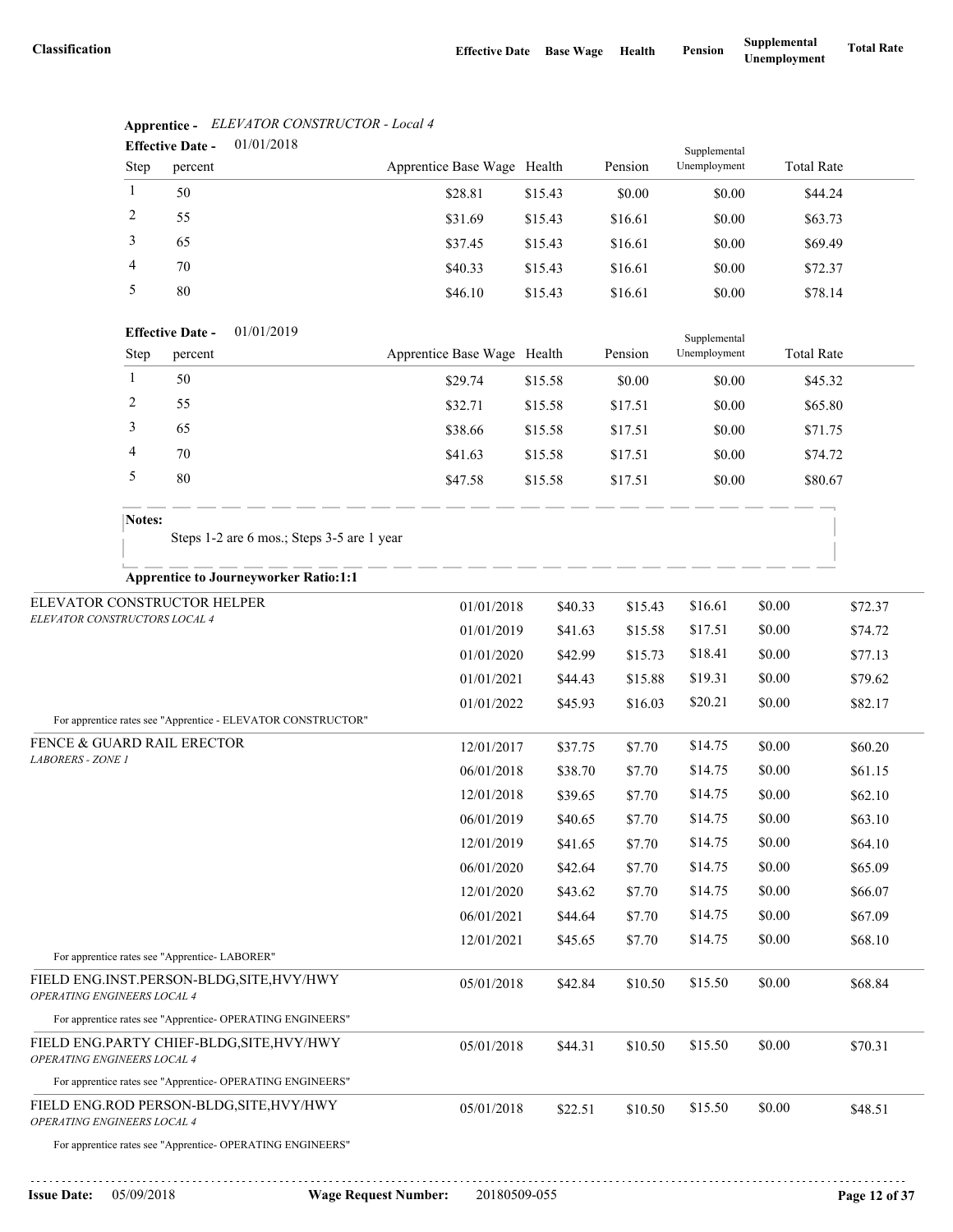| Classification | Effective Date | Base Wage | Health | Pension | Supplemental Unemployment | Total Rate |
|---|---|---|---|---|---|---|

**Apprentice -** *ELEVATOR CONSTRUCTOR - Local 4*

**Effective Date -** 01/01/2018

| Step | percent | Apprentice Base Wage | Health | Pension | Supplemental Unemployment | Total Rate |
|---|---|---|---|---|---|---|
| 1 | 50 | $28.81 | $15.43 | $0.00 | $0.00 | $44.24 |
| 2 | 55 | $31.69 | $15.43 | $16.61 | $0.00 | $63.73 |
| 3 | 65 | $37.45 | $15.43 | $16.61 | $0.00 | $69.49 |
| 4 | 70 | $40.33 | $15.43 | $16.61 | $0.00 | $72.37 |
| 5 | 80 | $46.10 | $15.43 | $16.61 | $0.00 | $78.14 |

**Effective Date -** 01/01/2019

| Step | percent | Apprentice Base Wage | Health | Pension | Supplemental Unemployment | Total Rate |
|---|---|---|---|---|---|---|
| 1 | 50 | $29.74 | $15.58 | $0.00 | $0.00 | $45.32 |
| 2 | 55 | $32.71 | $15.58 | $17.51 | $0.00 | $65.80 |
| 3 | 65 | $38.66 | $15.58 | $17.51 | $0.00 | $71.75 |
| 4 | 70 | $41.63 | $15.58 | $17.51 | $0.00 | $74.72 |
| 5 | 80 | $47.58 | $15.58 | $17.51 | $0.00 | $80.67 |

**Notes:**
Steps 1-2 are 6 mos.; Steps 3-5 are 1 year

**Apprentice to Journeyworker Ratio:1:1**

| Classification | Effective Date | Base Wage | Health | Pension | Supplemental Unemployment | Total Rate |
|---|---|---|---|---|---|---|
| ELEVATOR CONSTRUCTOR HELPER *ELEVATOR CONSTRUCTORS LOCAL 4* | 01/01/2018 | $40.33 | $15.43 | $16.61 | $0.00 | $72.37 |
| | 01/01/2019 | $41.63 | $15.58 | $17.51 | $0.00 | $74.72 |
| | 01/01/2020 | $42.99 | $15.73 | $18.41 | $0.00 | $77.13 |
| | 01/01/2021 | $44.43 | $15.88 | $19.31 | $0.00 | $79.62 |
| | 01/01/2022 | $45.93 | $16.03 | $20.21 | $0.00 | $82.17 |
| For apprentice rates see "Apprentice - ELEVATOR CONSTRUCTOR" | | | | | | |
| FENCE & GUARD RAIL ERECTOR *LABORERS - ZONE 1* | 12/01/2017 | $37.75 | $7.70 | $14.75 | $0.00 | $60.20 |
| | 06/01/2018 | $38.70 | $7.70 | $14.75 | $0.00 | $61.15 |
| | 12/01/2018 | $39.65 | $7.70 | $14.75 | $0.00 | $62.10 |
| | 06/01/2019 | $40.65 | $7.70 | $14.75 | $0.00 | $63.10 |
| | 12/01/2019 | $41.65 | $7.70 | $14.75 | $0.00 | $64.10 |
| | 06/01/2020 | $42.64 | $7.70 | $14.75 | $0.00 | $65.09 |
| | 12/01/2020 | $43.62 | $7.70 | $14.75 | $0.00 | $66.07 |
| | 06/01/2021 | $44.64 | $7.70 | $14.75 | $0.00 | $67.09 |
| | 12/01/2021 | $45.65 | $7.70 | $14.75 | $0.00 | $68.10 |
| For apprentice rates see "Apprentice- LABORER" | | | | | | |
| FIELD ENG.INST.PERSON-BLDG,SITE,HVY/HWY *OPERATING ENGINEERS LOCAL 4* | 05/01/2018 | $42.84 | $10.50 | $15.50 | $0.00 | $68.84 |
| For apprentice rates see "Apprentice- OPERATING ENGINEERS" | | | | | | |
| FIELD ENG.PARTY CHIEF-BLDG,SITE,HVY/HWY *OPERATING ENGINEERS LOCAL 4* | 05/01/2018 | $44.31 | $10.50 | $15.50 | $0.00 | $70.31 |
| For apprentice rates see "Apprentice- OPERATING ENGINEERS" | | | | | | |
| FIELD ENG.ROD PERSON-BLDG,SITE,HVY/HWY *OPERATING ENGINEERS LOCAL 4* | 05/01/2018 | $22.51 | $10.50 | $15.50 | $0.00 | $48.51 |
| For apprentice rates see "Apprentice- OPERATING ENGINEERS" | | | | | | |

**Issue Date:** 05/09/2018 **Wage Request Number:** 20180509-055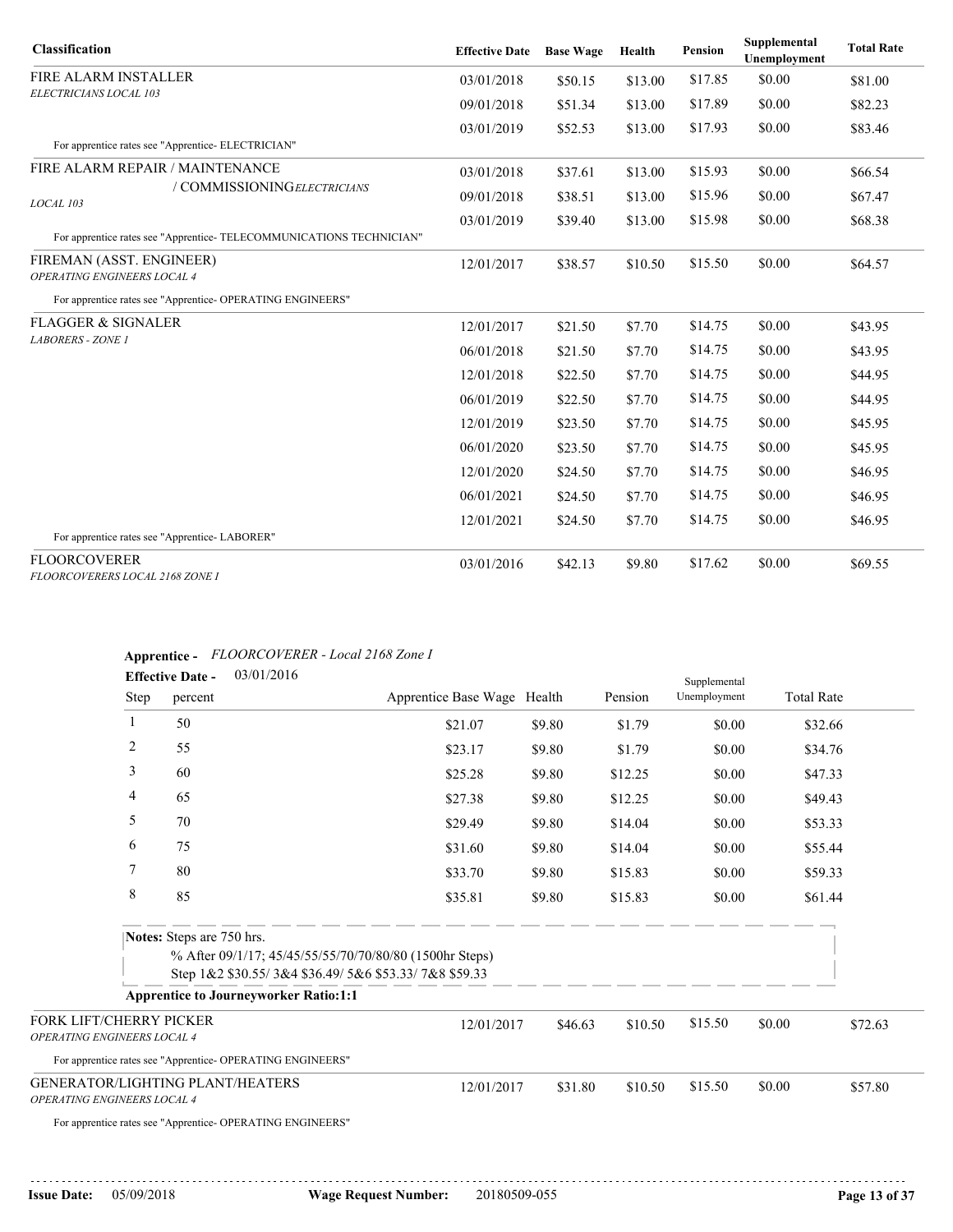| Classification | Effective Date | Base Wage | Health | Pension | Supplemental Unemployment | Total Rate |
|---|---|---|---|---|---|---|
| FIRE ALARM INSTALLER *ELECTRICIANS LOCAL 103* | 03/01/2018 | $50.15 | $13.00 | $17.85 | $0.00 | $81.00 |
| | 09/01/2018 | $51.34 | $13.00 | $17.89 | $0.00 | $82.23 |
| | 03/01/2019 | $52.53 | $13.00 | $17.93 | $0.00 | $83.46 |
| For apprentice rates see "Apprentice- ELECTRICIAN" | | | | | | |
| FIRE ALARM REPAIR / MAINTENANCE / COMMISSIONING *ELECTRICIANS LOCAL 103* | 03/01/2018 | $37.61 | $13.00 | $15.93 | $0.00 | $66.54 |
| | 09/01/2018 | $38.51 | $13.00 | $15.96 | $0.00 | $67.47 |
| | 03/01/2019 | $39.40 | $13.00 | $15.98 | $0.00 | $68.38 |
| For apprentice rates see "Apprentice- TELECOMMUNICATIONS TECHNICIAN" | | | | | | |
| FIREMAN (ASST. ENGINEER) *OPERATING ENGINEERS LOCAL 4* | 12/01/2017 | $38.57 | $10.50 | $15.50 | $0.00 | $64.57 |
| For apprentice rates see "Apprentice- OPERATING ENGINEERS" | | | | | | |
| FLAGGER & SIGNALER *LABORERS - ZONE 1* | 12/01/2017 | $21.50 | $7.70 | $14.75 | $0.00 | $43.95 |
| | 06/01/2018 | $21.50 | $7.70 | $14.75 | $0.00 | $43.95 |
| | 12/01/2018 | $22.50 | $7.70 | $14.75 | $0.00 | $44.95 |
| | 06/01/2019 | $22.50 | $7.70 | $14.75 | $0.00 | $44.95 |
| | 12/01/2019 | $23.50 | $7.70 | $14.75 | $0.00 | $45.95 |
| | 06/01/2020 | $23.50 | $7.70 | $14.75 | $0.00 | $45.95 |
| | 12/01/2020 | $24.50 | $7.70 | $14.75 | $0.00 | $46.95 |
| | 06/01/2021 | $24.50 | $7.70 | $14.75 | $0.00 | $46.95 |
| | 12/01/2021 | $24.50 | $7.70 | $14.75 | $0.00 | $46.95 |
| For apprentice rates see "Apprentice- LABORER" | | | | | | |
| FLOORCOVERER *FLOORCOVERERS LOCAL 2168 ZONE I* | 03/01/2016 | $42.13 | $9.80 | $17.62 | $0.00 | $69.55 |

**Apprentice -** *FLOORCOVERER - Local 2168 Zone I*

**Effective Date -** 03/01/2016

| Step | percent | Apprentice Base Wage | Health | Pension | Supplemental Unemployment | Total Rate |
|---|---|---|---|---|---|---|
| 1 | 50 | $21.07 | $9.80 | $1.79 | $0.00 | $32.66 |
| 2 | 55 | $23.17 | $9.80 | $1.79 | $0.00 | $34.76 |
| 3 | 60 | $25.28 | $9.80 | $12.25 | $0.00 | $47.33 |
| 4 | 65 | $27.38 | $9.80 | $12.25 | $0.00 | $49.43 |
| 5 | 70 | $29.49 | $9.80 | $14.04 | $0.00 | $53.33 |
| 6 | 75 | $31.60 | $9.80 | $14.04 | $0.00 | $55.44 |
| 7 | 80 | $33.70 | $9.80 | $15.83 | $0.00 | $59.33 |
| 8 | 85 | $35.81 | $9.80 | $15.83 | $0.00 | $61.44 |

**Notes:** Steps are 750 hrs.
% After 09/1/17; 45/45/55/55/70/70/80/80 (1500hr Steps)
Step 1&2 $30.55/ 3&4 $36.49/ 5&6 $53.33/ 7&8 $59.33

**Apprentice to Journeyworker Ratio:1:1**

| Classification | Effective Date | Base Wage | Health | Pension | Supplemental Unemployment | Total Rate |
|---|---|---|---|---|---|---|
| FORK LIFT/CHERRY PICKER *OPERATING ENGINEERS LOCAL 4* | 12/01/2017 | $46.63 | $10.50 | $15.50 | $0.00 | $72.63 |
| For apprentice rates see "Apprentice- OPERATING ENGINEERS" | | | | | | |
| GENERATOR/LIGHTING PLANT/HEATERS *OPERATING ENGINEERS LOCAL 4* | 12/01/2017 | $31.80 | $10.50 | $15.50 | $0.00 | $57.80 |
| For apprentice rates see "Apprentice- OPERATING ENGINEERS" | | | | | | |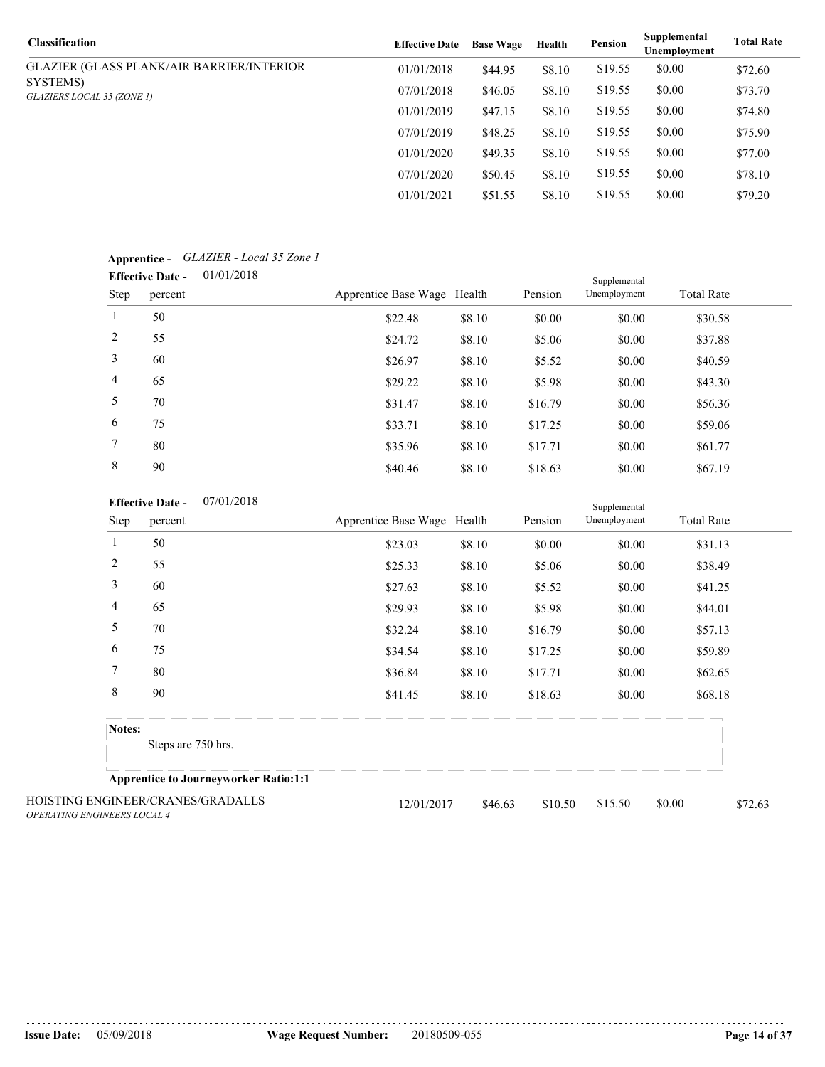| Classification | Effective Date | Base Wage | Health | Pension | Supplemental Unemployment | Total Rate |
|---|---|---|---|---|---|---|
| GLAZIER (GLASS PLANK/AIR BARRIER/INTERIOR SYSTEMS) *GLAZIERS LOCAL 35 (ZONE 1)* | 01/01/2018 | $44.95 | $8.10 | $19.55 | $0.00 | $72.60 |
| | 07/01/2018 | $46.05 | $8.10 | $19.55 | $0.00 | $73.70 |
| | 01/01/2019 | $47.15 | $8.10 | $19.55 | $0.00 | $74.80 |
| | 07/01/2019 | $48.25 | $8.10 | $19.55 | $0.00 | $75.90 |
| | 01/01/2020 | $49.35 | $8.10 | $19.55 | $0.00 | $77.00 |
| | 07/01/2020 | $50.45 | $8.10 | $19.55 | $0.00 | $78.10 |
| | 01/01/2021 | $51.55 | $8.10 | $19.55 | $0.00 | $79.20 |

**Apprentice -** *GLAZIER - Local 35 Zone 1*

**Effective Date -** 01/01/2018

| Step | percent | Apprentice Base Wage | Health | Pension | Supplemental Unemployment | Total Rate |
|---|---|---|---|---|---|---|
| 1 | 50 | $22.48 | $8.10 | $0.00 | $0.00 | $30.58 |
| 2 | 55 | $24.72 | $8.10 | $5.06 | $0.00 | $37.88 |
| 3 | 60 | $26.97 | $8.10 | $5.52 | $0.00 | $40.59 |
| 4 | 65 | $29.22 | $8.10 | $5.98 | $0.00 | $43.30 |
| 5 | 70 | $31.47 | $8.10 | $16.79 | $0.00 | $56.36 |
| 6 | 75 | $33.71 | $8.10 | $17.25 | $0.00 | $59.06 |
| 7 | 80 | $35.96 | $8.10 | $17.71 | $0.00 | $61.77 |
| 8 | 90 | $40.46 | $8.10 | $18.63 | $0.00 | $67.19 |

**Effective Date -** 07/01/2018

| Step | percent | Apprentice Base Wage | Health | Pension | Supplemental Unemployment | Total Rate |
|---|---|---|---|---|---|---|
| 1 | 50 | $23.03 | $8.10 | $0.00 | $0.00 | $31.13 |
| 2 | 55 | $25.33 | $8.10 | $5.06 | $0.00 | $38.49 |
| 3 | 60 | $27.63 | $8.10 | $5.52 | $0.00 | $41.25 |
| 4 | 65 | $29.93 | $8.10 | $5.98 | $0.00 | $44.01 |
| 5 | 70 | $32.24 | $8.10 | $16.79 | $0.00 | $57.13 |
| 6 | 75 | $34.54 | $8.10 | $17.25 | $0.00 | $59.89 |
| 7 | 80 | $36.84 | $8.10 | $17.71 | $0.00 | $62.65 |
| 8 | 90 | $41.45 | $8.10 | $18.63 | $0.00 | $68.18 |

**Notes:**

Steps are 750 hrs.

**Apprentice to Journeyworker Ratio:1:1**

| Classification | Effective Date | Base Wage | Health | Pension | Supplemental Unemployment | Total Rate |
|---|---|---|---|---|---|---|
| HOISTING ENGINEER/CRANES/GRADALLS *OPERATING ENGINEERS LOCAL 4* | 12/01/2017 | $46.63 | $10.50 | $15.50 | $0.00 | $72.63 |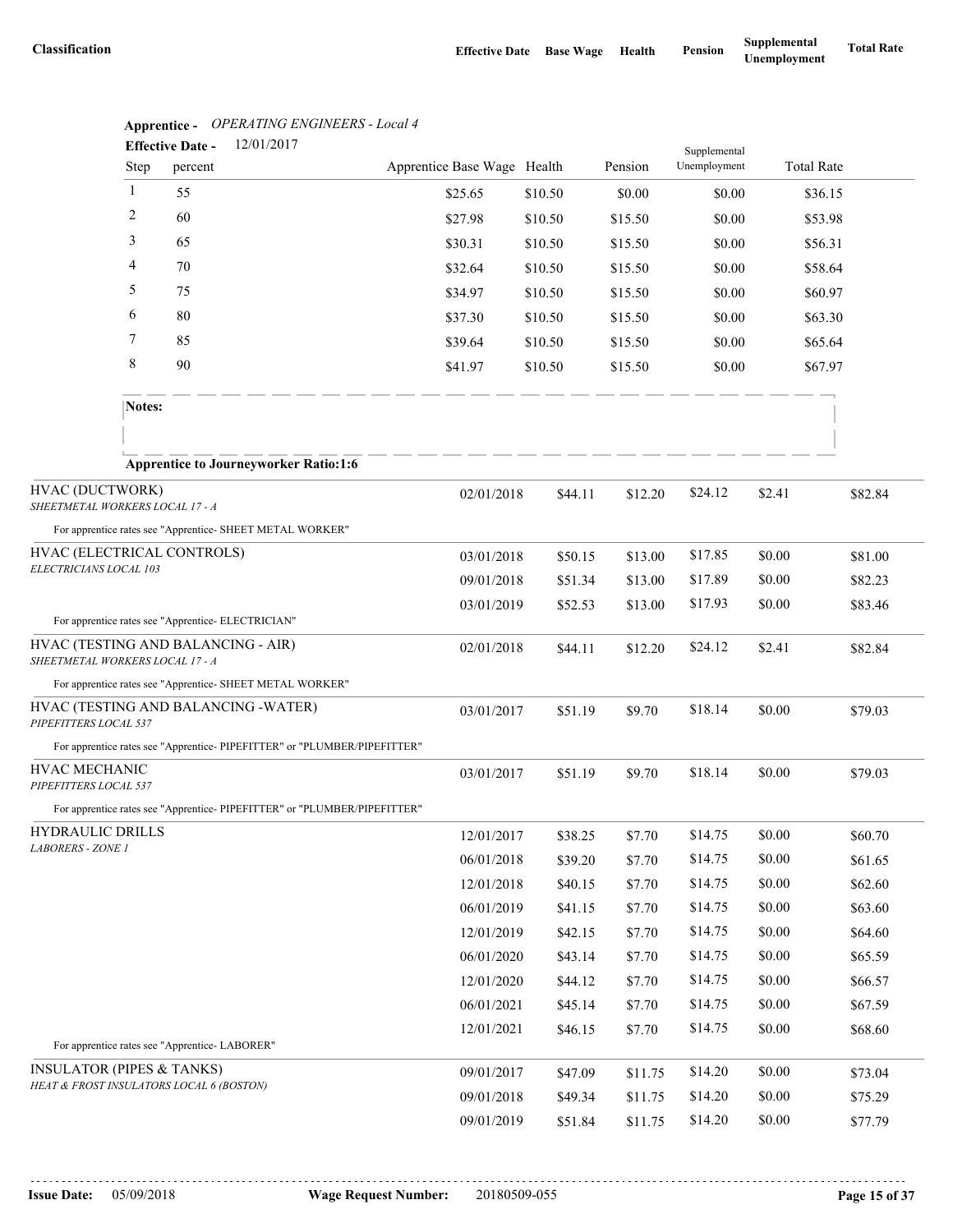| Classification | Effective Date | Base Wage | Health | Pension | Supplemental Unemployment | Total Rate |
|---|---|---|---|---|---|---|

**Apprentice -** *OPERATING ENGINEERS - Local 4*

**Effective Date -** 12/01/2017

| Step | percent | Apprentice Base Wage | Health | Pension | Supplemental Unemployment | Total Rate |
|---|---|---|---|---|---|---|
| 1 | 55 | $25.65 | $10.50 | $0.00 | $0.00 | $36.15 |
| 2 | 60 | $27.98 | $10.50 | $15.50 | $0.00 | $53.98 |
| 3 | 65 | $30.31 | $10.50 | $15.50 | $0.00 | $56.31 |
| 4 | 70 | $32.64 | $10.50 | $15.50 | $0.00 | $58.64 |
| 5 | 75 | $34.97 | $10.50 | $15.50 | $0.00 | $60.97 |
| 6 | 80 | $37.30 | $10.50 | $15.50 | $0.00 | $63.30 |
| 7 | 85 | $39.64 | $10.50 | $15.50 | $0.00 | $65.64 |
| 8 | 90 | $41.97 | $10.50 | $15.50 | $0.00 | $67.97 |

**Notes:**

**Apprentice to Journeyworker Ratio:1:6**

| Classification | Effective Date | Base Wage | Health | Pension | Supplemental Unemployment | Total Rate |
|---|---|---|---|---|---|---|
| HVAC (DUCTWORK)<br>*SHEETMETAL WORKERS LOCAL 17 - A* | 02/01/2018 | $44.11 | $12.20 | $24.12 | $2.41 | $82.84 |
| For apprentice rates see "Apprentice- SHEET METAL WORKER" | | | | | | |
| HVAC (ELECTRICAL CONTROLS)<br>*ELECTRICIANS LOCAL 103* | 03/01/2018 | $50.15 | $13.00 | $17.85 | $0.00 | $81.00 |
| | 09/01/2018 | $51.34 | $13.00 | $17.89 | $0.00 | $82.23 |
| | 03/01/2019 | $52.53 | $13.00 | $17.93 | $0.00 | $83.46 |
| For apprentice rates see "Apprentice- ELECTRICIAN" | | | | | | |
| HVAC (TESTING AND BALANCING - AIR)<br>*SHEETMETAL WORKERS LOCAL 17 - A* | 02/01/2018 | $44.11 | $12.20 | $24.12 | $2.41 | $82.84 |
| For apprentice rates see "Apprentice- SHEET METAL WORKER" | | | | | | |
| HVAC (TESTING AND BALANCING -WATER)<br>*PIPEFITTERS LOCAL 537* | 03/01/2017 | $51.19 | $9.70 | $18.14 | $0.00 | $79.03 |
| For apprentice rates see "Apprentice- PIPEFITTER" or "PLUMBER/PIPEFITTER" | | | | | | |
| HVAC MECHANIC<br>*PIPEFITTERS LOCAL 537* | 03/01/2017 | $51.19 | $9.70 | $18.14 | $0.00 | $79.03 |
| For apprentice rates see "Apprentice- PIPEFITTER" or "PLUMBER/PIPEFITTER" | | | | | | |
| HYDRAULIC DRILLS<br>*LABORERS - ZONE 1* | 12/01/2017 | $38.25 | $7.70 | $14.75 | $0.00 | $60.70 |
| | 06/01/2018 | $39.20 | $7.70 | $14.75 | $0.00 | $61.65 |
| | 12/01/2018 | $40.15 | $7.70 | $14.75 | $0.00 | $62.60 |
| | 06/01/2019 | $41.15 | $7.70 | $14.75 | $0.00 | $63.60 |
| | 12/01/2019 | $42.15 | $7.70 | $14.75 | $0.00 | $64.60 |
| | 06/01/2020 | $43.14 | $7.70 | $14.75 | $0.00 | $65.59 |
| | 12/01/2020 | $44.12 | $7.70 | $14.75 | $0.00 | $66.57 |
| | 06/01/2021 | $45.14 | $7.70 | $14.75 | $0.00 | $67.59 |
| | 12/01/2021 | $46.15 | $7.70 | $14.75 | $0.00 | $68.60 |
| For apprentice rates see "Apprentice- LABORER" | | | | | | |
| INSULATOR (PIPES & TANKS)<br>*HEAT & FROST INSULATORS LOCAL 6 (BOSTON)* | 09/01/2017 | $47.09 | $11.75 | $14.20 | $0.00 | $73.04 |
| | 09/01/2018 | $49.34 | $11.75 | $14.20 | $0.00 | $75.29 |
| | 09/01/2019 | $51.84 | $11.75 | $14.20 | $0.00 | $77.79 |

**Issue Date:** 05/09/2018 **Wage Request Number:** 20180509-055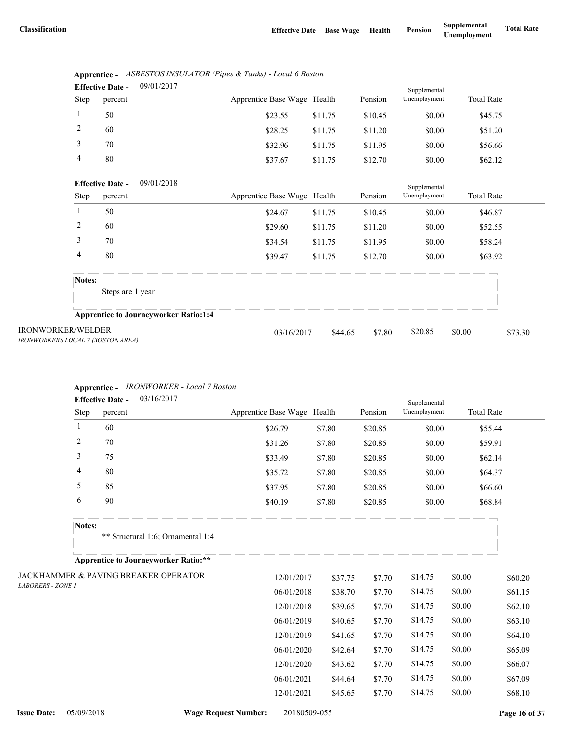| Classification | Effective Date | Base Wage | Health | Pension | Supplemental Unemployment | Total Rate |
|---|---|---|---|---|---|---|

**Apprentice -** *ASBESTOS INSULATOR (Pipes & Tanks) - Local 6 Boston*

**Effective Date -** 09/01/2017

| Step | percent | Apprentice Base Wage | Health | Pension | Supplemental Unemployment | Total Rate |
|---|---|---|---|---|---|---|
| 1 | 50 | $23.55 | $11.75 | $10.45 | $0.00 | $45.75 |
| 2 | 60 | $28.25 | $11.75 | $11.20 | $0.00 | $51.20 |
| 3 | 70 | $32.96 | $11.75 | $11.95 | $0.00 | $56.66 |
| 4 | 80 | $37.67 | $11.75 | $12.70 | $0.00 | $62.12 |

**Effective Date -** 09/01/2018

| Step | percent | Apprentice Base Wage | Health | Pension | Supplemental Unemployment | Total Rate |
|---|---|---|---|---|---|---|
| 1 | 50 | $24.67 | $11.75 | $10.45 | $0.00 | $46.87 |
| 2 | 60 | $29.60 | $11.75 | $11.20 | $0.00 | $52.55 |
| 3 | 70 | $34.54 | $11.75 | $11.95 | $0.00 | $58.24 |
| 4 | 80 | $39.47 | $11.75 | $12.70 | $0.00 | $63.92 |

**Notes:**

Steps are 1 year

**Apprentice to Journeyworker Ratio:1:4**

| Classification | Effective Date | Base Wage | Health | Pension | Supplemental Unemployment | Total Rate |
|---|---|---|---|---|---|---|
| IRONWORKER/WELDER<br>*IRONWORKERS LOCAL 7 (BOSTON AREA)* | 03/16/2017 | $44.65 | $7.80 | $20.85 | $0.00 | $73.30 |

**Apprentice -** *IRONWORKER - Local 7 Boston*

**Effective Date -** 03/16/2017

| Step | percent | Apprentice Base Wage | Health | Pension | Supplemental Unemployment | Total Rate |
|---|---|---|---|---|---|---|
| 1 | 60 | $26.79 | $7.80 | $20.85 | $0.00 | $55.44 |
| 2 | 70 | $31.26 | $7.80 | $20.85 | $0.00 | $59.91 |
| 3 | 75 | $33.49 | $7.80 | $20.85 | $0.00 | $62.14 |
| 4 | 80 | $35.72 | $7.80 | $20.85 | $0.00 | $64.37 |
| 5 | 85 | $37.95 | $7.80 | $20.85 | $0.00 | $66.60 |
| 6 | 90 | $40.19 | $7.80 | $20.85 | $0.00 | $68.84 |

**Notes:**

** Structural 1:6; Ornamental 1:4

**Apprentice to Journeyworker Ratio:****

| Classification | Effective Date | Base Wage | Health | Pension | Supplemental Unemployment | Total Rate |
|---|---|---|---|---|---|---|
| JACKHAMMER & PAVING BREAKER OPERATOR<br>*LABORERS - ZONE 1* | 12/01/2017 | $37.75 | $7.70 | $14.75 | $0.00 | $60.20 |
| | 06/01/2018 | $38.70 | $7.70 | $14.75 | $0.00 | $61.15 |
| | 12/01/2018 | $39.65 | $7.70 | $14.75 | $0.00 | $62.10 |
| | 06/01/2019 | $40.65 | $7.70 | $14.75 | $0.00 | $63.10 |
| | 12/01/2019 | $41.65 | $7.70 | $14.75 | $0.00 | $64.10 |
| | 06/01/2020 | $42.64 | $7.70 | $14.75 | $0.00 | $65.09 |
| | 12/01/2020 | $43.62 | $7.70 | $14.75 | $0.00 | $66.07 |
| | 06/01/2021 | $44.64 | $7.70 | $14.75 | $0.00 | $67.09 |
| | 12/01/2021 | $45.65 | $7.70 | $14.75 | $0.00 | $68.10 |

**Issue Date:** 05/09/2018 **Wage Request Number:** 20180509-055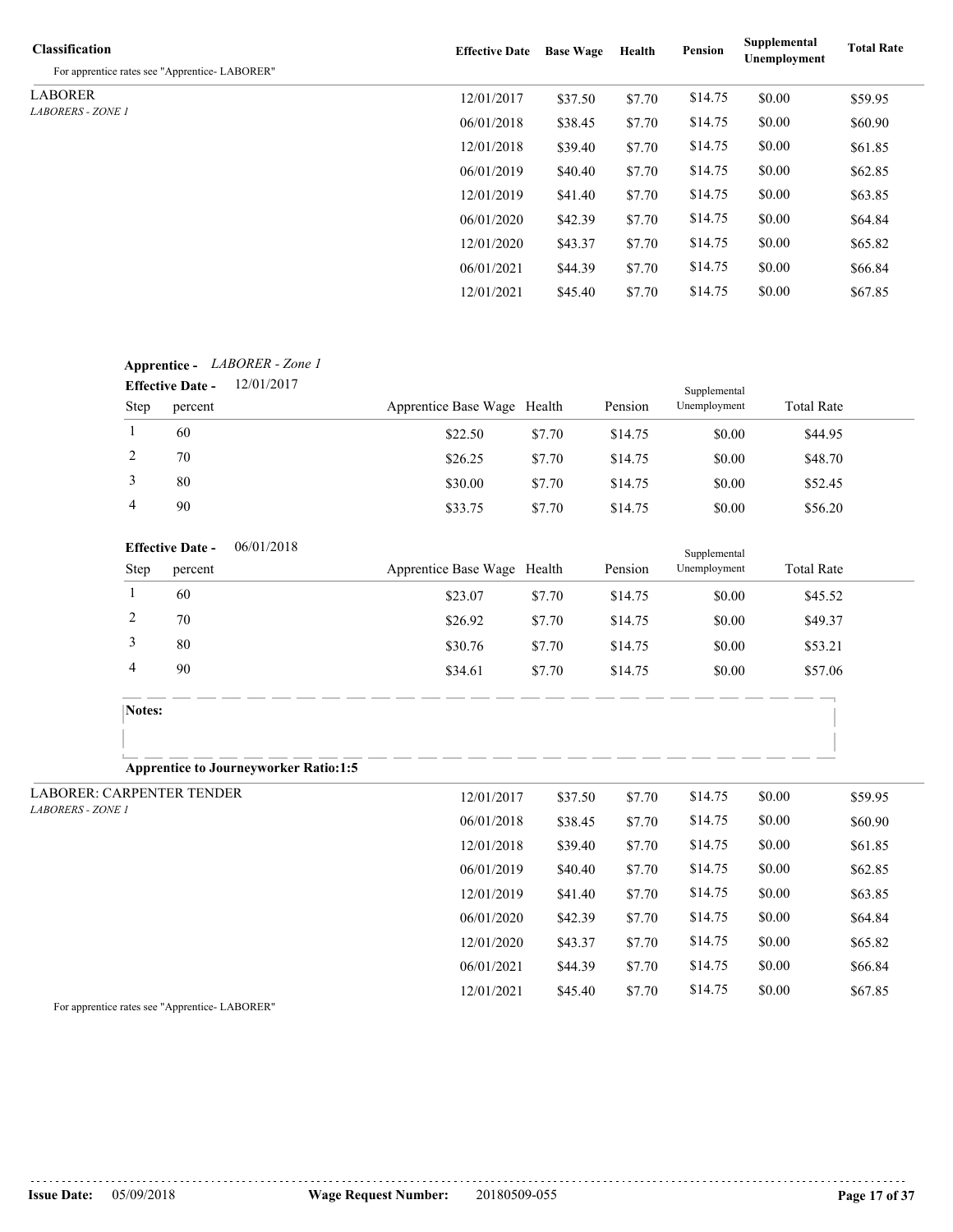| Classification | Effective Date | Base Wage | Health | Pension | Supplemental Unemployment | Total Rate |
|---|---|---|---|---|---|---|
| For apprentice rates see "Apprentice- LABORER" | | | | | | |
| LABORER *LABORERS - ZONE 1* | 12/01/2017 | $37.50 | $7.70 | $14.75 | $0.00 | $59.95 |
| | 06/01/2018 | $38.45 | $7.70 | $14.75 | $0.00 | $60.90 |
| | 12/01/2018 | $39.40 | $7.70 | $14.75 | $0.00 | $61.85 |
| | 06/01/2019 | $40.40 | $7.70 | $14.75 | $0.00 | $62.85 |
| | 12/01/2019 | $41.40 | $7.70 | $14.75 | $0.00 | $63.85 |
| | 06/01/2020 | $42.39 | $7.70 | $14.75 | $0.00 | $64.84 |
| | 12/01/2020 | $43.37 | $7.70 | $14.75 | $0.00 | $65.82 |
| | 06/01/2021 | $44.39 | $7.70 | $14.75 | $0.00 | $66.84 |
| | 12/01/2021 | $45.40 | $7.70 | $14.75 | $0.00 | $67.85 |

**Apprentice -** *LABORER - Zone 1*

**Effective Date -** 12/01/2017

| Step | percent | Apprentice Base Wage | Health | Pension | Supplemental Unemployment | Total Rate |
|---|---|---|---|---|---|---|
| 1 | 60 | $22.50 | $7.70 | $14.75 | $0.00 | $44.95 |
| 2 | 70 | $26.25 | $7.70 | $14.75 | $0.00 | $48.70 |
| 3 | 80 | $30.00 | $7.70 | $14.75 | $0.00 | $52.45 |
| 4 | 90 | $33.75 | $7.70 | $14.75 | $0.00 | $56.20 |

**Effective Date -** 06/01/2018

| Step | percent | Apprentice Base Wage | Health | Pension | Supplemental Unemployment | Total Rate |
|---|---|---|---|---|---|---|
| 1 | 60 | $23.07 | $7.70 | $14.75 | $0.00 | $45.52 |
| 2 | 70 | $26.92 | $7.70 | $14.75 | $0.00 | $49.37 |
| 3 | 80 | $30.76 | $7.70 | $14.75 | $0.00 | $53.21 |
| 4 | 90 | $34.61 | $7.70 | $14.75 | $0.00 | $57.06 |

**Notes:**

**Apprentice to Journeyworker Ratio:1:5**

| Classification | Effective Date | Base Wage | Health | Pension | Supplemental Unemployment | Total Rate |
|---|---|---|---|---|---|---|
| LABORER: CARPENTER TENDER *LABORERS - ZONE 1* | 12/01/2017 | $37.50 | $7.70 | $14.75 | $0.00 | $59.95 |
| | 06/01/2018 | $38.45 | $7.70 | $14.75 | $0.00 | $60.90 |
| | 12/01/2018 | $39.40 | $7.70 | $14.75 | $0.00 | $61.85 |
| | 06/01/2019 | $40.40 | $7.70 | $14.75 | $0.00 | $62.85 |
| | 12/01/2019 | $41.40 | $7.70 | $14.75 | $0.00 | $63.85 |
| | 06/01/2020 | $42.39 | $7.70 | $14.75 | $0.00 | $64.84 |
| | 12/01/2020 | $43.37 | $7.70 | $14.75 | $0.00 | $65.82 |
| | 06/01/2021 | $44.39 | $7.70 | $14.75 | $0.00 | $66.84 |
| | 12/01/2021 | $45.40 | $7.70 | $14.75 | $0.00 | $67.85 |

For apprentice rates see "Apprentice- LABORER"

**Issue Date:** 05/09/2018 **Wage Request Number:** 20180509-055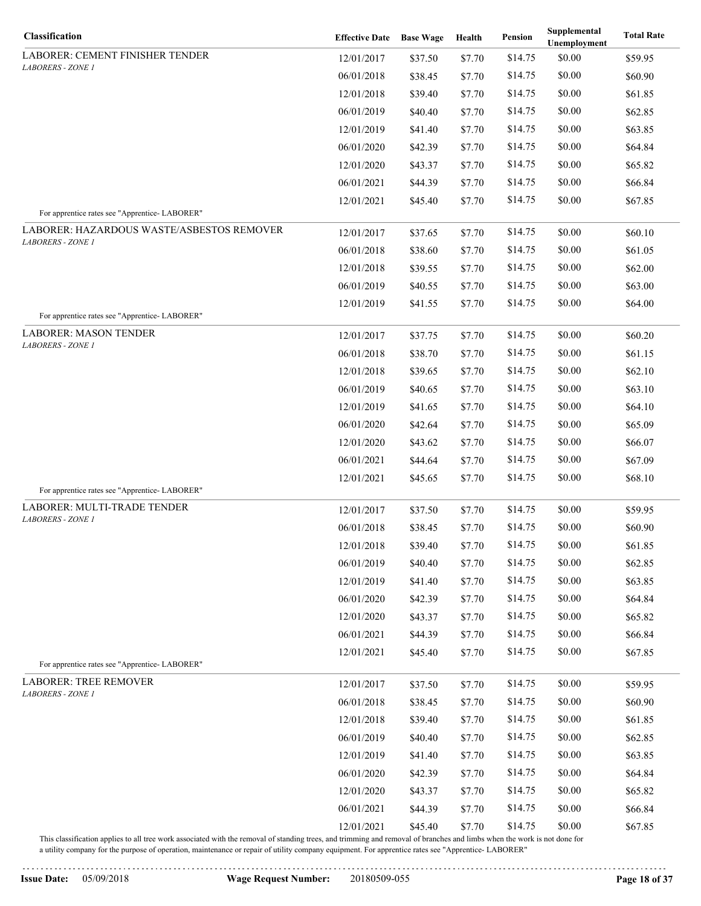| Classification | Effective Date | Base Wage | Health | Pension | Supplemental Unemployment | Total Rate |
|---|---|---|---|---|---|---|
| LABORER: CEMENT FINISHER TENDER | 12/01/2017 | $37.50 | $7.70 | $14.75 | $0.00 | $59.95 |
| *LABORERS - ZONE 1* | 06/01/2018 | $38.45 | $7.70 | $14.75 | $0.00 | $60.90 |
| | 12/01/2018 | $39.40 | $7.70 | $14.75 | $0.00 | $61.85 |
| | 06/01/2019 | $40.40 | $7.70 | $14.75 | $0.00 | $62.85 |
| | 12/01/2019 | $41.40 | $7.70 | $14.75 | $0.00 | $63.85 |
| | 06/01/2020 | $42.39 | $7.70 | $14.75 | $0.00 | $64.84 |
| | 12/01/2020 | $43.37 | $7.70 | $14.75 | $0.00 | $65.82 |
| | 06/01/2021 | $44.39 | $7.70 | $14.75 | $0.00 | $66.84 |
| | 12/01/2021 | $45.40 | $7.70 | $14.75 | $0.00 | $67.85 |
| For apprentice rates see "Apprentice- LABORER" | | | | | | |
| LABORER: HAZARDOUS WASTE/ASBESTOS REMOVER | 12/01/2017 | $37.65 | $7.70 | $14.75 | $0.00 | $60.10 |
| *LABORERS - ZONE 1* | 06/01/2018 | $38.60 | $7.70 | $14.75 | $0.00 | $61.05 |
| | 12/01/2018 | $39.55 | $7.70 | $14.75 | $0.00 | $62.00 |
| | 06/01/2019 | $40.55 | $7.70 | $14.75 | $0.00 | $63.00 |
| | 12/01/2019 | $41.55 | $7.70 | $14.75 | $0.00 | $64.00 |
| For apprentice rates see "Apprentice- LABORER" | | | | | | |
| LABORER: MASON TENDER | 12/01/2017 | $37.75 | $7.70 | $14.75 | $0.00 | $60.20 |
| *LABORERS - ZONE 1* | 06/01/2018 | $38.70 | $7.70 | $14.75 | $0.00 | $61.15 |
| | 12/01/2018 | $39.65 | $7.70 | $14.75 | $0.00 | $62.10 |
| | 06/01/2019 | $40.65 | $7.70 | $14.75 | $0.00 | $63.10 |
| | 12/01/2019 | $41.65 | $7.70 | $14.75 | $0.00 | $64.10 |
| | 06/01/2020 | $42.64 | $7.70 | $14.75 | $0.00 | $65.09 |
| | 12/01/2020 | $43.62 | $7.70 | $14.75 | $0.00 | $66.07 |
| | 06/01/2021 | $44.64 | $7.70 | $14.75 | $0.00 | $67.09 |
| | 12/01/2021 | $45.65 | $7.70 | $14.75 | $0.00 | $68.10 |
| For apprentice rates see "Apprentice- LABORER" | | | | | | |
| LABORER: MULTI-TRADE TENDER | 12/01/2017 | $37.50 | $7.70 | $14.75 | $0.00 | $59.95 |
| *LABORERS - ZONE 1* | 06/01/2018 | $38.45 | $7.70 | $14.75 | $0.00 | $60.90 |
| | 12/01/2018 | $39.40 | $7.70 | $14.75 | $0.00 | $61.85 |
| | 06/01/2019 | $40.40 | $7.70 | $14.75 | $0.00 | $62.85 |
| | 12/01/2019 | $41.40 | $7.70 | $14.75 | $0.00 | $63.85 |
| | 06/01/2020 | $42.39 | $7.70 | $14.75 | $0.00 | $64.84 |
| | 12/01/2020 | $43.37 | $7.70 | $14.75 | $0.00 | $65.82 |
| | 06/01/2021 | $44.39 | $7.70 | $14.75 | $0.00 | $66.84 |
| | 12/01/2021 | $45.40 | $7.70 | $14.75 | $0.00 | $67.85 |
| For apprentice rates see "Apprentice- LABORER" | | | | | | |
| LABORER: TREE REMOVER | 12/01/2017 | $37.50 | $7.70 | $14.75 | $0.00 | $59.95 |
| *LABORERS - ZONE 1* | 06/01/2018 | $38.45 | $7.70 | $14.75 | $0.00 | $60.90 |
| | 12/01/2018 | $39.40 | $7.70 | $14.75 | $0.00 | $61.85 |
| | 06/01/2019 | $40.40 | $7.70 | $14.75 | $0.00 | $62.85 |
| | 12/01/2019 | $41.40 | $7.70 | $14.75 | $0.00 | $63.85 |
| | 06/01/2020 | $42.39 | $7.70 | $14.75 | $0.00 | $64.84 |
| | 12/01/2020 | $43.37 | $7.70 | $14.75 | $0.00 | $65.82 |
| | 06/01/2021 | $44.39 | $7.70 | $14.75 | $0.00 | $66.84 |
| | 12/01/2021 | $45.40 | $7.70 | $14.75 | $0.00 | $67.85 |

This classification applies to all tree work associated with the removal of standing trees, and trimming and removal of branches and limbs when the work is not done for a utility company for the purpose of operation, maintenance or repair of utility company equipment. For apprentice rates see "Apprentice- LABORER"

**Issue Date:** 05/09/2018 **Wage Request Number:** 20180509-055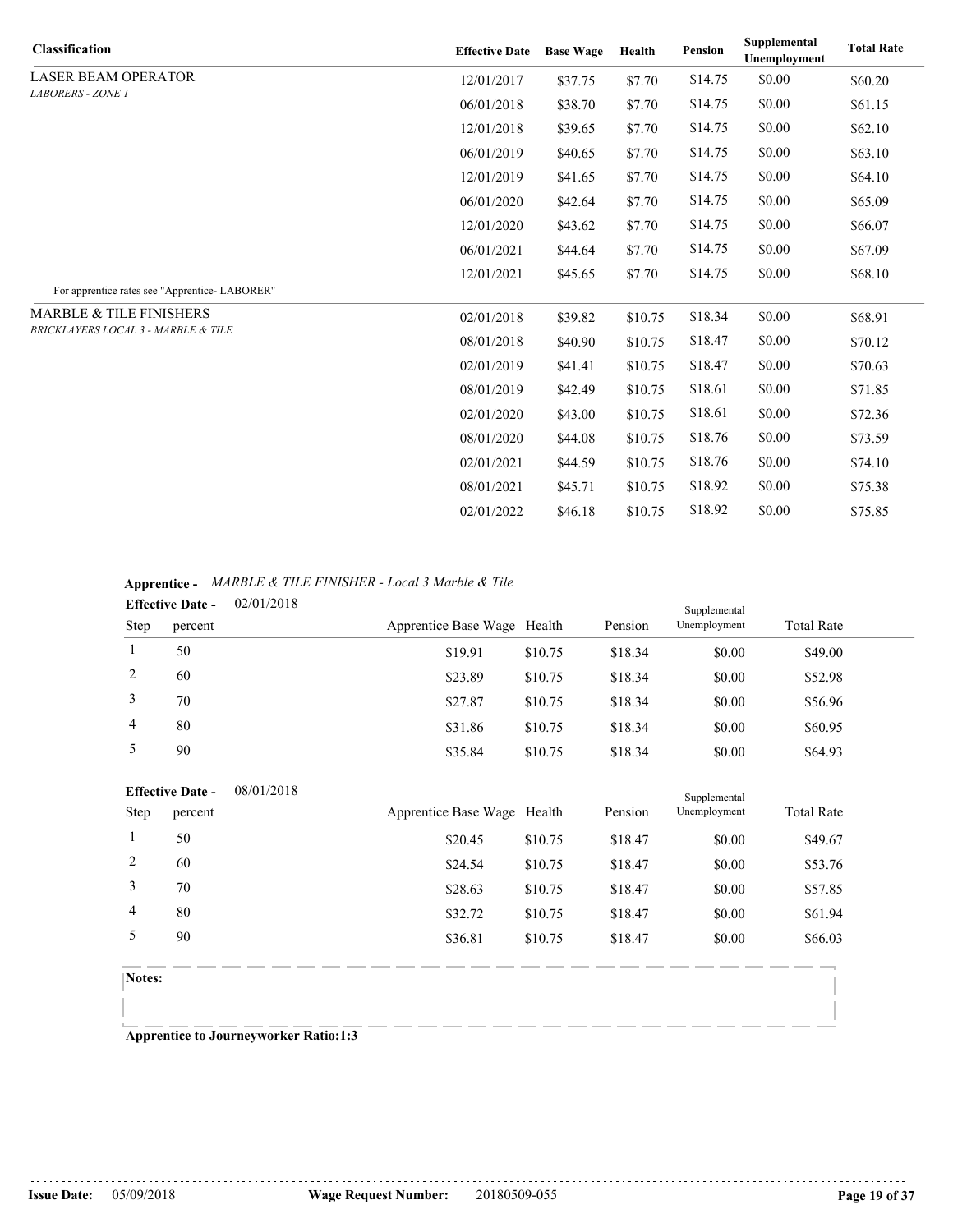| Classification | Effective Date | Base Wage | Health | Pension | Supplemental Unemployment | Total Rate |
|---|---|---|---|---|---|---|
| LASER BEAM OPERATOR *LABORERS - ZONE 1* | 12/01/2017 | $37.75 | $7.70 | $14.75 | $0.00 | $60.20 |
| | 06/01/2018 | $38.70 | $7.70 | $14.75 | $0.00 | $61.15 |
| | 12/01/2018 | $39.65 | $7.70 | $14.75 | $0.00 | $62.10 |
| | 06/01/2019 | $40.65 | $7.70 | $14.75 | $0.00 | $63.10 |
| | 12/01/2019 | $41.65 | $7.70 | $14.75 | $0.00 | $64.10 |
| | 06/01/2020 | $42.64 | $7.70 | $14.75 | $0.00 | $65.09 |
| | 12/01/2020 | $43.62 | $7.70 | $14.75 | $0.00 | $66.07 |
| | 06/01/2021 | $44.64 | $7.70 | $14.75 | $0.00 | $67.09 |
| | 12/01/2021 | $45.65 | $7.70 | $14.75 | $0.00 | $68.10 |

For apprentice rates see "Apprentice- LABORER"

| Classification | Effective Date | Base Wage | Health | Pension | Supplemental Unemployment | Total Rate |
|---|---|---|---|---|---|---|
| MARBLE & TILE FINISHERS *BRICKLAYERS LOCAL 3 - MARBLE & TILE* | 02/01/2018 | $39.82 | $10.75 | $18.34 | $0.00 | $68.91 |
| | 08/01/2018 | $40.90 | $10.75 | $18.47 | $0.00 | $70.12 |
| | 02/01/2019 | $41.41 | $10.75 | $18.47 | $0.00 | $70.63 |
| | 08/01/2019 | $42.49 | $10.75 | $18.61 | $0.00 | $71.85 |
| | 02/01/2020 | $43.00 | $10.75 | $18.61 | $0.00 | $72.36 |
| | 08/01/2020 | $44.08 | $10.75 | $18.76 | $0.00 | $73.59 |
| | 02/01/2021 | $44.59 | $10.75 | $18.76 | $0.00 | $74.10 |
| | 08/01/2021 | $45.71 | $10.75 | $18.92 | $0.00 | $75.38 |
| | 02/01/2022 | $46.18 | $10.75 | $18.92 | $0.00 | $75.85 |

**Apprentice -** *MARBLE & TILE FINISHER - Local 3 Marble & Tile*

**Effective Date -** 02/01/2018

| Step | percent | Apprentice Base Wage | Health | Pension | Supplemental Unemployment | Total Rate |
|---|---|---|---|---|---|---|
| 1 | 50 | $19.91 | $10.75 | $18.34 | $0.00 | $49.00 |
| 2 | 60 | $23.89 | $10.75 | $18.34 | $0.00 | $52.98 |
| 3 | 70 | $27.87 | $10.75 | $18.34 | $0.00 | $56.96 |
| 4 | 80 | $31.86 | $10.75 | $18.34 | $0.00 | $60.95 |
| 5 | 90 | $35.84 | $10.75 | $18.34 | $0.00 | $64.93 |

**Effective Date -** 08/01/2018

| Step | percent | Apprentice Base Wage | Health | Pension | Supplemental Unemployment | Total Rate |
|---|---|---|---|---|---|---|
| 1 | 50 | $20.45 | $10.75 | $18.47 | $0.00 | $49.67 |
| 2 | 60 | $24.54 | $10.75 | $18.47 | $0.00 | $53.76 |
| 3 | 70 | $28.63 | $10.75 | $18.47 | $0.00 | $57.85 |
| 4 | 80 | $32.72 | $10.75 | $18.47 | $0.00 | $61.94 |
| 5 | 90 | $36.81 | $10.75 | $18.47 | $0.00 | $66.03 |

**Notes:**

**Apprentice to Journeyworker Ratio:1:3**

**Issue Date:** 05/09/2018 **Wage Request Number:** 20180509-055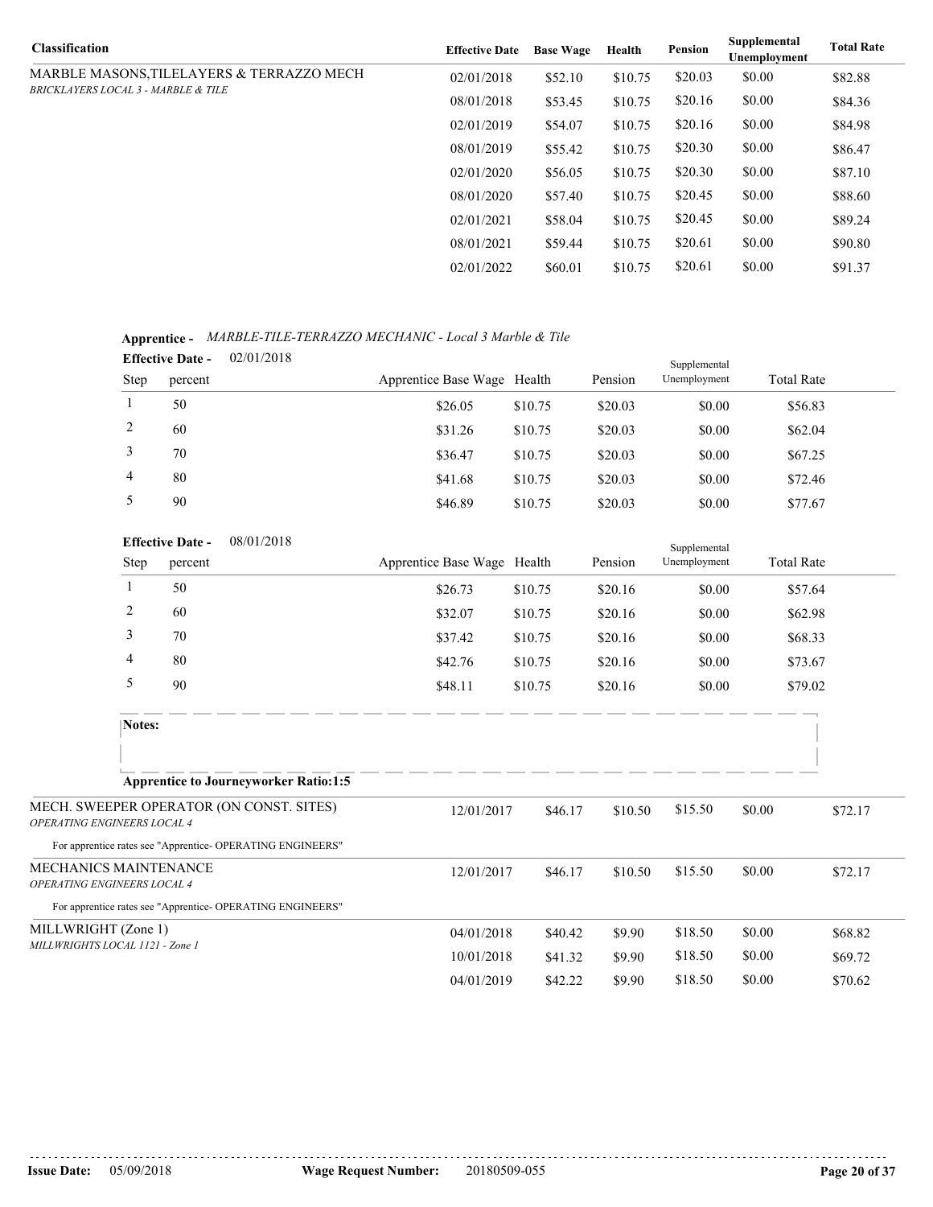| Classification | Effective Date | Base Wage | Health | Pension | Supplemental Unemployment | Total Rate |
|---|---|---|---|---|---|---|
| MARBLE MASONS,TILELAYERS & TERRAZZO MECH *BRICKLAYERS LOCAL 3 - MARBLE & TILE* | 02/01/2018 | $52.10 | $10.75 | $20.03 | $0.00 | $82.88 |
| | 08/01/2018 | $53.45 | $10.75 | $20.16 | $0.00 | $84.36 |
| | 02/01/2019 | $54.07 | $10.75 | $20.16 | $0.00 | $84.98 |
| | 08/01/2019 | $55.42 | $10.75 | $20.30 | $0.00 | $86.47 |
| | 02/01/2020 | $56.05 | $10.75 | $20.30 | $0.00 | $87.10 |
| | 08/01/2020 | $57.40 | $10.75 | $20.45 | $0.00 | $88.60 |
| | 02/01/2021 | $58.04 | $10.75 | $20.45 | $0.00 | $89.24 |
| | 08/01/2021 | $59.44 | $10.75 | $20.61 | $0.00 | $90.80 |
| | 02/01/2022 | $60.01 | $10.75 | $20.61 | $0.00 | $91.37 |

**Apprentice -** *MARBLE-TILE-TERRAZZO MECHANIC - Local 3 Marble & Tile*

**Effective Date -** 02/01/2018

| Step | percent | Apprentice Base Wage | Health | Pension | Supplemental Unemployment | Total Rate |
|---|---|---|---|---|---|---|
| 1 | 50 | $26.05 | $10.75 | $20.03 | $0.00 | $56.83 |
| 2 | 60 | $31.26 | $10.75 | $20.03 | $0.00 | $62.04 |
| 3 | 70 | $36.47 | $10.75 | $20.03 | $0.00 | $67.25 |
| 4 | 80 | $41.68 | $10.75 | $20.03 | $0.00 | $72.46 |
| 5 | 90 | $46.89 | $10.75 | $20.03 | $0.00 | $77.67 |

**Effective Date -** 08/01/2018

| Step | percent | Apprentice Base Wage | Health | Pension | Supplemental Unemployment | Total Rate |
|---|---|---|---|---|---|---|
| 1 | 50 | $26.73 | $10.75 | $20.16 | $0.00 | $57.64 |
| 2 | 60 | $32.07 | $10.75 | $20.16 | $0.00 | $62.98 |
| 3 | 70 | $37.42 | $10.75 | $20.16 | $0.00 | $68.33 |
| 4 | 80 | $42.76 | $10.75 | $20.16 | $0.00 | $73.67 |
| 5 | 90 | $48.11 | $10.75 | $20.16 | $0.00 | $79.02 |

**Notes:**

**Apprentice to Journeyworker Ratio:1:5**

| Classification | Effective Date | Base Wage | Health | Pension | Supplemental Unemployment | Total Rate |
|---|---|---|---|---|---|---|
| MECH. SWEEPER OPERATOR (ON CONST. SITES) *OPERATING ENGINEERS LOCAL 4* | 12/01/2017 | $46.17 | $10.50 | $15.50 | $0.00 | $72.17 |

For apprentice rates see "Apprentice- OPERATING ENGINEERS"

| Classification | Effective Date | Base Wage | Health | Pension | Supplemental Unemployment | Total Rate |
|---|---|---|---|---|---|---|
| MECHANICS MAINTENANCE *OPERATING ENGINEERS LOCAL 4* | 12/01/2017 | $46.17 | $10.50 | $15.50 | $0.00 | $72.17 |

For apprentice rates see "Apprentice- OPERATING ENGINEERS"

| Classification | Effective Date | Base Wage | Health | Pension | Supplemental Unemployment | Total Rate |
|---|---|---|---|---|---|---|
| MILLWRIGHT (Zone 1) *MILLWRIGHTS LOCAL 1121 - Zone 1* | 04/01/2018 | $40.42 | $9.90 | $18.50 | $0.00 | $68.82 |
| | 10/01/2018 | $41.32 | $9.90 | $18.50 | $0.00 | $69.72 |
| | 04/01/2019 | $42.22 | $9.90 | $18.50 | $0.00 | $70.62 |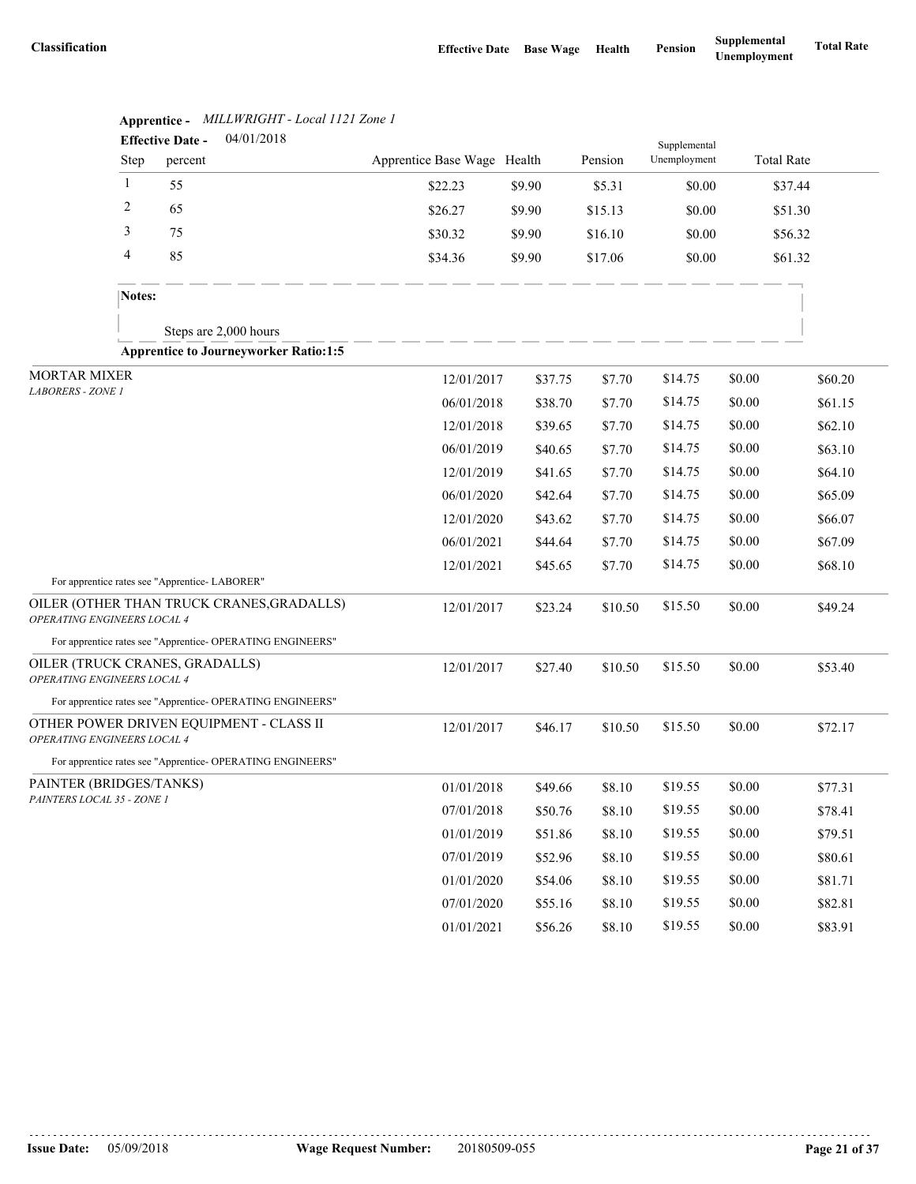| Classification | Effective Date | Base Wage | Health | Pension | Supplemental Unemployment | Total Rate |
|---|---|---|---|---|---|---|

**Apprentice -** *MILLWRIGHT - Local 1121 Zone 1*

**Effective Date -** 04/01/2018

| Step | percent | Apprentice Base Wage | Health | Pension | Supplemental Unemployment | Total Rate |
|---|---|---|---|---|---|---|
| 1 | 55 | $22.23 | $9.90 | $5.31 | $0.00 | $37.44 |
| 2 | 65 | $26.27 | $9.90 | $15.13 | $0.00 | $51.30 |
| 3 | 75 | $30.32 | $9.90 | $16.10 | $0.00 | $56.32 |
| 4 | 85 | $34.36 | $9.90 | $17.06 | $0.00 | $61.32 |

**Notes:**

Steps are 2,000 hours

**Apprentice to Journeyworker Ratio:1:5**

| Classification | Effective Date | Base Wage | Health | Pension | Supplemental Unemployment | Total Rate |
|---|---|---|---|---|---|---|
| MORTAR MIXER<br>*LABORERS - ZONE 1* | 12/01/2017 | $37.75 | $7.70 | $14.75 | $0.00 | $60.20 |
| | 06/01/2018 | $38.70 | $7.70 | $14.75 | $0.00 | $61.15 |
| | 12/01/2018 | $39.65 | $7.70 | $14.75 | $0.00 | $62.10 |
| | 06/01/2019 | $40.65 | $7.70 | $14.75 | $0.00 | $63.10 |
| | 12/01/2019 | $41.65 | $7.70 | $14.75 | $0.00 | $64.10 |
| | 06/01/2020 | $42.64 | $7.70 | $14.75 | $0.00 | $65.09 |
| | 12/01/2020 | $43.62 | $7.70 | $14.75 | $0.00 | $66.07 |
| | 06/01/2021 | $44.64 | $7.70 | $14.75 | $0.00 | $67.09 |
| | 12/01/2021 | $45.65 | $7.70 | $14.75 | $0.00 | $68.10 |
| For apprentice rates see "Apprentice- LABORER" | | | | | | |
| OILER (OTHER THAN TRUCK CRANES,GRADALLS)<br>*OPERATING ENGINEERS LOCAL 4* | 12/01/2017 | $23.24 | $10.50 | $15.50 | $0.00 | $49.24 |
| For apprentice rates see "Apprentice- OPERATING ENGINEERS" | | | | | | |
| OILER (TRUCK CRANES, GRADALLS)<br>*OPERATING ENGINEERS LOCAL 4* | 12/01/2017 | $27.40 | $10.50 | $15.50 | $0.00 | $53.40 |
| For apprentice rates see "Apprentice- OPERATING ENGINEERS" | | | | | | |
| OTHER POWER DRIVEN EQUIPMENT - CLASS II<br>*OPERATING ENGINEERS LOCAL 4* | 12/01/2017 | $46.17 | $10.50 | $15.50 | $0.00 | $72.17 |
| For apprentice rates see "Apprentice- OPERATING ENGINEERS" | | | | | | |
| PAINTER (BRIDGES/TANKS)<br>*PAINTERS LOCAL 35 - ZONE 1* | 01/01/2018 | $49.66 | $8.10 | $19.55 | $0.00 | $77.31 |
| | 07/01/2018 | $50.76 | $8.10 | $19.55 | $0.00 | $78.41 |
| | 01/01/2019 | $51.86 | $8.10 | $19.55 | $0.00 | $79.51 |
| | 07/01/2019 | $52.96 | $8.10 | $19.55 | $0.00 | $80.61 |
| | 01/01/2020 | $54.06 | $8.10 | $19.55 | $0.00 | $81.71 |
| | 07/01/2020 | $55.16 | $8.10 | $19.55 | $0.00 | $82.81 |
| | 01/01/2021 | $56.26 | $8.10 | $19.55 | $0.00 | $83.91 |

**Issue Date:** 05/09/2018 **Wage Request Number:** 20180509-055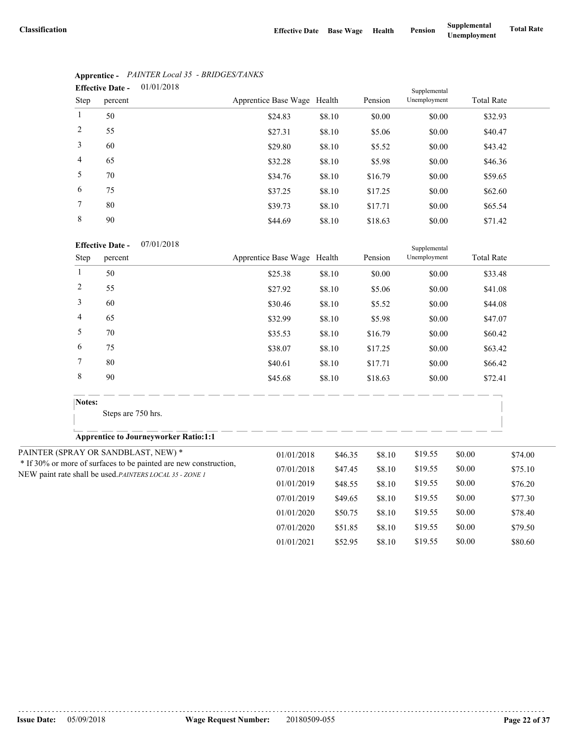| Classification | Effective Date | Base Wage | Health | Pension | Supplemental Unemployment | Total Rate |
|---|---|---|---|---|---|---|

**Apprentice -** *PAINTER Local 35 - BRIDGES/TANKS*

**Effective Date -** 01/01/2018

| Step | percent | Apprentice Base Wage | Health | Pension | Supplemental Unemployment | Total Rate |
|---|---|---|---|---|---|---|
| 1 | 50 | $24.83 | $8.10 | $0.00 | $0.00 | $32.93 |
| 2 | 55 | $27.31 | $8.10 | $5.06 | $0.00 | $40.47 |
| 3 | 60 | $29.80 | $8.10 | $5.52 | $0.00 | $43.42 |
| 4 | 65 | $32.28 | $8.10 | $5.98 | $0.00 | $46.36 |
| 5 | 70 | $34.76 | $8.10 | $16.79 | $0.00 | $59.65 |
| 6 | 75 | $37.25 | $8.10 | $17.25 | $0.00 | $62.60 |
| 7 | 80 | $39.73 | $8.10 | $17.71 | $0.00 | $65.54 |
| 8 | 90 | $44.69 | $8.10 | $18.63 | $0.00 | $71.42 |

**Effective Date -** 07/01/2018

| Step | percent | Apprentice Base Wage | Health | Pension | Supplemental Unemployment | Total Rate |
|---|---|---|---|---|---|---|
| 1 | 50 | $25.38 | $8.10 | $0.00 | $0.00 | $33.48 |
| 2 | 55 | $27.92 | $8.10 | $5.06 | $0.00 | $41.08 |
| 3 | 60 | $30.46 | $8.10 | $5.52 | $0.00 | $44.08 |
| 4 | 65 | $32.99 | $8.10 | $5.98 | $0.00 | $47.07 |
| 5 | 70 | $35.53 | $8.10 | $16.79 | $0.00 | $60.42 |
| 6 | 75 | $38.07 | $8.10 | $17.25 | $0.00 | $63.42 |
| 7 | 80 | $40.61 | $8.10 | $17.71 | $0.00 | $66.42 |
| 8 | 90 | $45.68 | $8.10 | $18.63 | $0.00 | $72.41 |

**Notes:**

Steps are 750 hrs.

**Apprentice to Journeyworker Ratio:1:1**

| Classification | Effective Date | Base Wage | Health | Pension | Supplemental Unemployment | Total Rate |
|---|---|---|---|---|---|---|
| PAINTER (SPRAY OR SANDBLAST, NEW) * <br> * If 30% or more of surfaces to be painted are new construction, NEW paint rate shall be used. *PAINTERS LOCAL 35 - ZONE 1* | 01/01/2018 | $46.35 | $8.10 | $19.55 | $0.00 | $74.00 |
| | 07/01/2018 | $47.45 | $8.10 | $19.55 | $0.00 | $75.10 |
| | 01/01/2019 | $48.55 | $8.10 | $19.55 | $0.00 | $76.20 |
| | 07/01/2019 | $49.65 | $8.10 | $19.55 | $0.00 | $77.30 |
| | 01/01/2020 | $50.75 | $8.10 | $19.55 | $0.00 | $78.40 |
| | 07/01/2020 | $51.85 | $8.10 | $19.55 | $0.00 | $79.50 |
| | 01/01/2021 | $52.95 | $8.10 | $19.55 | $0.00 | $80.60 |

**Issue Date:** 05/09/2018 **Wage Request Number:** 20180509-055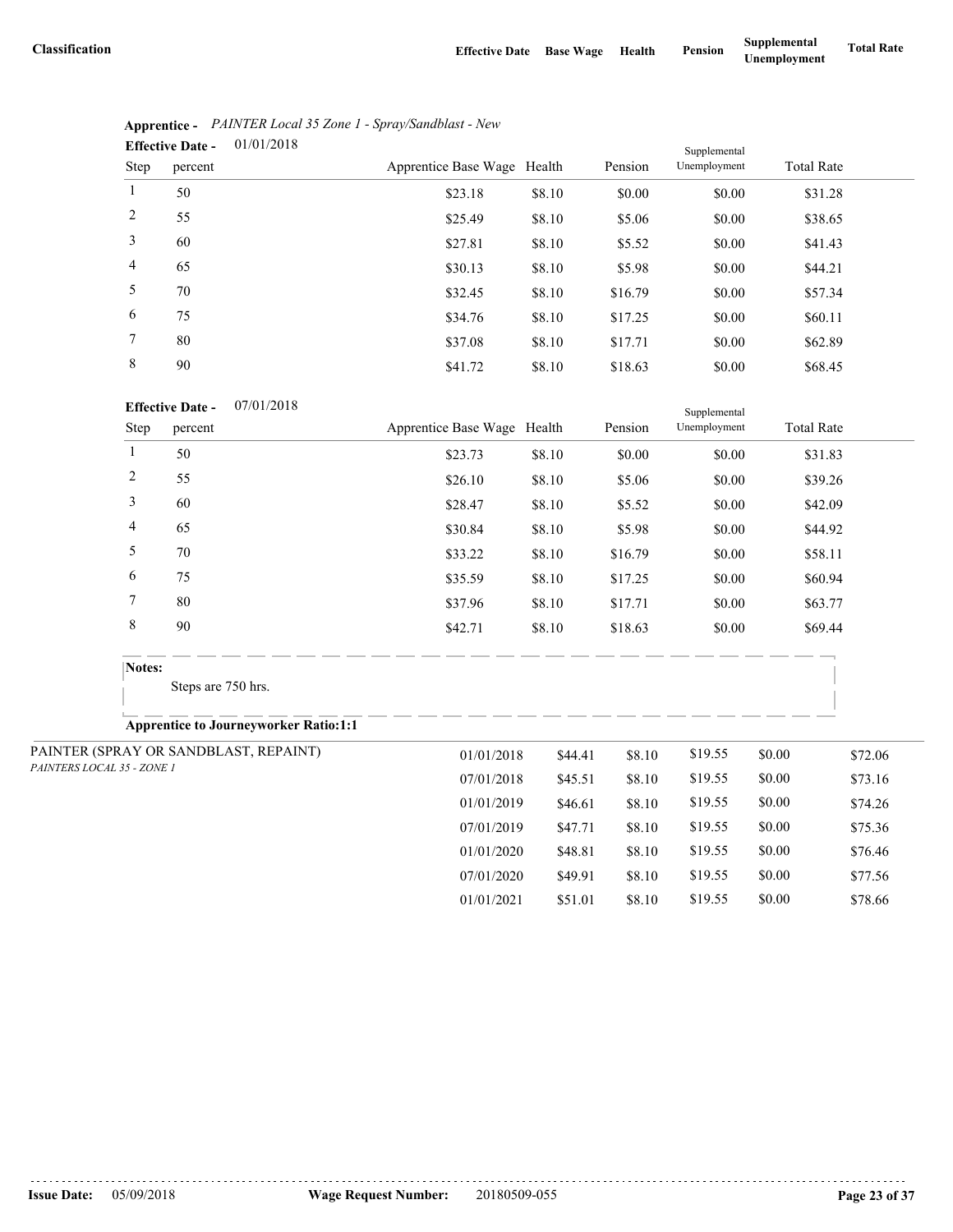| Classification | Effective Date | Base Wage | Health | Pension | Supplemental Unemployment | Total Rate |
|---|---|---|---|---|---|---|

**Apprentice -** *PAINTER Local 35 Zone 1 - Spray/Sandblast - New*

**Effective Date -** 01/01/2018

| Step | percent | Apprentice Base Wage | Health | Pension | Supplemental Unemployment | Total Rate |
|---|---|---|---|---|---|---|
| 1 | 50 | $23.18 | $8.10 | $0.00 | $0.00 | $31.28 |
| 2 | 55 | $25.49 | $8.10 | $5.06 | $0.00 | $38.65 |
| 3 | 60 | $27.81 | $8.10 | $5.52 | $0.00 | $41.43 |
| 4 | 65 | $30.13 | $8.10 | $5.98 | $0.00 | $44.21 |
| 5 | 70 | $32.45 | $8.10 | $16.79 | $0.00 | $57.34 |
| 6 | 75 | $34.76 | $8.10 | $17.25 | $0.00 | $60.11 |
| 7 | 80 | $37.08 | $8.10 | $17.71 | $0.00 | $62.89 |
| 8 | 90 | $41.72 | $8.10 | $18.63 | $0.00 | $68.45 |

**Effective Date -** 07/01/2018

| Step | percent | Apprentice Base Wage | Health | Pension | Supplemental Unemployment | Total Rate |
|---|---|---|---|---|---|---|
| 1 | 50 | $23.73 | $8.10 | $0.00 | $0.00 | $31.83 |
| 2 | 55 | $26.10 | $8.10 | $5.06 | $0.00 | $39.26 |
| 3 | 60 | $28.47 | $8.10 | $5.52 | $0.00 | $42.09 |
| 4 | 65 | $30.84 | $8.10 | $5.98 | $0.00 | $44.92 |
| 5 | 70 | $33.22 | $8.10 | $16.79 | $0.00 | $58.11 |
| 6 | 75 | $35.59 | $8.10 | $17.25 | $0.00 | $60.94 |
| 7 | 80 | $37.96 | $8.10 | $17.71 | $0.00 | $63.77 |
| 8 | 90 | $42.71 | $8.10 | $18.63 | $0.00 | $69.44 |

**Notes:**

Steps are 750 hrs.

**Apprentice to Journeyworker Ratio:1:1**

| Classification | Effective Date | Base Wage | Health | Pension | Supplemental Unemployment | Total Rate |
|---|---|---|---|---|---|---|
| PAINTER (SPRAY OR SANDBLAST, REPAINT) *PAINTERS LOCAL 35 - ZONE 1* | 01/01/2018 | $44.41 | $8.10 | $19.55 | $0.00 | $72.06 |
| | 07/01/2018 | $45.51 | $8.10 | $19.55 | $0.00 | $73.16 |
| | 01/01/2019 | $46.61 | $8.10 | $19.55 | $0.00 | $74.26 |
| | 07/01/2019 | $47.71 | $8.10 | $19.55 | $0.00 | $75.36 |
| | 01/01/2020 | $48.81 | $8.10 | $19.55 | $0.00 | $76.46 |
| | 07/01/2020 | $49.91 | $8.10 | $19.55 | $0.00 | $77.56 |
| | 01/01/2021 | $51.01 | $8.10 | $19.55 | $0.00 | $78.66 |

**Issue Date:** 05/09/2018 **Wage Request Number:** 20180509-055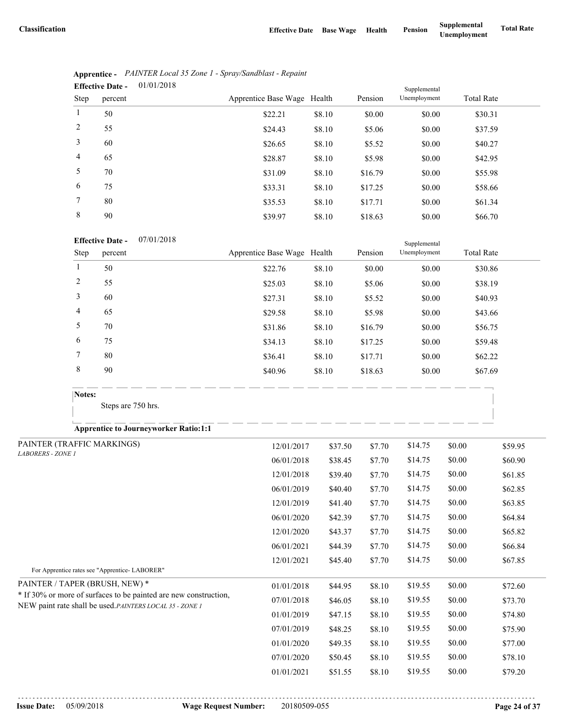| Classification | Effective Date | Base Wage | Health | Pension | Supplemental Unemployment | Total Rate |
|---|---|---|---|---|---|---|

**Apprentice -** *PAINTER Local 35 Zone 1 - Spray/Sandblast - Repaint*

**Effective Date -** 01/01/2018

| Step | percent | Apprentice Base Wage | Health | Pension | Supplemental Unemployment | Total Rate |
|---|---|---|---|---|---|---|
| 1 | 50 | $22.21 | $8.10 | $0.00 | $0.00 | $30.31 |
| 2 | 55 | $24.43 | $8.10 | $5.06 | $0.00 | $37.59 |
| 3 | 60 | $26.65 | $8.10 | $5.52 | $0.00 | $40.27 |
| 4 | 65 | $28.87 | $8.10 | $5.98 | $0.00 | $42.95 |
| 5 | 70 | $31.09 | $8.10 | $16.79 | $0.00 | $55.98 |
| 6 | 75 | $33.31 | $8.10 | $17.25 | $0.00 | $58.66 |
| 7 | 80 | $35.53 | $8.10 | $17.71 | $0.00 | $61.34 |
| 8 | 90 | $39.97 | $8.10 | $18.63 | $0.00 | $66.70 |

**Effective Date -** 07/01/2018

| Step | percent | Apprentice Base Wage | Health | Pension | Supplemental Unemployment | Total Rate |
|---|---|---|---|---|---|---|
| 1 | 50 | $22.76 | $8.10 | $0.00 | $0.00 | $30.86 |
| 2 | 55 | $25.03 | $8.10 | $5.06 | $0.00 | $38.19 |
| 3 | 60 | $27.31 | $8.10 | $5.52 | $0.00 | $40.93 |
| 4 | 65 | $29.58 | $8.10 | $5.98 | $0.00 | $43.66 |
| 5 | 70 | $31.86 | $8.10 | $16.79 | $0.00 | $56.75 |
| 6 | 75 | $34.13 | $8.10 | $17.25 | $0.00 | $59.48 |
| 7 | 80 | $36.41 | $8.10 | $17.71 | $0.00 | $62.22 |
| 8 | 90 | $40.96 | $8.10 | $18.63 | $0.00 | $67.69 |

**Notes:**

Steps are 750 hrs.

**Apprentice to Journeyworker Ratio:1:1**

| Classification | Effective Date | Base Wage | Health | Pension | Supplemental Unemployment | Total Rate |
|---|---|---|---|---|---|---|
| PAINTER (TRAFFIC MARKINGS) *LABORERS - ZONE 1* | 12/01/2017 | $37.50 | $7.70 | $14.75 | $0.00 | $59.95 |
| | 06/01/2018 | $38.45 | $7.70 | $14.75 | $0.00 | $60.90 |
| | 12/01/2018 | $39.40 | $7.70 | $14.75 | $0.00 | $61.85 |
| | 06/01/2019 | $40.40 | $7.70 | $14.75 | $0.00 | $62.85 |
| | 12/01/2019 | $41.40 | $7.70 | $14.75 | $0.00 | $63.85 |
| | 06/01/2020 | $42.39 | $7.70 | $14.75 | $0.00 | $64.84 |
| | 12/01/2020 | $43.37 | $7.70 | $14.75 | $0.00 | $65.82 |
| | 06/01/2021 | $44.39 | $7.70 | $14.75 | $0.00 | $66.84 |
| | 12/01/2021 | $45.40 | $7.70 | $14.75 | $0.00 | $67.85 |
| For Apprentice rates see "Apprentice- LABORER" | | | | | | |
| PAINTER / TAPER (BRUSH, NEW) * <br>* If 30% or more of surfaces to be painted are new construction, NEW paint rate shall be used. *PAINTERS LOCAL 35 - ZONE 1* | 01/01/2018 | $44.95 | $8.10 | $19.55 | $0.00 | $72.60 |
| | 07/01/2018 | $46.05 | $8.10 | $19.55 | $0.00 | $73.70 |
| | 01/01/2019 | $47.15 | $8.10 | $19.55 | $0.00 | $74.80 |
| | 07/01/2019 | $48.25 | $8.10 | $19.55 | $0.00 | $75.90 |
| | 01/01/2020 | $49.35 | $8.10 | $19.55 | $0.00 | $77.00 |
| | 07/01/2020 | $50.45 | $8.10 | $19.55 | $0.00 | $78.10 |
| | 01/01/2021 | $51.55 | $8.10 | $19.55 | $0.00 | $79.20 |

**Issue Date:** 05/09/2018 **Wage Request Number:** 20180509-055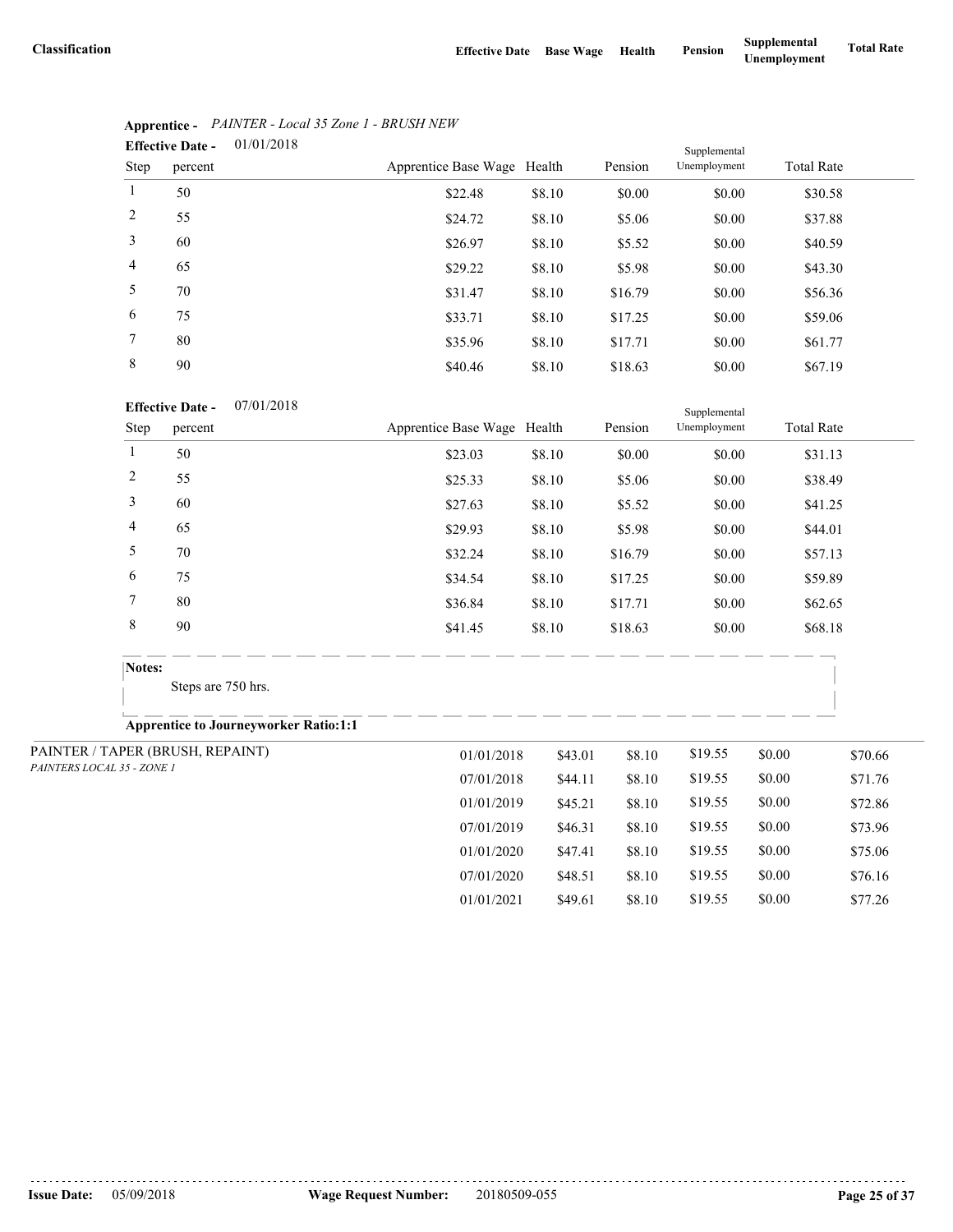| Classification | Effective Date | Base Wage | Health | Pension | Supplemental Unemployment | Total Rate |
|---|---|---|---|---|---|---|

**Apprentice -** *PAINTER - Local 35 Zone 1 - BRUSH NEW*

**Effective Date -** 01/01/2018

| Step | percent | Apprentice Base Wage | Health | Pension | Supplemental Unemployment | Total Rate |
|---|---|---|---|---|---|---|
| 1 | 50 | $22.48 | $8.10 | $0.00 | $0.00 | $30.58 |
| 2 | 55 | $24.72 | $8.10 | $5.06 | $0.00 | $37.88 |
| 3 | 60 | $26.97 | $8.10 | $5.52 | $0.00 | $40.59 |
| 4 | 65 | $29.22 | $8.10 | $5.98 | $0.00 | $43.30 |
| 5 | 70 | $31.47 | $8.10 | $16.79 | $0.00 | $56.36 |
| 6 | 75 | $33.71 | $8.10 | $17.25 | $0.00 | $59.06 |
| 7 | 80 | $35.96 | $8.10 | $17.71 | $0.00 | $61.77 |
| 8 | 90 | $40.46 | $8.10 | $18.63 | $0.00 | $67.19 |

**Effective Date -** 07/01/2018

| Step | percent | Apprentice Base Wage | Health | Pension | Supplemental Unemployment | Total Rate |
|---|---|---|---|---|---|---|
| 1 | 50 | $23.03 | $8.10 | $0.00 | $0.00 | $31.13 |
| 2 | 55 | $25.33 | $8.10 | $5.06 | $0.00 | $38.49 |
| 3 | 60 | $27.63 | $8.10 | $5.52 | $0.00 | $41.25 |
| 4 | 65 | $29.93 | $8.10 | $5.98 | $0.00 | $44.01 |
| 5 | 70 | $32.24 | $8.10 | $16.79 | $0.00 | $57.13 |
| 6 | 75 | $34.54 | $8.10 | $17.25 | $0.00 | $59.89 |
| 7 | 80 | $36.84 | $8.10 | $17.71 | $0.00 | $62.65 |
| 8 | 90 | $41.45 | $8.10 | $18.63 | $0.00 | $68.18 |

**Notes:**

Steps are 750 hrs.

**Apprentice to Journeyworker Ratio:1:1**

| Classification | Effective Date | Base Wage | Health | Pension | Supplemental Unemployment | Total Rate |
|---|---|---|---|---|---|---|
| PAINTER / TAPER (BRUSH, REPAINT) *PAINTERS LOCAL 35 - ZONE 1* | 01/01/2018 | $43.01 | $8.10 | $19.55 | $0.00 | $70.66 |
| | 07/01/2018 | $44.11 | $8.10 | $19.55 | $0.00 | $71.76 |
| | 01/01/2019 | $45.21 | $8.10 | $19.55 | $0.00 | $72.86 |
| | 07/01/2019 | $46.31 | $8.10 | $19.55 | $0.00 | $73.96 |
| | 01/01/2020 | $47.41 | $8.10 | $19.55 | $0.00 | $75.06 |
| | 07/01/2020 | $48.51 | $8.10 | $19.55 | $0.00 | $76.16 |
| | 01/01/2021 | $49.61 | $8.10 | $19.55 | $0.00 | $77.26 |

**Issue Date:** 05/09/2018 **Wage Request Number:** 20180509-055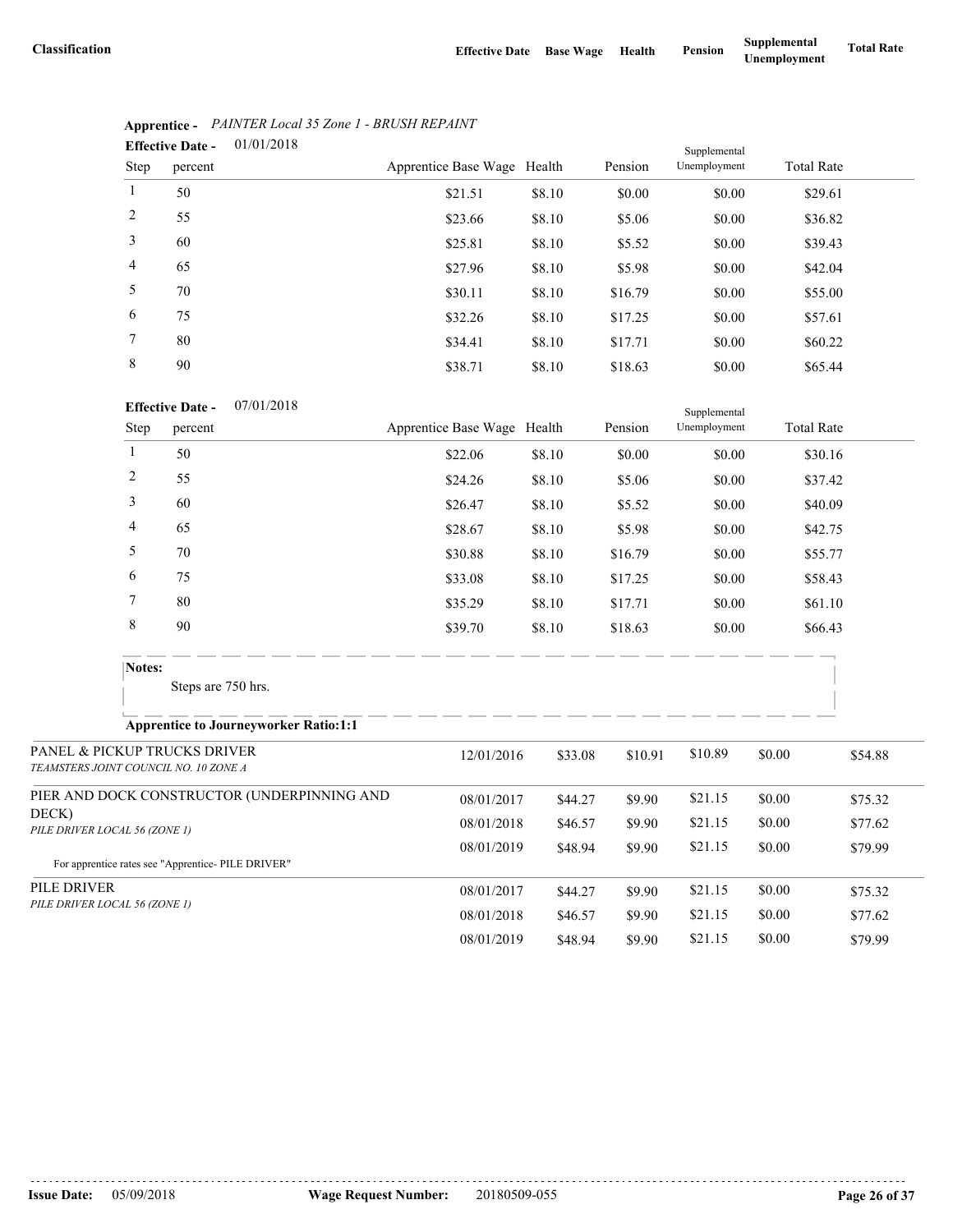| Classification | Effective Date | Base Wage | Health | Pension | Supplemental Unemployment | Total Rate |
|---|---|---|---|---|---|---|

**Apprentice -** *PAINTER Local 35 Zone 1 - BRUSH REPAINT*

**Effective Date -** 01/01/2018

| Step | percent | Apprentice Base Wage | Health | Pension | Supplemental Unemployment | Total Rate |
|---|---|---|---|---|---|---|
| 1 | 50 | $21.51 | $8.10 | $0.00 | $0.00 | $29.61 |
| 2 | 55 | $23.66 | $8.10 | $5.06 | $0.00 | $36.82 |
| 3 | 60 | $25.81 | $8.10 | $5.52 | $0.00 | $39.43 |
| 4 | 65 | $27.96 | $8.10 | $5.98 | $0.00 | $42.04 |
| 5 | 70 | $30.11 | $8.10 | $16.79 | $0.00 | $55.00 |
| 6 | 75 | $32.26 | $8.10 | $17.25 | $0.00 | $57.61 |
| 7 | 80 | $34.41 | $8.10 | $17.71 | $0.00 | $60.22 |
| 8 | 90 | $38.71 | $8.10 | $18.63 | $0.00 | $65.44 |

**Effective Date -** 07/01/2018

| Step | percent | Apprentice Base Wage | Health | Pension | Supplemental Unemployment | Total Rate |
|---|---|---|---|---|---|---|
| 1 | 50 | $22.06 | $8.10 | $0.00 | $0.00 | $30.16 |
| 2 | 55 | $24.26 | $8.10 | $5.06 | $0.00 | $37.42 |
| 3 | 60 | $26.47 | $8.10 | $5.52 | $0.00 | $40.09 |
| 4 | 65 | $28.67 | $8.10 | $5.98 | $0.00 | $42.75 |
| 5 | 70 | $30.88 | $8.10 | $16.79 | $0.00 | $55.77 |
| 6 | 75 | $33.08 | $8.10 | $17.25 | $0.00 | $58.43 |
| 7 | 80 | $35.29 | $8.10 | $17.71 | $0.00 | $61.10 |
| 8 | 90 | $39.70 | $8.10 | $18.63 | $0.00 | $66.43 |

**Notes:**

Steps are 750 hrs.

**Apprentice to Journeyworker Ratio:1:1**

| Classification | Effective Date | Base Wage | Health | Pension | Supplemental Unemployment | Total Rate |
|---|---|---|---|---|---|---|
| PANEL & PICKUP TRUCKS DRIVER<br>*TEAMSTERS JOINT COUNCIL NO. 10 ZONE A* | 12/01/2016 | $33.08 | $10.91 | $10.89 | $0.00 | $54.88 |
| PIER AND DOCK CONSTRUCTOR (UNDERPINNING AND DECK)<br>*PILE DRIVER LOCAL 56 (ZONE 1)* | 08/01/2017 | $44.27 | $9.90 | $21.15 | $0.00 | $75.32 |
| | 08/01/2018 | $46.57 | $9.90 | $21.15 | $0.00 | $77.62 |
| | 08/01/2019 | $48.94 | $9.90 | $21.15 | $0.00 | $79.99 |
| For apprentice rates see "Apprentice- PILE DRIVER" | | | | | | |
| PILE DRIVER<br>*PILE DRIVER LOCAL 56 (ZONE 1)* | 08/01/2017 | $44.27 | $9.90 | $21.15 | $0.00 | $75.32 |
| | 08/01/2018 | $46.57 | $9.90 | $21.15 | $0.00 | $77.62 |
| | 08/01/2019 | $48.94 | $9.90 | $21.15 | $0.00 | $79.99 |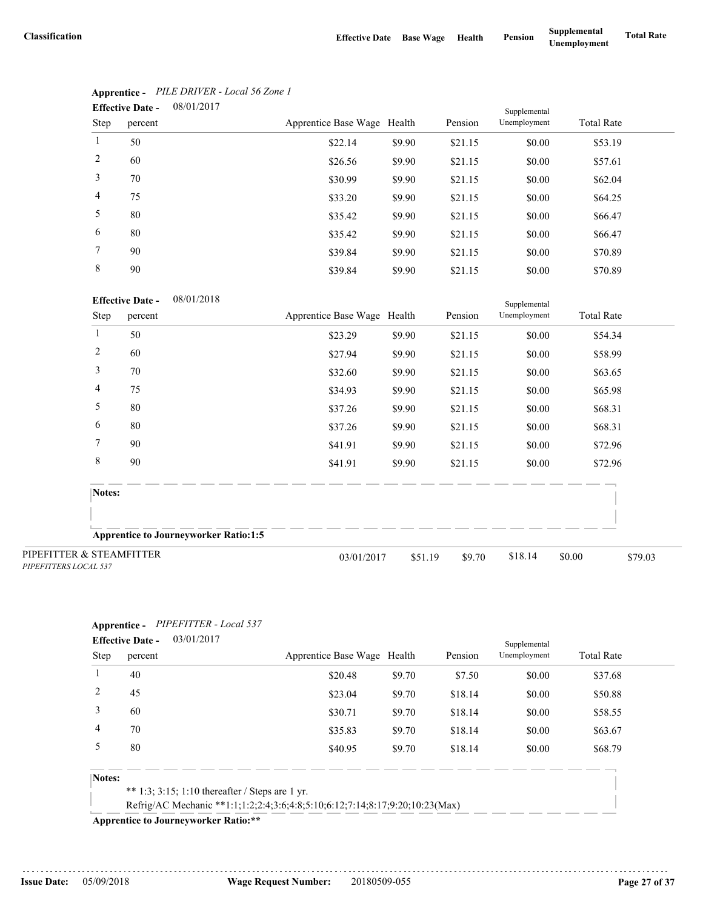| Classification | Effective Date | Base Wage | Health | Pension | Supplemental Unemployment | Total Rate |
|---|---|---|---|---|---|---|

**Apprentice -** *PILE DRIVER - Local 56 Zone 1*

**Effective Date -** 08/01/2017

| Step | percent | Apprentice Base Wage | Health | Pension | Supplemental Unemployment | Total Rate |
|---|---|---|---|---|---|---|
| 1 | 50 | $22.14 | $9.90 | $21.15 | $0.00 | $53.19 |
| 2 | 60 | $26.56 | $9.90 | $21.15 | $0.00 | $57.61 |
| 3 | 70 | $30.99 | $9.90 | $21.15 | $0.00 | $62.04 |
| 4 | 75 | $33.20 | $9.90 | $21.15 | $0.00 | $64.25 |
| 5 | 80 | $35.42 | $9.90 | $21.15 | $0.00 | $66.47 |
| 6 | 80 | $35.42 | $9.90 | $21.15 | $0.00 | $66.47 |
| 7 | 90 | $39.84 | $9.90 | $21.15 | $0.00 | $70.89 |
| 8 | 90 | $39.84 | $9.90 | $21.15 | $0.00 | $70.89 |

**Effective Date -** 08/01/2018

| Step | percent | Apprentice Base Wage | Health | Pension | Supplemental Unemployment | Total Rate |
|---|---|---|---|---|---|---|
| 1 | 50 | $23.29 | $9.90 | $21.15 | $0.00 | $54.34 |
| 2 | 60 | $27.94 | $9.90 | $21.15 | $0.00 | $58.99 |
| 3 | 70 | $32.60 | $9.90 | $21.15 | $0.00 | $63.65 |
| 4 | 75 | $34.93 | $9.90 | $21.15 | $0.00 | $65.98 |
| 5 | 80 | $37.26 | $9.90 | $21.15 | $0.00 | $68.31 |
| 6 | 80 | $37.26 | $9.90 | $21.15 | $0.00 | $68.31 |
| 7 | 90 | $41.91 | $9.90 | $21.15 | $0.00 | $72.96 |
| 8 | 90 | $41.91 | $9.90 | $21.15 | $0.00 | $72.96 |

**Notes:**

**Apprentice to Journeyworker Ratio:1:5**

| Classification | Effective Date | Base Wage | Health | Pension | Supplemental Unemployment | Total Rate |
|---|---|---|---|---|---|---|
| PIPEFITTER & STEAMFITTER<br>*PIPEFITTERS LOCAL 537* | 03/01/2017 | $51.19 | $9.70 | $18.14 | $0.00 | $79.03 |

**Apprentice -** *PIPEFITTER - Local 537*

**Effective Date -** 03/01/2017

| Step | percent | Apprentice Base Wage | Health | Pension | Supplemental Unemployment | Total Rate |
|---|---|---|---|---|---|---|
| 1 | 40 | $20.48 | $9.70 | $7.50 | $0.00 | $37.68 |
| 2 | 45 | $23.04 | $9.70 | $18.14 | $0.00 | $50.88 |
| 3 | 60 | $30.71 | $9.70 | $18.14 | $0.00 | $58.55 |
| 4 | 70 | $35.83 | $9.70 | $18.14 | $0.00 | $63.67 |
| 5 | 80 | $40.95 | $9.70 | $18.14 | $0.00 | $68.79 |

**Notes:**

** 1:3; 3:15; 1:10 thereafter / Steps are 1 yr.

Refrig/AC Mechanic **1:1;1:2;2:4;3:6;4:8;5:10;6:12;7:14;8:17;9:20;10:23(Max)

**Apprentice to Journeyworker Ratio:****

Issue Date: 05/09/2018 Wage Request Number: 20180509-055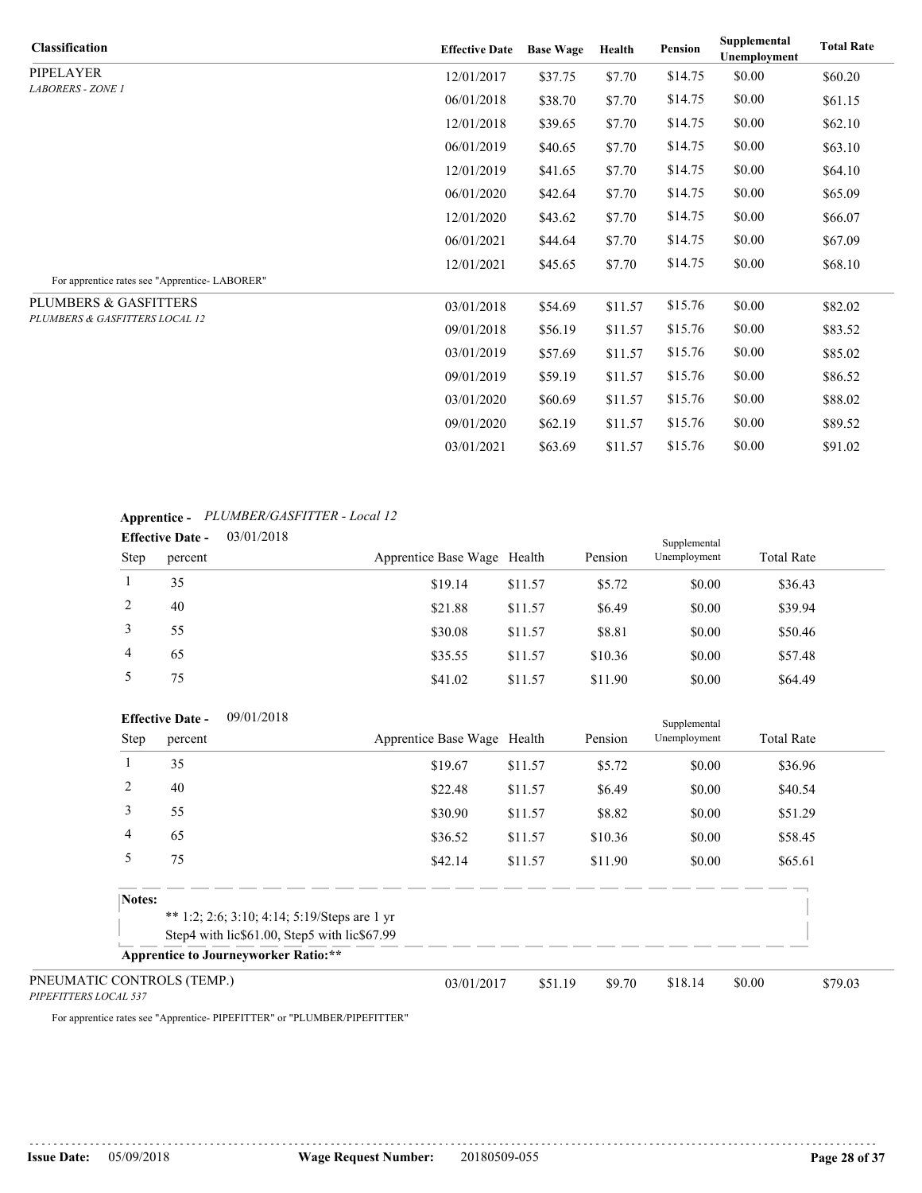| Classification | Effective Date | Base Wage | Health | Pension | Supplemental Unemployment | Total Rate |
|---|---|---|---|---|---|---|
| PIPELAYER<br>*LABORERS - ZONE 1* | 12/01/2017 | $37.75 | $7.70 | $14.75 | $0.00 | $60.20 |
| | 06/01/2018 | $38.70 | $7.70 | $14.75 | $0.00 | $61.15 |
| | 12/01/2018 | $39.65 | $7.70 | $14.75 | $0.00 | $62.10 |
| | 06/01/2019 | $40.65 | $7.70 | $14.75 | $0.00 | $63.10 |
| | 12/01/2019 | $41.65 | $7.70 | $14.75 | $0.00 | $64.10 |
| | 06/01/2020 | $42.64 | $7.70 | $14.75 | $0.00 | $65.09 |
| | 12/01/2020 | $43.62 | $7.70 | $14.75 | $0.00 | $66.07 |
| | 06/01/2021 | $44.64 | $7.70 | $14.75 | $0.00 | $67.09 |
| | 12/01/2021 | $45.65 | $7.70 | $14.75 | $0.00 | $68.10 |

For apprentice rates see "Apprentice- LABORER"

| Classification | Effective Date | Base Wage | Health | Pension | Supplemental Unemployment | Total Rate |
|---|---|---|---|---|---|---|
| PLUMBERS & GASFITTERS<br>*PLUMBERS & GASFITTERS LOCAL 12* | 03/01/2018 | $54.69 | $11.57 | $15.76 | $0.00 | $82.02 |
| | 09/01/2018 | $56.19 | $11.57 | $15.76 | $0.00 | $83.52 |
| | 03/01/2019 | $57.69 | $11.57 | $15.76 | $0.00 | $85.02 |
| | 09/01/2019 | $59.19 | $11.57 | $15.76 | $0.00 | $86.52 |
| | 03/01/2020 | $60.69 | $11.57 | $15.76 | $0.00 | $88.02 |
| | 09/01/2020 | $62.19 | $11.57 | $15.76 | $0.00 | $89.52 |
| | 03/01/2021 | $63.69 | $11.57 | $15.76 | $0.00 | $91.02 |

**Apprentice -** *PLUMBER/GASFITTER - Local 12*

**Effective Date -** 03/01/2018

| Step | percent | Apprentice Base Wage | Health | Pension | Supplemental Unemployment | Total Rate |
|---|---|---|---|---|---|---|
| 1 | 35 | $19.14 | $11.57 | $5.72 | $0.00 | $36.43 |
| 2 | 40 | $21.88 | $11.57 | $6.49 | $0.00 | $39.94 |
| 3 | 55 | $30.08 | $11.57 | $8.81 | $0.00 | $50.46 |
| 4 | 65 | $35.55 | $11.57 | $10.36 | $0.00 | $57.48 |
| 5 | 75 | $41.02 | $11.57 | $11.90 | $0.00 | $64.49 |

**Effective Date -** 09/01/2018

| Step | percent | Apprentice Base Wage | Health | Pension | Supplemental Unemployment | Total Rate |
|---|---|---|---|---|---|---|
| 1 | 35 | $19.67 | $11.57 | $5.72 | $0.00 | $36.96 |
| 2 | 40 | $22.48 | $11.57 | $6.49 | $0.00 | $40.54 |
| 3 | 55 | $30.90 | $11.57 | $8.82 | $0.00 | $51.29 |
| 4 | 65 | $36.52 | $11.57 | $10.36 | $0.00 | $58.45 |
| 5 | 75 | $42.14 | $11.57 | $11.90 | $0.00 | $65.61 |

**Notes:**
** 1:2; 2:6; 3:10; 4:14; 5:19/Steps are 1 yr
Step4 with lic$61.00, Step5 with lic$67.99

**Apprentice to Journeyworker Ratio:****

| Classification | Effective Date | Base Wage | Health | Pension | Supplemental Unemployment | Total Rate |
|---|---|---|---|---|---|---|
| PNEUMATIC CONTROLS (TEMP.)<br>*PIPEFITTERS LOCAL 537* | 03/01/2017 | $51.19 | $9.70 | $18.14 | $0.00 | $79.03 |

For apprentice rates see "Apprentice- PIPEFITTER" or "PLUMBER/PIPEFITTER"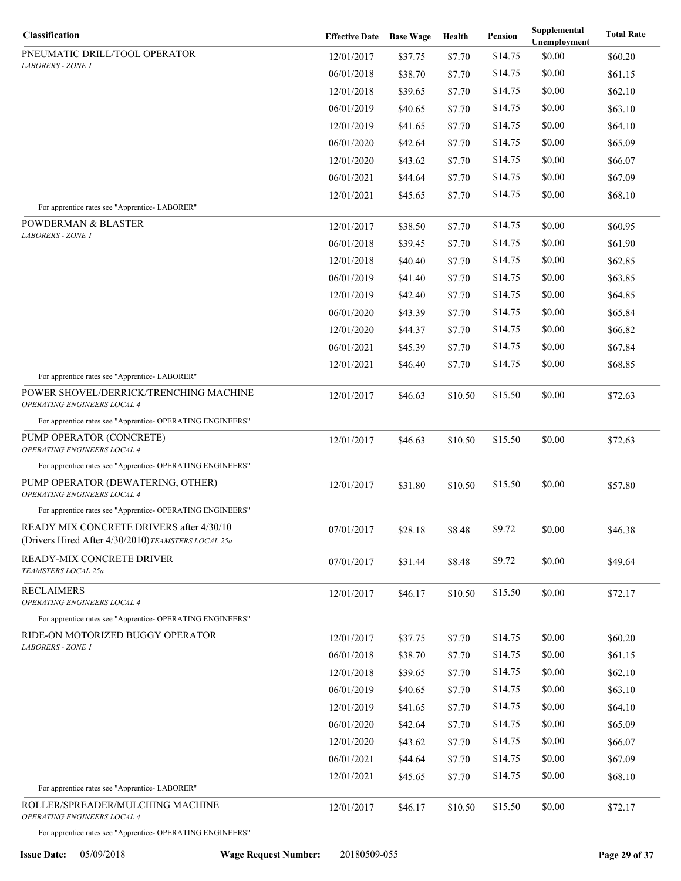| Classification | Effective Date | Base Wage | Health | Pension | Supplemental Unemployment | Total Rate |
|---|---|---|---|---|---|---|
| PNEUMATIC DRILL/TOOL OPERATOR *LABORERS - ZONE 1* | 12/01/2017 | $37.75 | $7.70 | $14.75 | $0.00 | $60.20 |
| | 06/01/2018 | $38.70 | $7.70 | $14.75 | $0.00 | $61.15 |
| | 12/01/2018 | $39.65 | $7.70 | $14.75 | $0.00 | $62.10 |
| | 06/01/2019 | $40.65 | $7.70 | $14.75 | $0.00 | $63.10 |
| | 12/01/2019 | $41.65 | $7.70 | $14.75 | $0.00 | $64.10 |
| | 06/01/2020 | $42.64 | $7.70 | $14.75 | $0.00 | $65.09 |
| | 12/01/2020 | $43.62 | $7.70 | $14.75 | $0.00 | $66.07 |
| | 06/01/2021 | $44.64 | $7.70 | $14.75 | $0.00 | $67.09 |
| | 12/01/2021 | $45.65 | $7.70 | $14.75 | $0.00 | $68.10 |
| For apprentice rates see "Apprentice- LABORER" | | | | | | |
| POWDERMAN & BLASTER *LABORERS - ZONE 1* | 12/01/2017 | $38.50 | $7.70 | $14.75 | $0.00 | $60.95 |
| | 06/01/2018 | $39.45 | $7.70 | $14.75 | $0.00 | $61.90 |
| | 12/01/2018 | $40.40 | $7.70 | $14.75 | $0.00 | $62.85 |
| | 06/01/2019 | $41.40 | $7.70 | $14.75 | $0.00 | $63.85 |
| | 12/01/2019 | $42.40 | $7.70 | $14.75 | $0.00 | $64.85 |
| | 06/01/2020 | $43.39 | $7.70 | $14.75 | $0.00 | $65.84 |
| | 12/01/2020 | $44.37 | $7.70 | $14.75 | $0.00 | $66.82 |
| | 06/01/2021 | $45.39 | $7.70 | $14.75 | $0.00 | $67.84 |
| | 12/01/2021 | $46.40 | $7.70 | $14.75 | $0.00 | $68.85 |
| For apprentice rates see "Apprentice- LABORER" | | | | | | |
| POWER SHOVEL/DERRICK/TRENCHING MACHINE *OPERATING ENGINEERS LOCAL 4* | 12/01/2017 | $46.63 | $10.50 | $15.50 | $0.00 | $72.63 |
| For apprentice rates see "Apprentice- OPERATING ENGINEERS" | | | | | | |
| PUMP OPERATOR (CONCRETE) *OPERATING ENGINEERS LOCAL 4* | 12/01/2017 | $46.63 | $10.50 | $15.50 | $0.00 | $72.63 |
| For apprentice rates see "Apprentice- OPERATING ENGINEERS" | | | | | | |
| PUMP OPERATOR (DEWATERING, OTHER) *OPERATING ENGINEERS LOCAL 4* | 12/01/2017 | $31.80 | $10.50 | $15.50 | $0.00 | $57.80 |
| For apprentice rates see "Apprentice- OPERATING ENGINEERS" | | | | | | |
| READY MIX CONCRETE DRIVERS after 4/30/10 (Drivers Hired After 4/30/2010) *TEAMSTERS LOCAL 25a* | 07/01/2017 | $28.18 | $8.48 | $9.72 | $0.00 | $46.38 |
| READY-MIX CONCRETE DRIVER *TEAMSTERS LOCAL 25a* | 07/01/2017 | $31.44 | $8.48 | $9.72 | $0.00 | $49.64 |
| RECLAIMERS *OPERATING ENGINEERS LOCAL 4* | 12/01/2017 | $46.17 | $10.50 | $15.50 | $0.00 | $72.17 |
| For apprentice rates see "Apprentice- OPERATING ENGINEERS" | | | | | | |
| RIDE-ON MOTORIZED BUGGY OPERATOR *LABORERS - ZONE 1* | 12/01/2017 | $37.75 | $7.70 | $14.75 | $0.00 | $60.20 |
| | 06/01/2018 | $38.70 | $7.70 | $14.75 | $0.00 | $61.15 |
| | 12/01/2018 | $39.65 | $7.70 | $14.75 | $0.00 | $62.10 |
| | 06/01/2019 | $40.65 | $7.70 | $14.75 | $0.00 | $63.10 |
| | 12/01/2019 | $41.65 | $7.70 | $14.75 | $0.00 | $64.10 |
| | 06/01/2020 | $42.64 | $7.70 | $14.75 | $0.00 | $65.09 |
| | 12/01/2020 | $43.62 | $7.70 | $14.75 | $0.00 | $66.07 |
| | 06/01/2021 | $44.64 | $7.70 | $14.75 | $0.00 | $67.09 |
| | 12/01/2021 | $45.65 | $7.70 | $14.75 | $0.00 | $68.10 |
| For apprentice rates see "Apprentice- LABORER" | | | | | | |
| ROLLER/SPREADER/MULCHING MACHINE *OPERATING ENGINEERS LOCAL 4* | 12/01/2017 | $46.17 | $10.50 | $15.50 | $0.00 | $72.17 |
| For apprentice rates see "Apprentice- OPERATING ENGINEERS" | | | | | | |

**Issue Date:** 05/09/2018 **Wage Request Number:** 20180509-055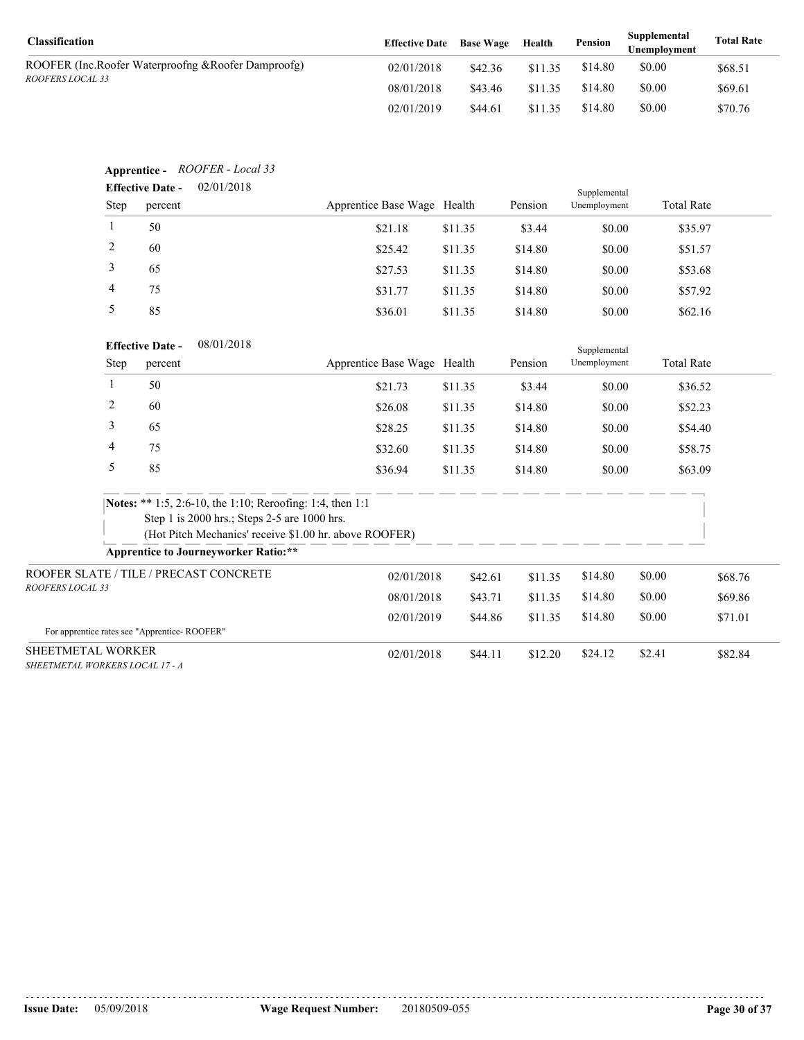| Classification | Effective Date | Base Wage | Health | Pension | Supplemental Unemployment | Total Rate |
|---|---|---|---|---|---|---|
| ROOFER (Inc.Roofer Waterproofng &Roofer Damproofg) *ROOFERS LOCAL 33* | 02/01/2018 | $42.36 | $11.35 | $14.80 | $0.00 | $68.51 |
| | 08/01/2018 | $43.46 | $11.35 | $14.80 | $0.00 | $69.61 |
| | 02/01/2019 | $44.61 | $11.35 | $14.80 | $0.00 | $70.76 |

**Apprentice -** *ROOFER - Local 33*

**Effective Date -** 02/01/2018

| Step | percent | Apprentice Base Wage | Health | Pension | Supplemental Unemployment | Total Rate |
|---|---|---|---|---|---|---|
| 1 | 50 | $21.18 | $11.35 | $3.44 | $0.00 | $35.97 |
| 2 | 60 | $25.42 | $11.35 | $14.80 | $0.00 | $51.57 |
| 3 | 65 | $27.53 | $11.35 | $14.80 | $0.00 | $53.68 |
| 4 | 75 | $31.77 | $11.35 | $14.80 | $0.00 | $57.92 |
| 5 | 85 | $36.01 | $11.35 | $14.80 | $0.00 | $62.16 |

**Effective Date -** 08/01/2018

| Step | percent | Apprentice Base Wage | Health | Pension | Supplemental Unemployment | Total Rate |
|---|---|---|---|---|---|---|
| 1 | 50 | $21.73 | $11.35 | $3.44 | $0.00 | $36.52 |
| 2 | 60 | $26.08 | $11.35 | $14.80 | $0.00 | $52.23 |
| 3 | 65 | $28.25 | $11.35 | $14.80 | $0.00 | $54.40 |
| 4 | 75 | $32.60 | $11.35 | $14.80 | $0.00 | $58.75 |
| 5 | 85 | $36.94 | $11.35 | $14.80 | $0.00 | $63.09 |

**Notes:** ** 1:5, 2:6-10, the 1:10; Reroofing: 1:4, then 1:1
Step 1 is 2000 hrs.; Steps 2-5 are 1000 hrs.
(Hot Pitch Mechanics' receive $1.00 hr. above ROOFER)

**Apprentice to Journeyworker Ratio:****

| Classification | Effective Date | Base Wage | Health | Pension | Supplemental Unemployment | Total Rate |
|---|---|---|---|---|---|---|
| ROOFER SLATE / TILE / PRECAST CONCRETE *ROOFERS LOCAL 33* | 02/01/2018 | $42.61 | $11.35 | $14.80 | $0.00 | $68.76 |
| | 08/01/2018 | $43.71 | $11.35 | $14.80 | $0.00 | $69.86 |
| | 02/01/2019 | $44.86 | $11.35 | $14.80 | $0.00 | $71.01 |
| For apprentice rates see "Apprentice- ROOFER" | | | | | | |
| SHEETMETAL WORKER *SHEETMETAL WORKERS LOCAL 17 - A* | 02/01/2018 | $44.11 | $12.20 | $24.12 | $2.41 | $82.84 |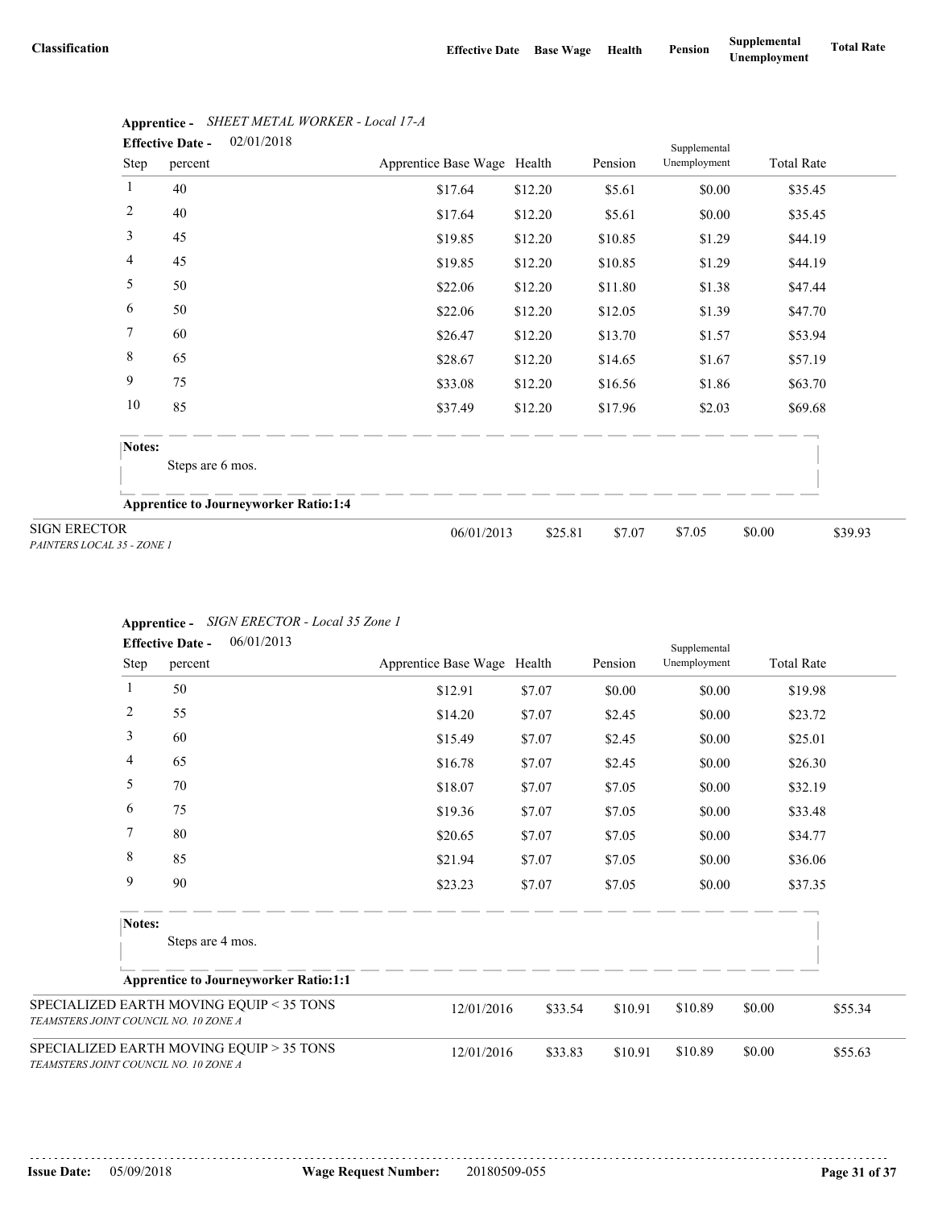| Classification | Effective Date | Base Wage | Health | Pension | Supplemental Unemployment | Total Rate |
|---|---|---|---|---|---|---|

**Apprentice -** *SHEET METAL WORKER - Local 17-A*

**Effective Date -** 02/01/2018

| Step | percent | Apprentice Base Wage | Health | Pension | Supplemental Unemployment | Total Rate |
|---|---|---|---|---|---|---|
| 1 | 40 | $17.64 | $12.20 | $5.61 | $0.00 | $35.45 |
| 2 | 40 | $17.64 | $12.20 | $5.61 | $0.00 | $35.45 |
| 3 | 45 | $19.85 | $12.20 | $10.85 | $1.29 | $44.19 |
| 4 | 45 | $19.85 | $12.20 | $10.85 | $1.29 | $44.19 |
| 5 | 50 | $22.06 | $12.20 | $11.80 | $1.38 | $47.44 |
| 6 | 50 | $22.06 | $12.20 | $12.05 | $1.39 | $47.70 |
| 7 | 60 | $26.47 | $12.20 | $13.70 | $1.57 | $53.94 |
| 8 | 65 | $28.67 | $12.20 | $14.65 | $1.67 | $57.19 |
| 9 | 75 | $33.08 | $12.20 | $16.56 | $1.86 | $63.70 |
| 10 | 85 | $37.49 | $12.20 | $17.96 | $2.03 | $69.68 |

**Notes:**

Steps are 6 mos.

**Apprentice to Journeyworker Ratio:1:4**

| Classification | Effective Date | Base Wage | Health | Pension | Supplemental Unemployment | Total Rate |
|---|---|---|---|---|---|---|
| SIGN ERECTOR<br>*PAINTERS LOCAL 35 - ZONE 1* | 06/01/2013 | $25.81 | $7.07 | $7.05 | $0.00 | $39.93 |

**Apprentice -** *SIGN ERECTOR - Local 35 Zone 1*

**Effective Date -** 06/01/2013

| Step | percent | Apprentice Base Wage | Health | Pension | Supplemental Unemployment | Total Rate |
|---|---|---|---|---|---|---|
| 1 | 50 | $12.91 | $7.07 | $0.00 | $0.00 | $19.98 |
| 2 | 55 | $14.20 | $7.07 | $2.45 | $0.00 | $23.72 |
| 3 | 60 | $15.49 | $7.07 | $2.45 | $0.00 | $25.01 |
| 4 | 65 | $16.78 | $7.07 | $2.45 | $0.00 | $26.30 |
| 5 | 70 | $18.07 | $7.07 | $7.05 | $0.00 | $32.19 |
| 6 | 75 | $19.36 | $7.07 | $7.05 | $0.00 | $33.48 |
| 7 | 80 | $20.65 | $7.07 | $7.05 | $0.00 | $34.77 |
| 8 | 85 | $21.94 | $7.07 | $7.05 | $0.00 | $36.06 |
| 9 | 90 | $23.23 | $7.07 | $7.05 | $0.00 | $37.35 |

**Notes:**

Steps are 4 mos.

**Apprentice to Journeyworker Ratio:1:1**

| Classification | Effective Date | Base Wage | Health | Pension | Supplemental Unemployment | Total Rate |
|---|---|---|---|---|---|---|
| SPECIALIZED EARTH MOVING EQUIP < 35 TONS<br>*TEAMSTERS JOINT COUNCIL NO. 10 ZONE A* | 12/01/2016 | $33.54 | $10.91 | $10.89 | $0.00 | $55.34 |
| SPECIALIZED EARTH MOVING EQUIP > 35 TONS<br>*TEAMSTERS JOINT COUNCIL NO. 10 ZONE A* | 12/01/2016 | $33.83 | $10.91 | $10.89 | $0.00 | $55.63 |

**Issue Date:** 05/09/2018 **Wage Request Number:** 20180509-055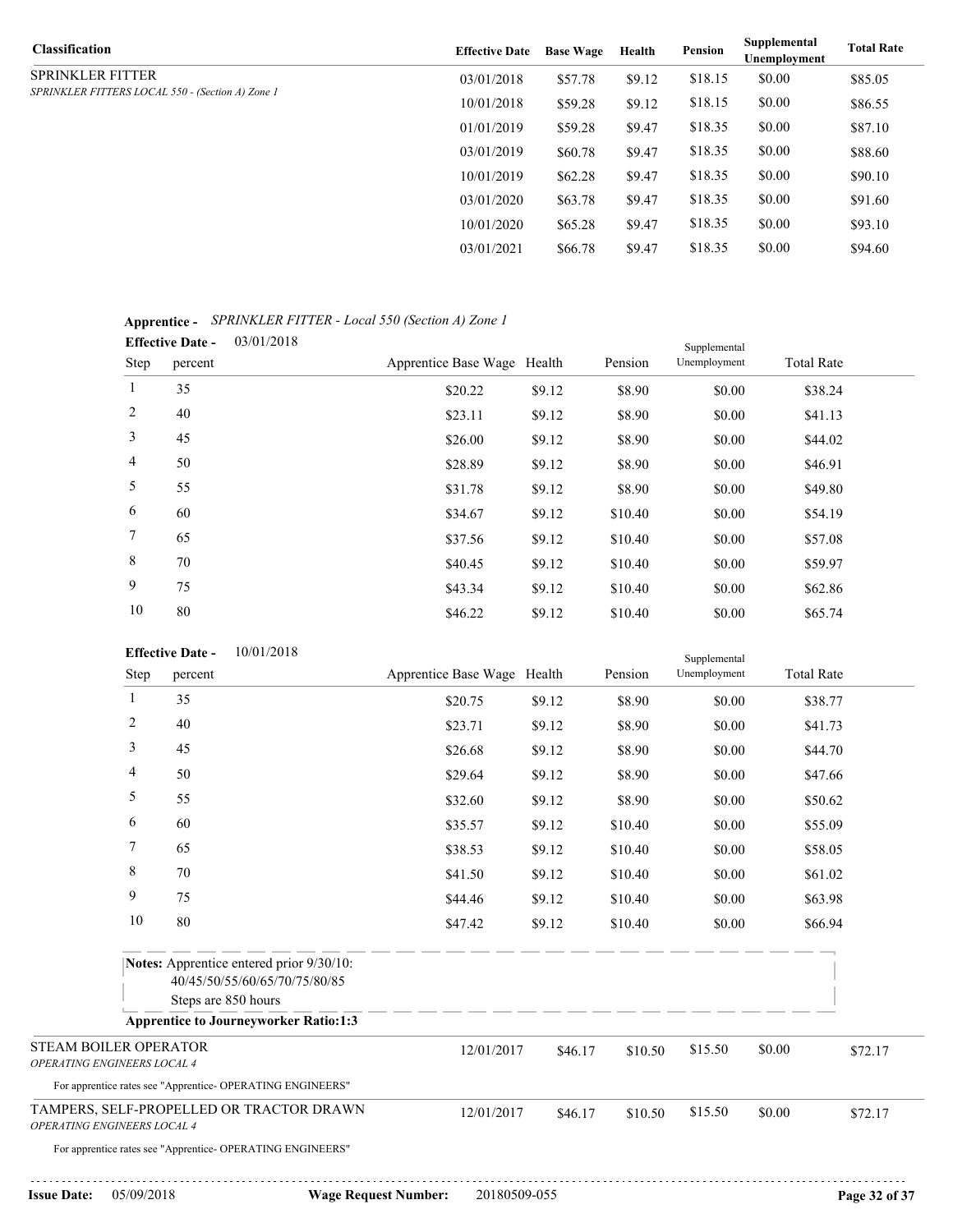| Classification | Effective Date | Base Wage | Health | Pension | Supplemental Unemployment | Total Rate |
|---|---|---|---|---|---|---|
| SPRINKLER FITTER<br>*SPRINKLER FITTERS LOCAL 550 - (Section A) Zone 1* | 03/01/2018 | $57.78 | $9.12 | $18.15 | $0.00 | $85.05 |
| | 10/01/2018 | $59.28 | $9.12 | $18.15 | $0.00 | $86.55 |
| | 01/01/2019 | $59.28 | $9.47 | $18.35 | $0.00 | $87.10 |
| | 03/01/2019 | $60.78 | $9.47 | $18.35 | $0.00 | $88.60 |
| | 10/01/2019 | $62.28 | $9.47 | $18.35 | $0.00 | $90.10 |
| | 03/01/2020 | $63.78 | $9.47 | $18.35 | $0.00 | $91.60 |
| | 10/01/2020 | $65.28 | $9.47 | $18.35 | $0.00 | $93.10 |
| | 03/01/2021 | $66.78 | $9.47 | $18.35 | $0.00 | $94.60 |

**Apprentice -** *SPRINKLER FITTER - Local 550 (Section A) Zone 1*

**Effective Date -** 03/01/2018

| Step | percent | Apprentice Base Wage | Health | Pension | Supplemental Unemployment | Total Rate |
|---|---|---|---|---|---|---|
| 1 | 35 | $20.22 | $9.12 | $8.90 | $0.00 | $38.24 |
| 2 | 40 | $23.11 | $9.12 | $8.90 | $0.00 | $41.13 |
| 3 | 45 | $26.00 | $9.12 | $8.90 | $0.00 | $44.02 |
| 4 | 50 | $28.89 | $9.12 | $8.90 | $0.00 | $46.91 |
| 5 | 55 | $31.78 | $9.12 | $8.90 | $0.00 | $49.80 |
| 6 | 60 | $34.67 | $9.12 | $10.40 | $0.00 | $54.19 |
| 7 | 65 | $37.56 | $9.12 | $10.40 | $0.00 | $57.08 |
| 8 | 70 | $40.45 | $9.12 | $10.40 | $0.00 | $59.97 |
| 9 | 75 | $43.34 | $9.12 | $10.40 | $0.00 | $62.86 |
| 10 | 80 | $46.22 | $9.12 | $10.40 | $0.00 | $65.74 |

**Effective Date -** 10/01/2018

| Step | percent | Apprentice Base Wage | Health | Pension | Supplemental Unemployment | Total Rate |
|---|---|---|---|---|---|---|
| 1 | 35 | $20.75 | $9.12 | $8.90 | $0.00 | $38.77 |
| 2 | 40 | $23.71 | $9.12 | $8.90 | $0.00 | $41.73 |
| 3 | 45 | $26.68 | $9.12 | $8.90 | $0.00 | $44.70 |
| 4 | 50 | $29.64 | $9.12 | $8.90 | $0.00 | $47.66 |
| 5 | 55 | $32.60 | $9.12 | $8.90 | $0.00 | $50.62 |
| 6 | 60 | $35.57 | $9.12 | $10.40 | $0.00 | $55.09 |
| 7 | 65 | $38.53 | $9.12 | $10.40 | $0.00 | $58.05 |
| 8 | 70 | $41.50 | $9.12 | $10.40 | $0.00 | $61.02 |
| 9 | 75 | $44.46 | $9.12 | $10.40 | $0.00 | $63.98 |
| 10 | 80 | $47.42 | $9.12 | $10.40 | $0.00 | $66.94 |

**Notes:** Apprentice entered prior 9/30/10:
40/45/50/55/60/65/70/75/80/85
Steps are 850 hours

**Apprentice to Journeyworker Ratio:1:3**

| Classification | Effective Date | Base Wage | Health | Pension | Supplemental Unemployment | Total Rate |
|---|---|---|---|---|---|---|
| STEAM BOILER OPERATOR<br>*OPERATING ENGINEERS LOCAL 4* | 12/01/2017 | $46.17 | $10.50 | $15.50 | $0.00 | $72.17 |

For apprentice rates see "Apprentice- OPERATING ENGINEERS"

| Classification | Effective Date | Base Wage | Health | Pension | Supplemental Unemployment | Total Rate |
|---|---|---|---|---|---|---|
| TAMPERS, SELF-PROPELLED OR TRACTOR DRAWN<br>*OPERATING ENGINEERS LOCAL 4* | 12/01/2017 | $46.17 | $10.50 | $15.50 | $0.00 | $72.17 |

For apprentice rates see "Apprentice- OPERATING ENGINEERS"

**Issue Date:** 05/09/2018 **Wage Request Number:** 20180509-055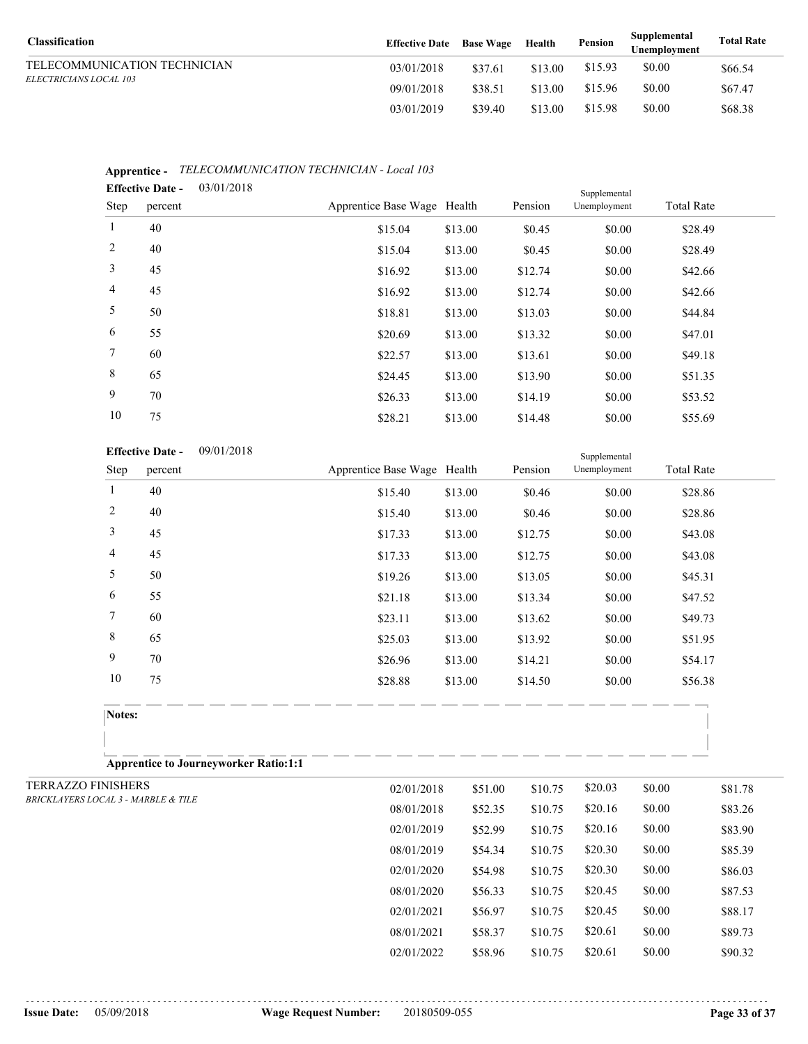| Classification | Effective Date | Base Wage | Health | Pension | Supplemental Unemployment | Total Rate |
|---|---|---|---|---|---|---|
| TELECOMMUNICATION TECHNICIAN *ELECTRICIANS LOCAL 103* | 03/01/2018 | $37.61 | $13.00 | $15.93 | $0.00 | $66.54 |
| | 09/01/2018 | $38.51 | $13.00 | $15.96 | $0.00 | $67.47 |
| | 03/01/2019 | $39.40 | $13.00 | $15.98 | $0.00 | $68.38 |

**Apprentice -** *TELECOMMUNICATION TECHNICIAN - Local 103*

**Effective Date -** 03/01/2018

| Step | percent | Apprentice Base Wage | Health | Pension | Supplemental Unemployment | Total Rate |
|---|---|---|---|---|---|---|
| 1 | 40 | $15.04 | $13.00 | $0.45 | $0.00 | $28.49 |
| 2 | 40 | $15.04 | $13.00 | $0.45 | $0.00 | $28.49 |
| 3 | 45 | $16.92 | $13.00 | $12.74 | $0.00 | $42.66 |
| 4 | 45 | $16.92 | $13.00 | $12.74 | $0.00 | $42.66 |
| 5 | 50 | $18.81 | $13.00 | $13.03 | $0.00 | $44.84 |
| 6 | 55 | $20.69 | $13.00 | $13.32 | $0.00 | $47.01 |
| 7 | 60 | $22.57 | $13.00 | $13.61 | $0.00 | $49.18 |
| 8 | 65 | $24.45 | $13.00 | $13.90 | $0.00 | $51.35 |
| 9 | 70 | $26.33 | $13.00 | $14.19 | $0.00 | $53.52 |
| 10 | 75 | $28.21 | $13.00 | $14.48 | $0.00 | $55.69 |

**Effective Date -** 09/01/2018

| Step | percent | Apprentice Base Wage | Health | Pension | Supplemental Unemployment | Total Rate |
|---|---|---|---|---|---|---|
| 1 | 40 | $15.40 | $13.00 | $0.46 | $0.00 | $28.86 |
| 2 | 40 | $15.40 | $13.00 | $0.46 | $0.00 | $28.86 |
| 3 | 45 | $17.33 | $13.00 | $12.75 | $0.00 | $43.08 |
| 4 | 45 | $17.33 | $13.00 | $12.75 | $0.00 | $43.08 |
| 5 | 50 | $19.26 | $13.00 | $13.05 | $0.00 | $45.31 |
| 6 | 55 | $21.18 | $13.00 | $13.34 | $0.00 | $47.52 |
| 7 | 60 | $23.11 | $13.00 | $13.62 | $0.00 | $49.73 |
| 8 | 65 | $25.03 | $13.00 | $13.92 | $0.00 | $51.95 |
| 9 | 70 | $26.96 | $13.00 | $14.21 | $0.00 | $54.17 |
| 10 | 75 | $28.88 | $13.00 | $14.50 | $0.00 | $56.38 |

**Notes:**

**Apprentice to Journeyworker Ratio:1:1**

| Classification | Effective Date | Base Wage | Health | Pension | Supplemental Unemployment | Total Rate |
|---|---|---|---|---|---|---|
| TERRAZZO FINISHERS *BRICKLAYERS LOCAL 3 - MARBLE & TILE* | 02/01/2018 | $51.00 | $10.75 | $20.03 | $0.00 | $81.78 |
| | 08/01/2018 | $52.35 | $10.75 | $20.16 | $0.00 | $83.26 |
| | 02/01/2019 | $52.99 | $10.75 | $20.16 | $0.00 | $83.90 |
| | 08/01/2019 | $54.34 | $10.75 | $20.30 | $0.00 | $85.39 |
| | 02/01/2020 | $54.98 | $10.75 | $20.30 | $0.00 | $86.03 |
| | 08/01/2020 | $56.33 | $10.75 | $20.45 | $0.00 | $87.53 |
| | 02/01/2021 | $56.97 | $10.75 | $20.45 | $0.00 | $88.17 |
| | 08/01/2021 | $58.37 | $10.75 | $20.61 | $0.00 | $89.73 |
| | 02/01/2022 | $58.96 | $10.75 | $20.61 | $0.00 | $90.32 |

**Issue Date:** 05/09/2018 **Wage Request Number:** 20180509-055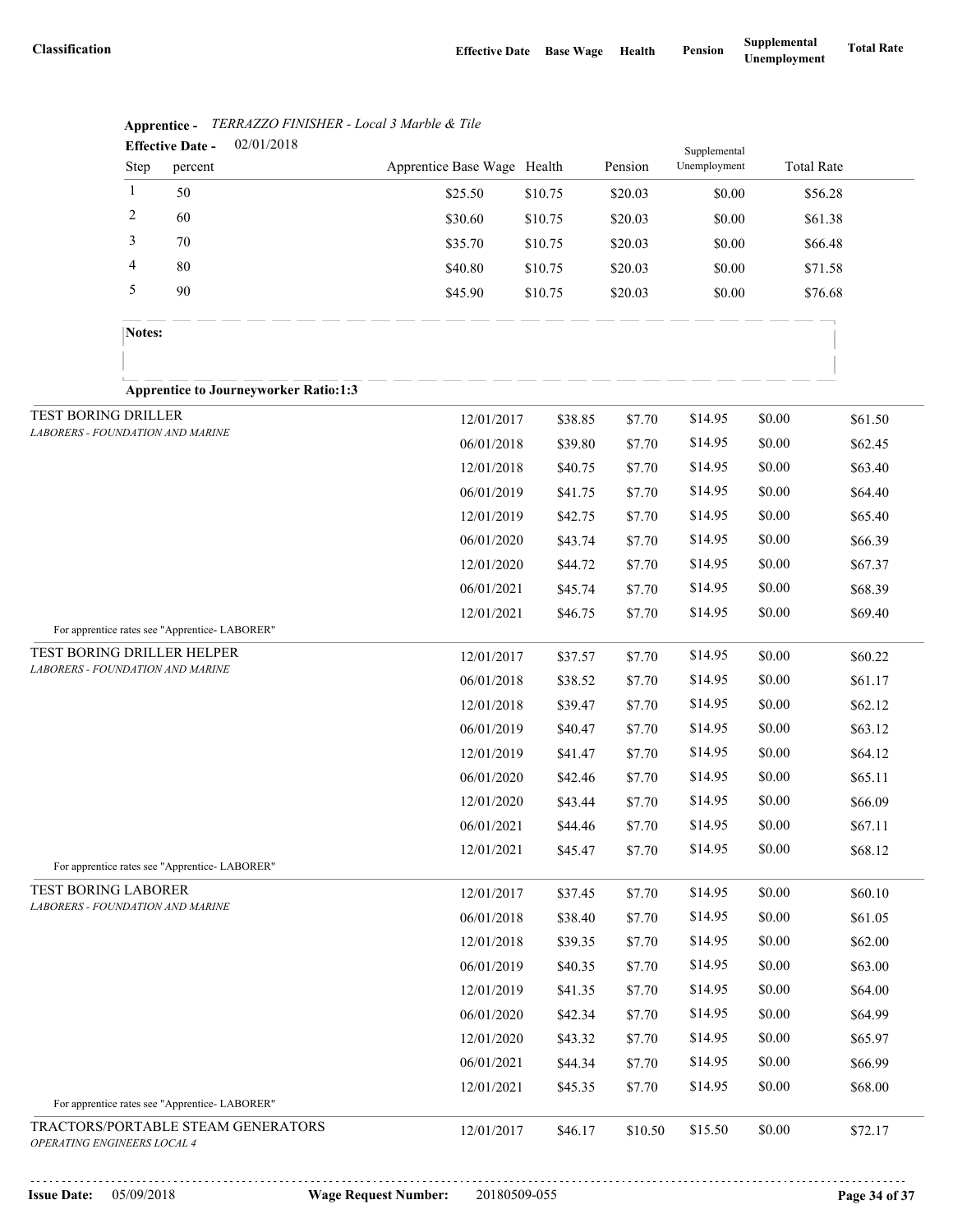| Classification | Effective Date | Base Wage | Health | Pension | Supplemental Unemployment | Total Rate |
|---|---|---|---|---|---|---|

**Apprentice -** *TERRAZZO FINISHER - Local 3 Marble & Tile*

**Effective Date -** 02/01/2018

| Step | percent | Apprentice Base Wage | Health | Pension | Supplemental Unemployment | Total Rate |
|---|---|---|---|---|---|---|
| 1 | 50 | $25.50 | $10.75 | $20.03 | $0.00 | $56.28 |
| 2 | 60 | $30.60 | $10.75 | $20.03 | $0.00 | $61.38 |
| 3 | 70 | $35.70 | $10.75 | $20.03 | $0.00 | $66.48 |
| 4 | 80 | $40.80 | $10.75 | $20.03 | $0.00 | $71.58 |
| 5 | 90 | $45.90 | $10.75 | $20.03 | $0.00 | $76.68 |

**Notes:**

**Apprentice to Journeyworker Ratio:1:3**

| Classification | Effective Date | Base Wage | Health | Pension | Supplemental Unemployment | Total Rate |
|---|---|---|---|---|---|---|
| TEST BORING DRILLER *LABORERS - FOUNDATION AND MARINE* | 12/01/2017 | $38.85 | $7.70 | $14.95 | $0.00 | $61.50 |
| | 06/01/2018 | $39.80 | $7.70 | $14.95 | $0.00 | $62.45 |
| | 12/01/2018 | $40.75 | $7.70 | $14.95 | $0.00 | $63.40 |
| | 06/01/2019 | $41.75 | $7.70 | $14.95 | $0.00 | $64.40 |
| | 12/01/2019 | $42.75 | $7.70 | $14.95 | $0.00 | $65.40 |
| | 06/01/2020 | $43.74 | $7.70 | $14.95 | $0.00 | $66.39 |
| | 12/01/2020 | $44.72 | $7.70 | $14.95 | $0.00 | $67.37 |
| | 06/01/2021 | $45.74 | $7.70 | $14.95 | $0.00 | $68.39 |
| | 12/01/2021 | $46.75 | $7.70 | $14.95 | $0.00 | $69.40 |
| For apprentice rates see "Apprentice- LABORER" | | | | | | |
| TEST BORING DRILLER HELPER *LABORERS - FOUNDATION AND MARINE* | 12/01/2017 | $37.57 | $7.70 | $14.95 | $0.00 | $60.22 |
| | 06/01/2018 | $38.52 | $7.70 | $14.95 | $0.00 | $61.17 |
| | 12/01/2018 | $39.47 | $7.70 | $14.95 | $0.00 | $62.12 |
| | 06/01/2019 | $40.47 | $7.70 | $14.95 | $0.00 | $63.12 |
| | 12/01/2019 | $41.47 | $7.70 | $14.95 | $0.00 | $64.12 |
| | 06/01/2020 | $42.46 | $7.70 | $14.95 | $0.00 | $65.11 |
| | 12/01/2020 | $43.44 | $7.70 | $14.95 | $0.00 | $66.09 |
| | 06/01/2021 | $44.46 | $7.70 | $14.95 | $0.00 | $67.11 |
| | 12/01/2021 | $45.47 | $7.70 | $14.95 | $0.00 | $68.12 |
| For apprentice rates see "Apprentice- LABORER" | | | | | | |
| TEST BORING LABORER *LABORERS - FOUNDATION AND MARINE* | 12/01/2017 | $37.45 | $7.70 | $14.95 | $0.00 | $60.10 |
| | 06/01/2018 | $38.40 | $7.70 | $14.95 | $0.00 | $61.05 |
| | 12/01/2018 | $39.35 | $7.70 | $14.95 | $0.00 | $62.00 |
| | 06/01/2019 | $40.35 | $7.70 | $14.95 | $0.00 | $63.00 |
| | 12/01/2019 | $41.35 | $7.70 | $14.95 | $0.00 | $64.00 |
| | 06/01/2020 | $42.34 | $7.70 | $14.95 | $0.00 | $64.99 |
| | 12/01/2020 | $43.32 | $7.70 | $14.95 | $0.00 | $65.97 |
| | 06/01/2021 | $44.34 | $7.70 | $14.95 | $0.00 | $66.99 |
| | 12/01/2021 | $45.35 | $7.70 | $14.95 | $0.00 | $68.00 |
| For apprentice rates see "Apprentice- LABORER" | | | | | | |
| TRACTORS/PORTABLE STEAM GENERATORS *OPERATING ENGINEERS LOCAL 4* | 12/01/2017 | $46.17 | $10.50 | $15.50 | $0.00 | $72.17 |

**Issue Date:** 05/09/2018 **Wage Request Number:** 20180509-055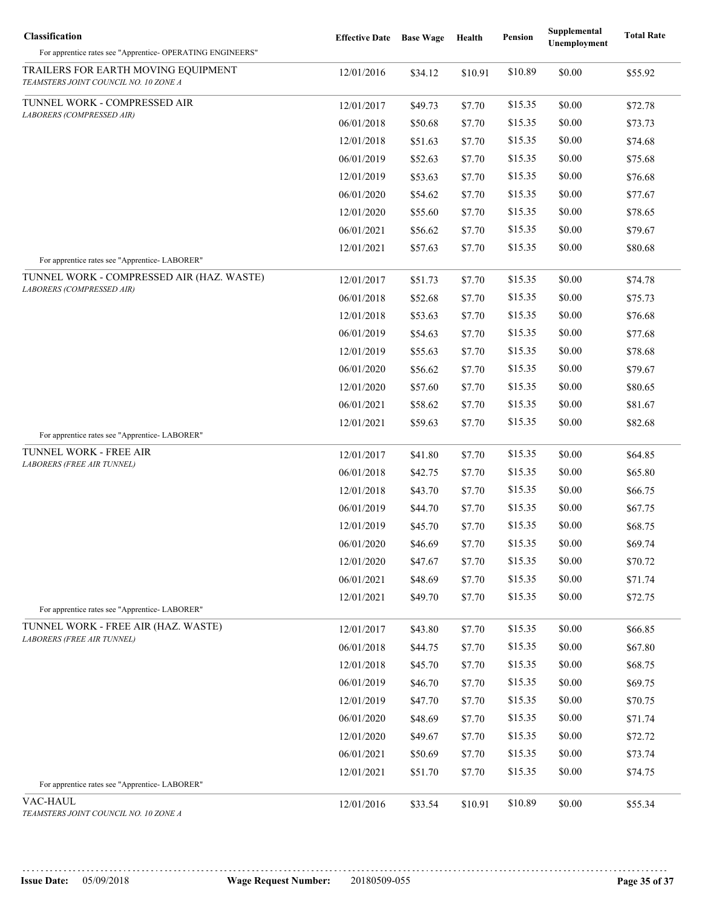| Classification | Effective Date | Base Wage | Health | Pension | Supplemental Unemployment | Total Rate |
|---|---|---|---|---|---|---|
| For apprentice rates see "Apprentice- OPERATING ENGINEERS" | | | | | | |
| TRAILERS FOR EARTH MOVING EQUIPMENT<br>*TEAMSTERS JOINT COUNCIL NO. 10 ZONE A* | 12/01/2016 | $34.12 | $10.91 | $10.89 | $0.00 | $55.92 |
| TUNNEL WORK - COMPRESSED AIR<br>*LABORERS (COMPRESSED AIR)* | 12/01/2017 | $49.73 | $7.70 | $15.35 | $0.00 | $72.78 |
| | 06/01/2018 | $50.68 | $7.70 | $15.35 | $0.00 | $73.73 |
| | 12/01/2018 | $51.63 | $7.70 | $15.35 | $0.00 | $74.68 |
| | 06/01/2019 | $52.63 | $7.70 | $15.35 | $0.00 | $75.68 |
| | 12/01/2019 | $53.63 | $7.70 | $15.35 | $0.00 | $76.68 |
| | 06/01/2020 | $54.62 | $7.70 | $15.35 | $0.00 | $77.67 |
| | 12/01/2020 | $55.60 | $7.70 | $15.35 | $0.00 | $78.65 |
| | 06/01/2021 | $56.62 | $7.70 | $15.35 | $0.00 | $79.67 |
| | 12/01/2021 | $57.63 | $7.70 | $15.35 | $0.00 | $80.68 |
| For apprentice rates see "Apprentice- LABORER" | | | | | | |
| TUNNEL WORK - COMPRESSED AIR (HAZ. WASTE)<br>*LABORERS (COMPRESSED AIR)* | 12/01/2017 | $51.73 | $7.70 | $15.35 | $0.00 | $74.78 |
| | 06/01/2018 | $52.68 | $7.70 | $15.35 | $0.00 | $75.73 |
| | 12/01/2018 | $53.63 | $7.70 | $15.35 | $0.00 | $76.68 |
| | 06/01/2019 | $54.63 | $7.70 | $15.35 | $0.00 | $77.68 |
| | 12/01/2019 | $55.63 | $7.70 | $15.35 | $0.00 | $78.68 |
| | 06/01/2020 | $56.62 | $7.70 | $15.35 | $0.00 | $79.67 |
| | 12/01/2020 | $57.60 | $7.70 | $15.35 | $0.00 | $80.65 |
| | 06/01/2021 | $58.62 | $7.70 | $15.35 | $0.00 | $81.67 |
| | 12/01/2021 | $59.63 | $7.70 | $15.35 | $0.00 | $82.68 |
| For apprentice rates see "Apprentice- LABORER" | | | | | | |
| TUNNEL WORK - FREE AIR<br>*LABORERS (FREE AIR TUNNEL)* | 12/01/2017 | $41.80 | $7.70 | $15.35 | $0.00 | $64.85 |
| | 06/01/2018 | $42.75 | $7.70 | $15.35 | $0.00 | $65.80 |
| | 12/01/2018 | $43.70 | $7.70 | $15.35 | $0.00 | $66.75 |
| | 06/01/2019 | $44.70 | $7.70 | $15.35 | $0.00 | $67.75 |
| | 12/01/2019 | $45.70 | $7.70 | $15.35 | $0.00 | $68.75 |
| | 06/01/2020 | $46.69 | $7.70 | $15.35 | $0.00 | $69.74 |
| | 12/01/2020 | $47.67 | $7.70 | $15.35 | $0.00 | $70.72 |
| | 06/01/2021 | $48.69 | $7.70 | $15.35 | $0.00 | $71.74 |
| | 12/01/2021 | $49.70 | $7.70 | $15.35 | $0.00 | $72.75 |
| For apprentice rates see "Apprentice- LABORER" | | | | | | |
| TUNNEL WORK - FREE AIR (HAZ. WASTE)<br>*LABORERS (FREE AIR TUNNEL)* | 12/01/2017 | $43.80 | $7.70 | $15.35 | $0.00 | $66.85 |
| | 06/01/2018 | $44.75 | $7.70 | $15.35 | $0.00 | $67.80 |
| | 12/01/2018 | $45.70 | $7.70 | $15.35 | $0.00 | $68.75 |
| | 06/01/2019 | $46.70 | $7.70 | $15.35 | $0.00 | $69.75 |
| | 12/01/2019 | $47.70 | $7.70 | $15.35 | $0.00 | $70.75 |
| | 06/01/2020 | $48.69 | $7.70 | $15.35 | $0.00 | $71.74 |
| | 12/01/2020 | $49.67 | $7.70 | $15.35 | $0.00 | $72.72 |
| | 06/01/2021 | $50.69 | $7.70 | $15.35 | $0.00 | $73.74 |
| | 12/01/2021 | $51.70 | $7.70 | $15.35 | $0.00 | $74.75 |
| For apprentice rates see "Apprentice- LABORER" | | | | | | |
| VAC-HAUL<br>*TEAMSTERS JOINT COUNCIL NO. 10 ZONE A* | 12/01/2016 | $33.54 | $10.91 | $10.89 | $0.00 | $55.34 |

**Issue Date:** 05/09/2018 **Wage Request Number:** 20180509-055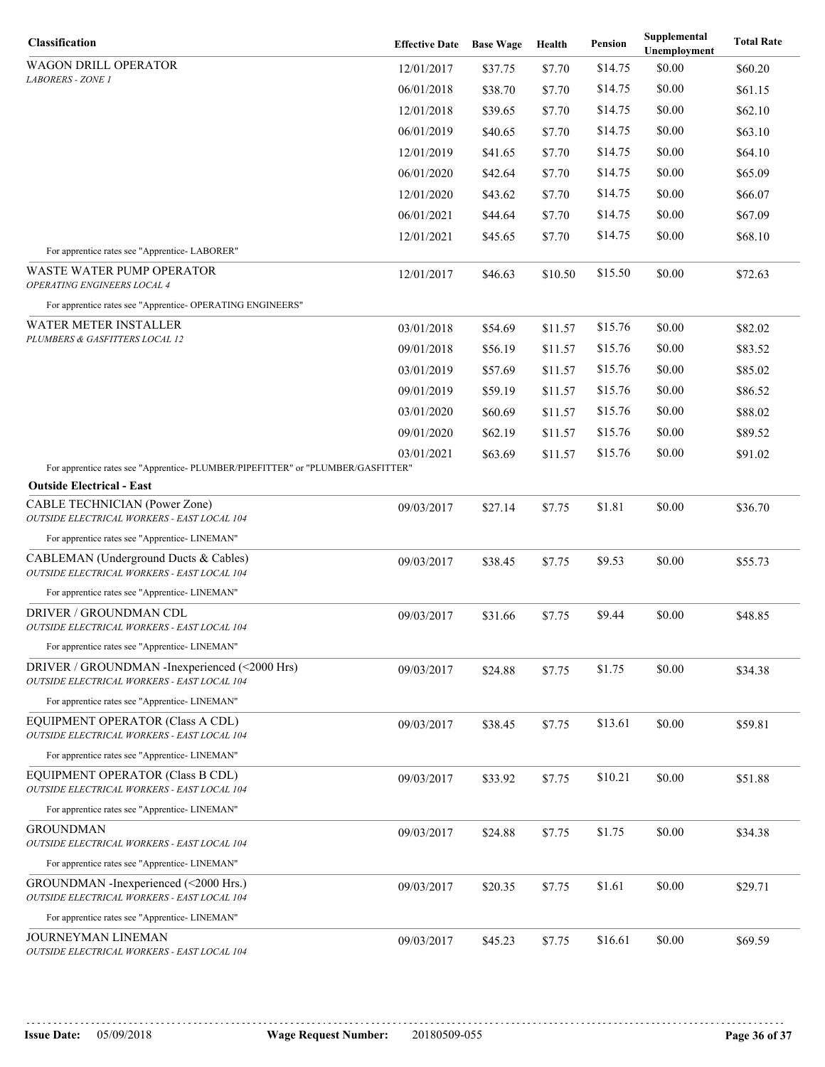| Classification | Effective Date | Base Wage | Health | Pension | Supplemental Unemployment | Total Rate |
|---|---|---|---|---|---|---|
| WAGON DRILL OPERATOR<br>*LABORERS - ZONE 1* | 12/01/2017 | $37.75 | $7.70 | $14.75 | $0.00 | $60.20 |
| | 06/01/2018 | $38.70 | $7.70 | $14.75 | $0.00 | $61.15 |
| | 12/01/2018 | $39.65 | $7.70 | $14.75 | $0.00 | $62.10 |
| | 06/01/2019 | $40.65 | $7.70 | $14.75 | $0.00 | $63.10 |
| | 12/01/2019 | $41.65 | $7.70 | $14.75 | $0.00 | $64.10 |
| | 06/01/2020 | $42.64 | $7.70 | $14.75 | $0.00 | $65.09 |
| | 12/01/2020 | $43.62 | $7.70 | $14.75 | $0.00 | $66.07 |
| | 06/01/2021 | $44.64 | $7.70 | $14.75 | $0.00 | $67.09 |
| | 12/01/2021 | $45.65 | $7.70 | $14.75 | $0.00 | $68.10 |
| For apprentice rates see "Apprentice- LABORER" | | | | | | |
| WASTE WATER PUMP OPERATOR<br>*OPERATING ENGINEERS LOCAL 4* | 12/01/2017 | $46.63 | $10.50 | $15.50 | $0.00 | $72.63 |
| For apprentice rates see "Apprentice- OPERATING ENGINEERS" | | | | | | |
| WATER METER INSTALLER<br>*PLUMBERS & GASFITTERS LOCAL 12* | 03/01/2018 | $54.69 | $11.57 | $15.76 | $0.00 | $82.02 |
| | 09/01/2018 | $56.19 | $11.57 | $15.76 | $0.00 | $83.52 |
| | 03/01/2019 | $57.69 | $11.57 | $15.76 | $0.00 | $85.02 |
| | 09/01/2019 | $59.19 | $11.57 | $15.76 | $0.00 | $86.52 |
| | 03/01/2020 | $60.69 | $11.57 | $15.76 | $0.00 | $88.02 |
| | 09/01/2020 | $62.19 | $11.57 | $15.76 | $0.00 | $89.52 |
| | 03/01/2021 | $63.69 | $11.57 | $15.76 | $0.00 | $91.02 |
| For apprentice rates see "Apprentice- PLUMBER/PIPEFITTER" or "PLUMBER/GASFITTER" | | | | | | |
| **Outside Electrical - East** | | | | | | |
| CABLE TECHNICIAN (Power Zone)<br>*OUTSIDE ELECTRICAL WORKERS - EAST LOCAL 104* | 09/03/2017 | $27.14 | $7.75 | $1.81 | $0.00 | $36.70 |
| For apprentice rates see "Apprentice- LINEMAN" | | | | | | |
| CABLEMAN (Underground Ducts & Cables)<br>*OUTSIDE ELECTRICAL WORKERS - EAST LOCAL 104* | 09/03/2017 | $38.45 | $7.75 | $9.53 | $0.00 | $55.73 |
| For apprentice rates see "Apprentice- LINEMAN" | | | | | | |
| DRIVER / GROUNDMAN CDL<br>*OUTSIDE ELECTRICAL WORKERS - EAST LOCAL 104* | 09/03/2017 | $31.66 | $7.75 | $9.44 | $0.00 | $48.85 |
| For apprentice rates see "Apprentice- LINEMAN" | | | | | | |
| DRIVER / GROUNDMAN -Inexperienced (<2000 Hrs)<br>*OUTSIDE ELECTRICAL WORKERS - EAST LOCAL 104* | 09/03/2017 | $24.88 | $7.75 | $1.75 | $0.00 | $34.38 |
| For apprentice rates see "Apprentice- LINEMAN" | | | | | | |
| EQUIPMENT OPERATOR (Class A CDL)<br>*OUTSIDE ELECTRICAL WORKERS - EAST LOCAL 104* | 09/03/2017 | $38.45 | $7.75 | $13.61 | $0.00 | $59.81 |
| For apprentice rates see "Apprentice- LINEMAN" | | | | | | |
| EQUIPMENT OPERATOR (Class B CDL)<br>*OUTSIDE ELECTRICAL WORKERS - EAST LOCAL 104* | 09/03/2017 | $33.92 | $7.75 | $10.21 | $0.00 | $51.88 |
| For apprentice rates see "Apprentice- LINEMAN" | | | | | | |
| GROUNDMAN<br>*OUTSIDE ELECTRICAL WORKERS - EAST LOCAL 104* | 09/03/2017 | $24.88 | $7.75 | $1.75 | $0.00 | $34.38 |
| For apprentice rates see "Apprentice- LINEMAN" | | | | | | |
| GROUNDMAN -Inexperienced (<2000 Hrs.)<br>*OUTSIDE ELECTRICAL WORKERS - EAST LOCAL 104* | 09/03/2017 | $20.35 | $7.75 | $1.61 | $0.00 | $29.71 |
| For apprentice rates see "Apprentice- LINEMAN" | | | | | | |
| JOURNEYMAN LINEMAN<br>*OUTSIDE ELECTRICAL WORKERS - EAST LOCAL 104* | 09/03/2017 | $45.23 | $7.75 | $16.61 | $0.00 | $69.59 |

**Issue Date:** 05/09/2018 **Wage Request Number:** 20180509-055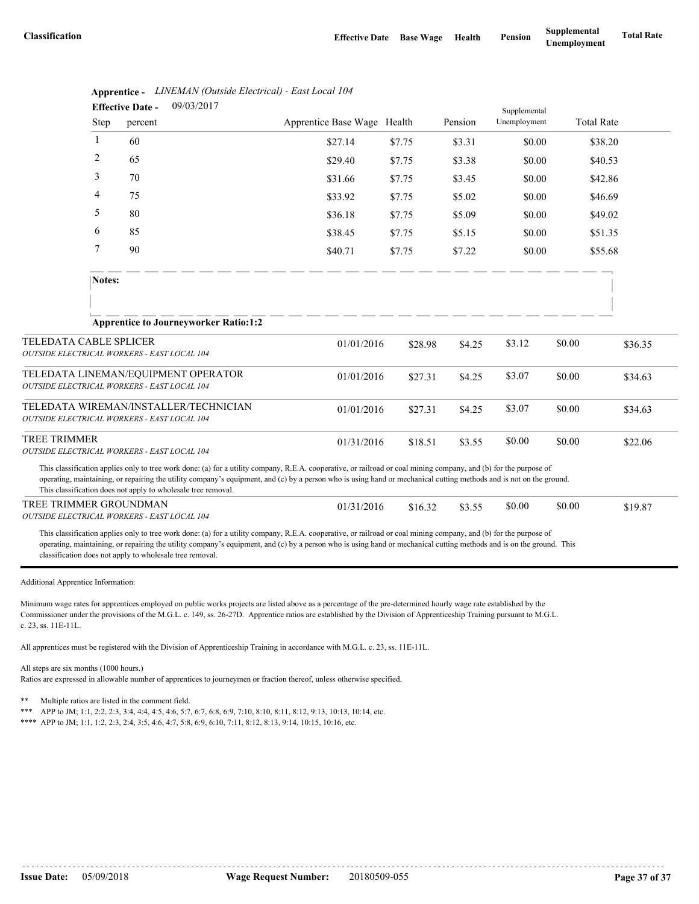| Classification | Effective Date | Base Wage | Health | Pension | Supplemental Unemployment | Total Rate |
|---|---|---|---|---|---|---|

**Apprentice -** *LINEMAN (Outside Electrical) - East Local 104*

**Effective Date -** 09/03/2017

| Step | percent | Apprentice Base Wage | Health | Pension | Supplemental Unemployment | Total Rate |
|---|---|---|---|---|---|---|
| 1 | 60 | $27.14 | $7.75 | $3.31 | $0.00 | $38.20 |
| 2 | 65 | $29.40 | $7.75 | $3.38 | $0.00 | $40.53 |
| 3 | 70 | $31.66 | $7.75 | $3.45 | $0.00 | $42.86 |
| 4 | 75 | $33.92 | $7.75 | $5.02 | $0.00 | $46.69 |
| 5 | 80 | $36.18 | $7.75 | $5.09 | $0.00 | $49.02 |
| 6 | 85 | $38.45 | $7.75 | $5.15 | $0.00 | $51.35 |
| 7 | 90 | $40.71 | $7.75 | $7.22 | $0.00 | $55.68 |

**Notes:**

**Apprentice to Journeyworker Ratio:1:2**

| Classification | Effective Date | Base Wage | Health | Pension | Supplemental Unemployment | Total Rate |
|---|---|---|---|---|---|---|
| TELEDATA CABLE SPLICER *OUTSIDE ELECTRICAL WORKERS - EAST LOCAL 104* | 01/01/2016 | $28.98 | $4.25 | $3.12 | $0.00 | $36.35 |
| TELEDATA LINEMAN/EQUIPMENT OPERATOR *OUTSIDE ELECTRICAL WORKERS - EAST LOCAL 104* | 01/01/2016 | $27.31 | $4.25 | $3.07 | $0.00 | $34.63 |
| TELEDATA WIREMAN/INSTALLER/TECHNICIAN *OUTSIDE ELECTRICAL WORKERS - EAST LOCAL 104* | 01/01/2016 | $27.31 | $4.25 | $3.07 | $0.00 | $34.63 |
| TREE TRIMMER *OUTSIDE ELECTRICAL WORKERS - EAST LOCAL 104* | 01/31/2016 | $18.51 | $3.55 | $0.00 | $0.00 | $22.06 |

This classification applies only to tree work done: (a) for a utility company, R.E.A. cooperative, or railroad or coal mining company, and (b) for the purpose of operating, maintaining, or repairing the utility company's equipment, and (c) by a person who is using hand or mechanical cutting methods and is not on the ground. This classification does not apply to wholesale tree removal.

| Classification | Effective Date | Base Wage | Health | Pension | Supplemental Unemployment | Total Rate |
|---|---|---|---|---|---|---|
| TREE TRIMMER GROUNDMAN *OUTSIDE ELECTRICAL WORKERS - EAST LOCAL 104* | 01/31/2016 | $16.32 | $3.55 | $0.00 | $0.00 | $19.87 |

This classification applies only to tree work done: (a) for a utility company, R.E.A. cooperative, or railroad or coal mining company, and (b) for the purpose of operating, maintaining, or repairing the utility company's equipment, and (c) by a person who is using hand or mechanical cutting methods and is on the ground. This classification does not apply to wholesale tree removal.

Additional Apprentice Information:

Minimum wage rates for apprentices employed on public works projects are listed above as a percentage of the pre-determined hourly wage rate established by the Commissioner under the provisions of the M.G.L. c. 149, ss. 26-27D. Apprentice ratios are established by the Division of Apprenticeship Training pursuant to M.G.L. c. 23, ss. 11E-11L.

All apprentices must be registered with the Division of Apprenticeship Training in accordance with M.G.L. c. 23, ss. 11E-11L.

All steps are six months (1000 hours.)
Ratios are expressed in allowable number of apprentices to journeymen or fraction thereof, unless otherwise specified.

** Multiple ratios are listed in the comment field.
*** APP to JM; 1:1, 2:2, 2:3, 3:4, 4:4, 4:5, 4:6, 5:7, 6:7, 6:8, 6:9, 7:10, 8:10, 8:11, 8:12, 9:13, 10:13, 10:14, etc.
**** APP to JM; 1:1, 1:2, 2:3, 2:4, 3:5, 4:6, 4:7, 5:8, 6:9, 6:10, 7:11, 8:12, 8:13, 9:14, 10:15, 10:16, etc.

**Issue Date:** 05/09/2018 **Wage Request Number:** 20180509-055